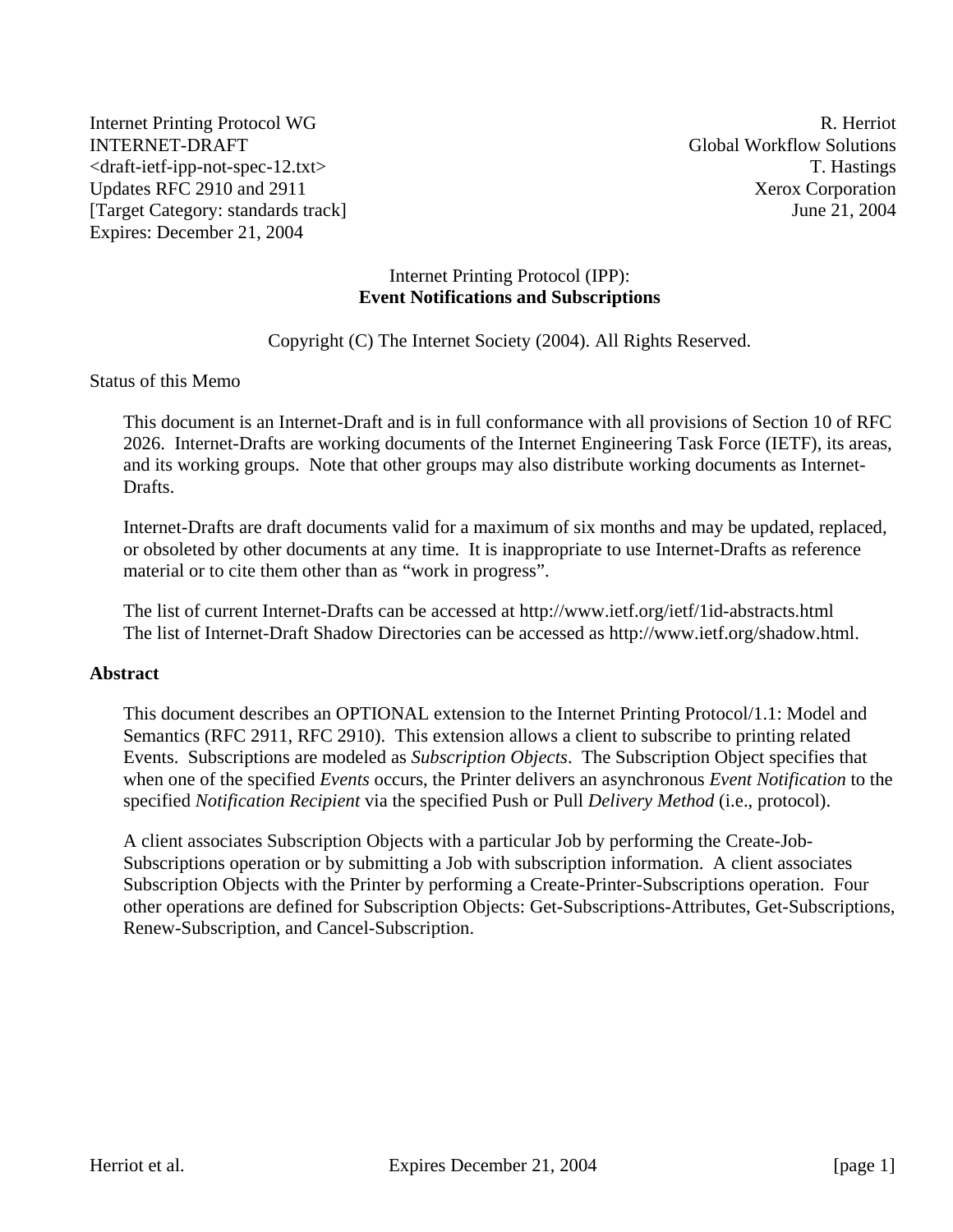Internet Printing Protocol WG  
INTERNET-DRAFT  
<draft-ietf-ipp-not-spec-12.txt>  
Updates RFC 2910 and 2911  
[Target Category: standards track]  
Expires: December 21, 2004

R. Herriot  
Global Workflow Solutions  
T. Hastings  
Xerox Corporation  
June 21, 2004

# Internet Printing Protocol (IPP): **Event Notifications and Subscriptions**

Copyright (C) The Internet Society (2004). All Rights Reserved.

Status of this Memo

This document is an Internet-Draft and is in full conformance with all provisions of Section 10 of RFC 2026. Internet-Drafts are working documents of the Internet Engineering Task Force (IETF), its areas, and its working groups. Note that other groups may also distribute working documents as Internet-Drafts.

Internet-Drafts are draft documents valid for a maximum of six months and may be updated, replaced, or obsoleted by other documents at any time. It is inappropriate to use Internet-Drafts as reference material or to cite them other than as "work in progress".

The list of current Internet-Drafts can be accessed at http://www.ietf.org/ietf/1id-abstracts.html  
The list of Internet-Draft Shadow Directories can be accessed as http://www.ietf.org/shadow.html.

## Abstract

This document describes an OPTIONAL extension to the Internet Printing Protocol/1.1: Model and Semantics (RFC 2911, RFC 2910). This extension allows a client to subscribe to printing related Events. Subscriptions are modeled as *Subscription Objects*. The Subscription Object specifies that when one of the specified *Events* occurs, the Printer delivers an asynchronous *Event Notification* to the specified *Notification Recipient* via the specified Push or Pull *Delivery Method* (i.e., protocol).

A client associates Subscription Objects with a particular Job by performing the Create-Job-Subscriptions operation or by submitting a Job with subscription information. A client associates Subscription Objects with the Printer by performing a Create-Printer-Subscriptions operation. Four other operations are defined for Subscription Objects: Get-Subscriptions-Attributes, Get-Subscriptions, Renew-Subscription, and Cancel-Subscription.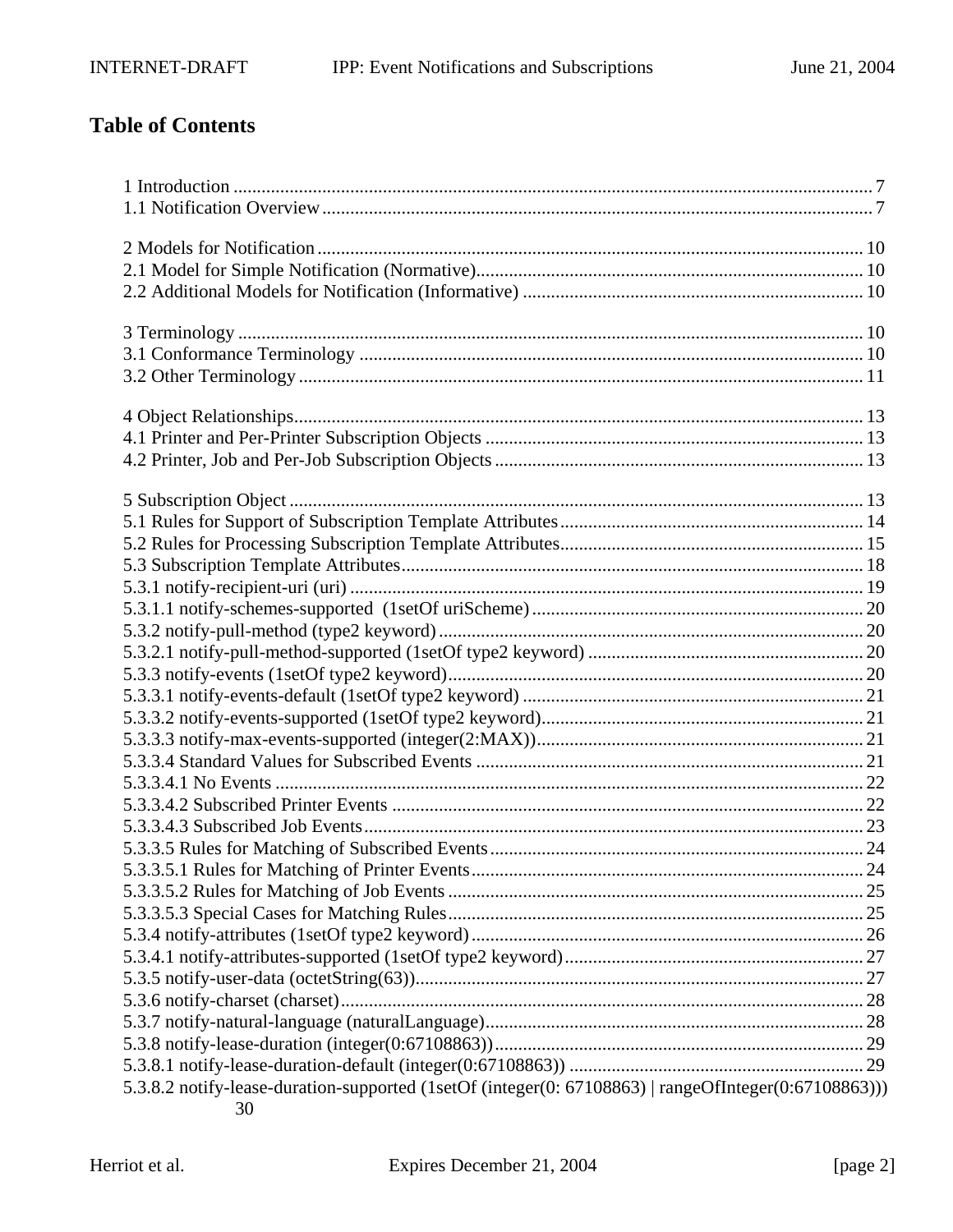## Table of Contents

1 Introduction ........................................................................................................................ 7
1.1 Notification Overview ..................................................................................................... 7

2 Models for Notification ..................................................................................................... 10
2.1 Model for Simple Notification (Normative)................................................................... 10
2.2 Additional Models for Notification (Informative) ......................................................... 10

3 Terminology ..................................................................................................................... 10
3.1 Conformance Terminology ........................................................................................... 10
3.2 Other Terminology ........................................................................................................ 11

4 Object Relationships......................................................................................................... 13
4.1 Printer and Per-Printer Subscription Objects ................................................................ 13
4.2 Printer, Job and Per-Job Subscription Objects .............................................................. 13

5 Subscription Object .......................................................................................................... 13
5.1 Rules for Support of Subscription Template Attributes................................................. 14
5.2 Rules for Processing Subscription Template Attributes................................................. 15
5.3 Subscription Template Attributes.................................................................................. 18
5.3.1 notify-recipient-uri (uri) ............................................................................................. 19
5.3.1.1 notify-schemes-supported (1setOf uriScheme) ...................................................... 20
5.3.2 notify-pull-method (type2 keyword) .......................................................................... 20
5.3.2.1 notify-pull-method-supported (1setOf type2 keyword) ........................................... 20
5.3.3 notify-events (1setOf type2 keyword)......................................................................... 20
5.3.3.1 notify-events-default (1setOf type2 keyword) ......................................................... 21
5.3.3.2 notify-events-supported (1setOf type2 keyword)..................................................... 21
5.3.3.3 notify-max-events-supported (integer(2:MAX))...................................................... 21
5.3.3.4 Standard Values for Subscribed Events .................................................................. 21
5.3.3.4.1 No Events ............................................................................................................ 22
5.3.3.4.2 Subscribed Printer Events .................................................................................... 22
5.3.3.4.3 Subscribed Job Events.......................................................................................... 23
5.3.3.5 Rules for Matching of Subscribed Events ................................................................ 24
5.3.3.5.1 Rules for Matching of Printer Events.................................................................... 24
5.3.3.5.2 Rules for Matching of Job Events ......................................................................... 25
5.3.3.5.3 Special Cases for Matching Rules......................................................................... 25
5.3.4 notify-attributes (1setOf type2 keyword) .................................................................... 26
5.3.4.1 notify-attributes-supported (1setOf type2 keyword)................................................ 27
5.3.5 notify-user-data (octetString(63))............................................................................... 27
5.3.6 notify-charset (charset)............................................................................................... 28
5.3.7 notify-natural-language (naturalLanguage)................................................................ 28
5.3.8 notify-lease-duration (integer(0:67108863))............................................................... 29
5.3.8.1 notify-lease-duration-default (integer(0:67108863)) ............................................... 29
5.3.8.2 notify-lease-duration-supported (1setOf (integer(0: 67108863) | rangeOfInteger(0:67108863))) 30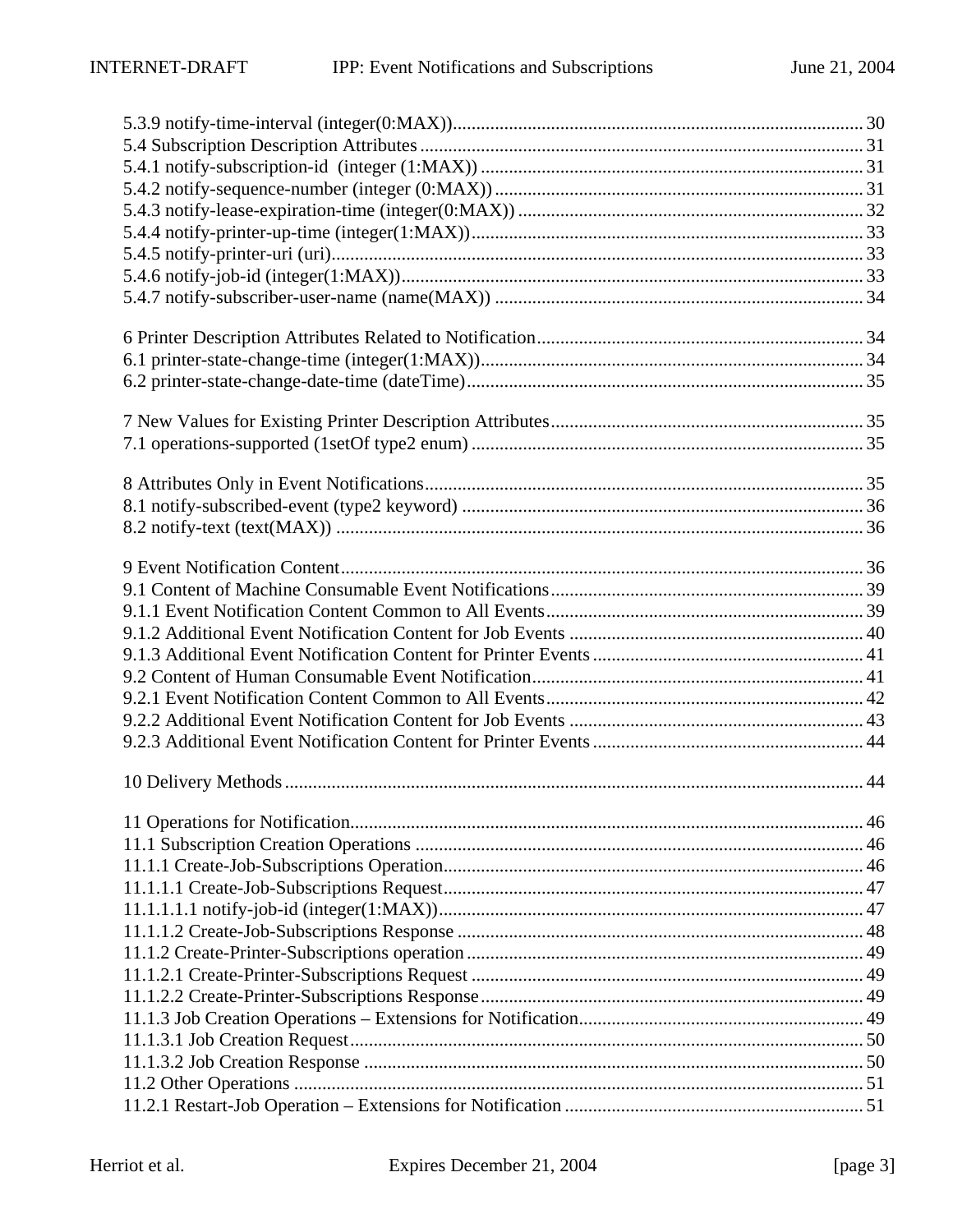5.3.9 notify-time-interval (integer(0:MAX)).......................................................................................... 30
5.4 Subscription Description Attributes................................................................................................ 31
5.4.1 notify-subscription-id (integer (1:MAX)) .................................................................................. 31
5.4.2 notify-sequence-number (integer (0:MAX)) ............................................................................... 31
5.4.3 notify-lease-expiration-time (integer(0:MAX)) .......................................................................... 32
5.4.4 notify-printer-up-time (integer(1:MAX))................................................................................... 33
5.4.5 notify-printer-uri (uri)................................................................................................................. 33
5.4.6 notify-job-id (integer(1:MAX))................................................................................................... 33
5.4.7 notify-subscriber-user-name (name(MAX)) ............................................................................... 34

6 Printer Description Attributes Related to Notification...................................................................... 34
6.1 printer-state-change-time (integer(1:MAX))................................................................................... 34
6.2 printer-state-change-date-time (dateTime)..................................................................................... 35

7 New Values for Existing Printer Description Attributes................................................................... 35
7.1 operations-supported (1setOf type2 enum) .................................................................................... 35

8 Attributes Only in Event Notifications.............................................................................................. 35
8.1 notify-subscribed-event (type2 keyword) ...................................................................................... 36
8.2 notify-text (text(MAX)) ................................................................................................................. 36

9 Event Notification Content................................................................................................................ 36
9.1 Content of Machine Consumable Event Notifications................................................................... 39
9.1.1 Event Notification Content Common to All Events.................................................................... 39
9.1.2 Additional Event Notification Content for Job Events ............................................................... 40
9.1.3 Additional Event Notification Content for Printer Events .......................................................... 41
9.2 Content of Human Consumable Event Notification....................................................................... 41
9.2.1 Event Notification Content Common to All Events.................................................................... 42
9.2.2 Additional Event Notification Content for Job Events ............................................................... 43
9.2.3 Additional Event Notification Content for Printer Events .......................................................... 44

10 Delivery Methods............................................................................................................................ 44

11 Operations for Notification.............................................................................................................. 46
11.1 Subscription Creation Operations ................................................................................................ 46
11.1.1 Create-Job-Subscriptions Operation.......................................................................................... 46
11.1.1.1 Create-Job-Subscriptions Request.......................................................................................... 47
11.1.1.1.1 notify-job-id (integer(1:MAX))........................................................................................... 47
11.1.1.2 Create-Job-Subscriptions Response ....................................................................................... 48
11.1.2 Create-Printer-Subscriptions operation ..................................................................................... 49
11.1.2.1 Create-Printer-Subscriptions Request .................................................................................... 49
11.1.2.2 Create-Printer-Subscriptions Response.................................................................................. 49
11.1.3 Job Creation Operations – Extensions for Notification............................................................. 49
11.1.3.1 Job Creation Request.............................................................................................................. 50
11.1.3.2 Job Creation Response ........................................................................................................... 50
11.2 Other Operations .......................................................................................................................... 51
11.2.1 Restart-Job Operation – Extensions for Notification ................................................................ 51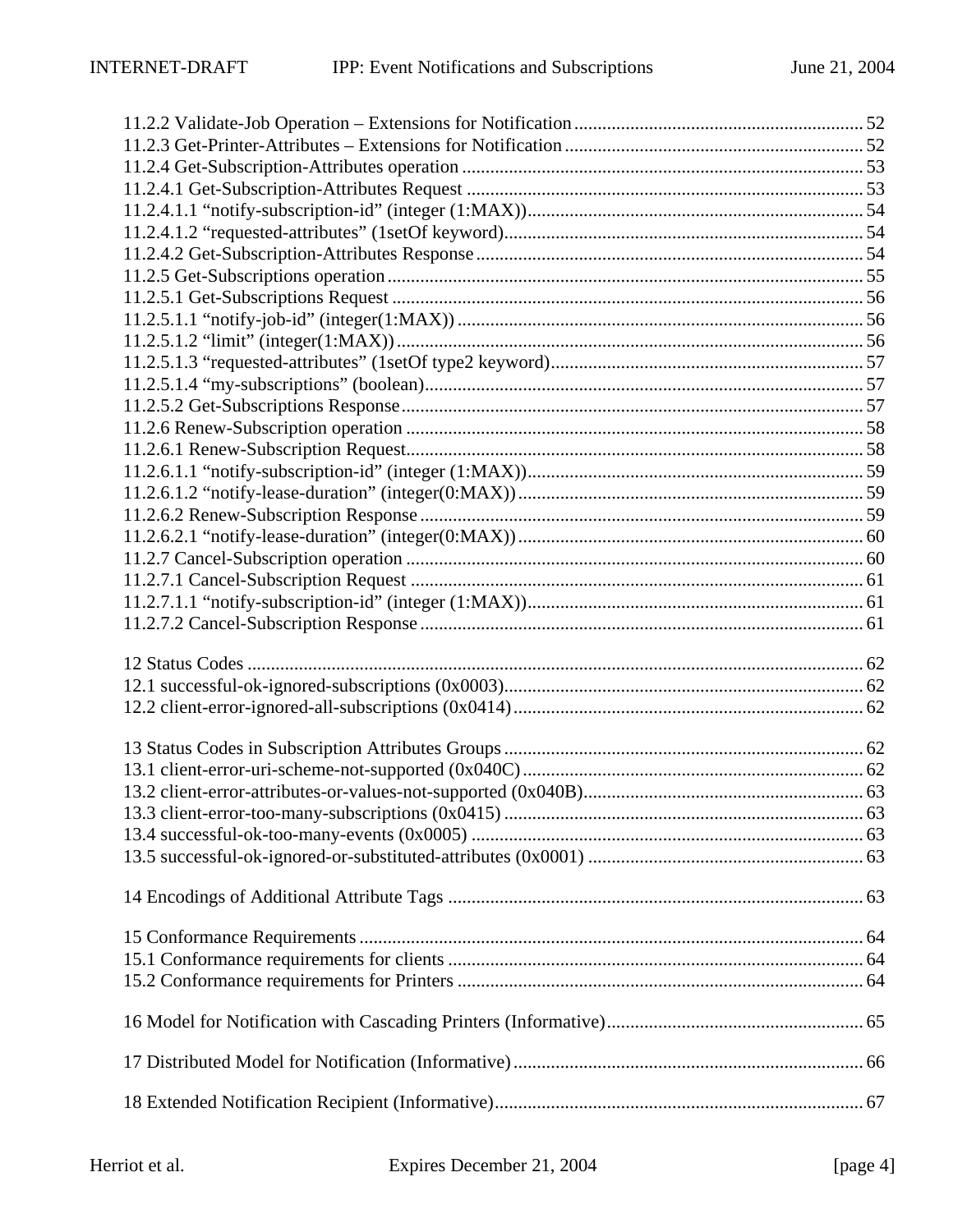11.2.2 Validate-Job Operation – Extensions for Notification ........ 52
11.2.3 Get-Printer-Attributes – Extensions for Notification ........ 52
11.2.4 Get-Subscription-Attributes operation ........ 53
11.2.4.1 Get-Subscription-Attributes Request ........ 53
11.2.4.1.1 “notify-subscription-id” (integer (1:MAX)) ........ 54
11.2.4.1.2 “requested-attributes” (1setOf keyword) ........ 54
11.2.4.2 Get-Subscription-Attributes Response ........ 54
11.2.5 Get-Subscriptions operation ........ 55
11.2.5.1 Get-Subscriptions Request ........ 56
11.2.5.1.1 “notify-job-id” (integer(1:MAX)) ........ 56
11.2.5.1.2 “limit” (integer(1:MAX)) ........ 56
11.2.5.1.3 “requested-attributes” (1setOf type2 keyword) ........ 57
11.2.5.1.4 “my-subscriptions” (boolean) ........ 57
11.2.5.2 Get-Subscriptions Response ........ 57
11.2.6 Renew-Subscription operation ........ 58
11.2.6.1 Renew-Subscription Request ........ 58
11.2.6.1.1 “notify-subscription-id” (integer (1:MAX)) ........ 59
11.2.6.1.2 “notify-lease-duration” (integer(0:MAX)) ........ 59
11.2.6.2 Renew-Subscription Response ........ 59
11.2.6.2.1 “notify-lease-duration” (integer(0:MAX)) ........ 60
11.2.7 Cancel-Subscription operation ........ 60
11.2.7.1 Cancel-Subscription Request ........ 61
11.2.7.1.1 “notify-subscription-id” (integer (1:MAX)) ........ 61
11.2.7.2 Cancel-Subscription Response ........ 61

12 Status Codes ........ 62
12.1 successful-ok-ignored-subscriptions (0x0003) ........ 62
12.2 client-error-ignored-all-subscriptions (0x0414) ........ 62

13 Status Codes in Subscription Attributes Groups ........ 62
13.1 client-error-uri-scheme-not-supported (0x040C) ........ 62
13.2 client-error-attributes-or-values-not-supported (0x040B) ........ 63
13.3 client-error-too-many-subscriptions (0x0415) ........ 63
13.4 successful-ok-too-many-events (0x0005) ........ 63
13.5 successful-ok-ignored-or-substituted-attributes (0x0001) ........ 63

14 Encodings of Additional Attribute Tags ........ 63

15 Conformance Requirements ........ 64
15.1 Conformance requirements for clients ........ 64
15.2 Conformance requirements for Printers ........ 64

16 Model for Notification with Cascading Printers (Informative) ........ 65

17 Distributed Model for Notification (Informative) ........ 66

18 Extended Notification Recipient (Informative) ........ 67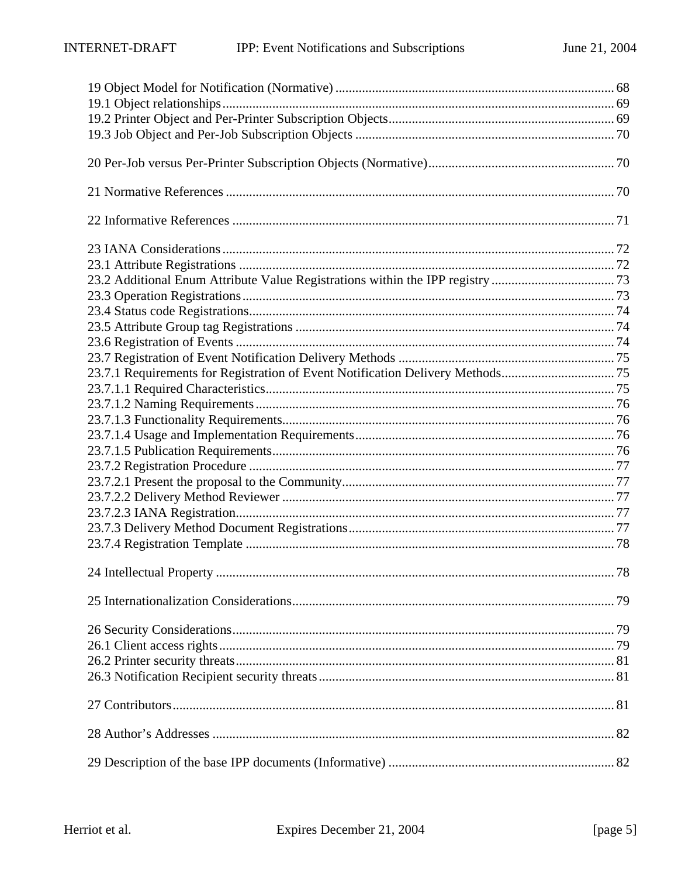19 Object Model for Notification (Normative) ........................................................................................ 68
19.1 Object relationships ........................................................................................................................ 69
19.2 Printer Object and Per-Printer Subscription Objects ..................................................................... 69
19.3 Job Object and Per-Job Subscription Objects ................................................................................ 70

20 Per-Job versus Per-Printer Subscription Objects (Normative) .......................................................... 70

21 Normative References ....................................................................................................................... 70

22 Informative References ..................................................................................................................... 71

23 IANA Considerations ........................................................................................................................ 72
23.1 Attribute Registrations ................................................................................................................... 72
23.2 Additional Enum Attribute Value Registrations within the IPP registry ....................................... 73
23.3 Operation Registrations .................................................................................................................. 73
23.4 Status code Registrations ................................................................................................................ 74
23.5 Attribute Group tag Registrations .................................................................................................. 74
23.6 Registration of Events .................................................................................................................... 74
23.7 Registration of Event Notification Delivery Methods .................................................................... 75
23.7.1 Requirements for Registration of Event Notification Delivery Methods .................................... 75
23.7.1.1 Required Characteristics ........................................................................................................... 75
23.7.1.2 Naming Requirements ............................................................................................................... 76
23.7.1.3 Functionality Requirements ...................................................................................................... 76
23.7.1.4 Usage and Implementation Requirements ................................................................................ 76
23.7.1.5 Publication Requirements ......................................................................................................... 76
23.7.2 Registration Procedure ................................................................................................................ 77
23.7.2.1 Present the proposal to the Community .................................................................................... 77
23.7.2.2 Delivery Method Reviewer ....................................................................................................... 77
23.7.2.3 IANA Registration .................................................................................................................... 77
23.7.3 Delivery Method Document Registrations .................................................................................. 77
23.7.4 Registration Template ................................................................................................................. 78

24 Intellectual Property .......................................................................................................................... 78

25 Internationalization Considerations ................................................................................................... 79

26 Security Considerations ..................................................................................................................... 79
26.1 Client access rights ......................................................................................................................... 79
26.2 Printer security threats .................................................................................................................... 81
26.3 Notification Recipient security threats ........................................................................................... 81

27 Contributors ....................................................................................................................................... 81

28 Author's Addresses ........................................................................................................................... 82

29 Description of the base IPP documents (Informative) ...................................................................... 82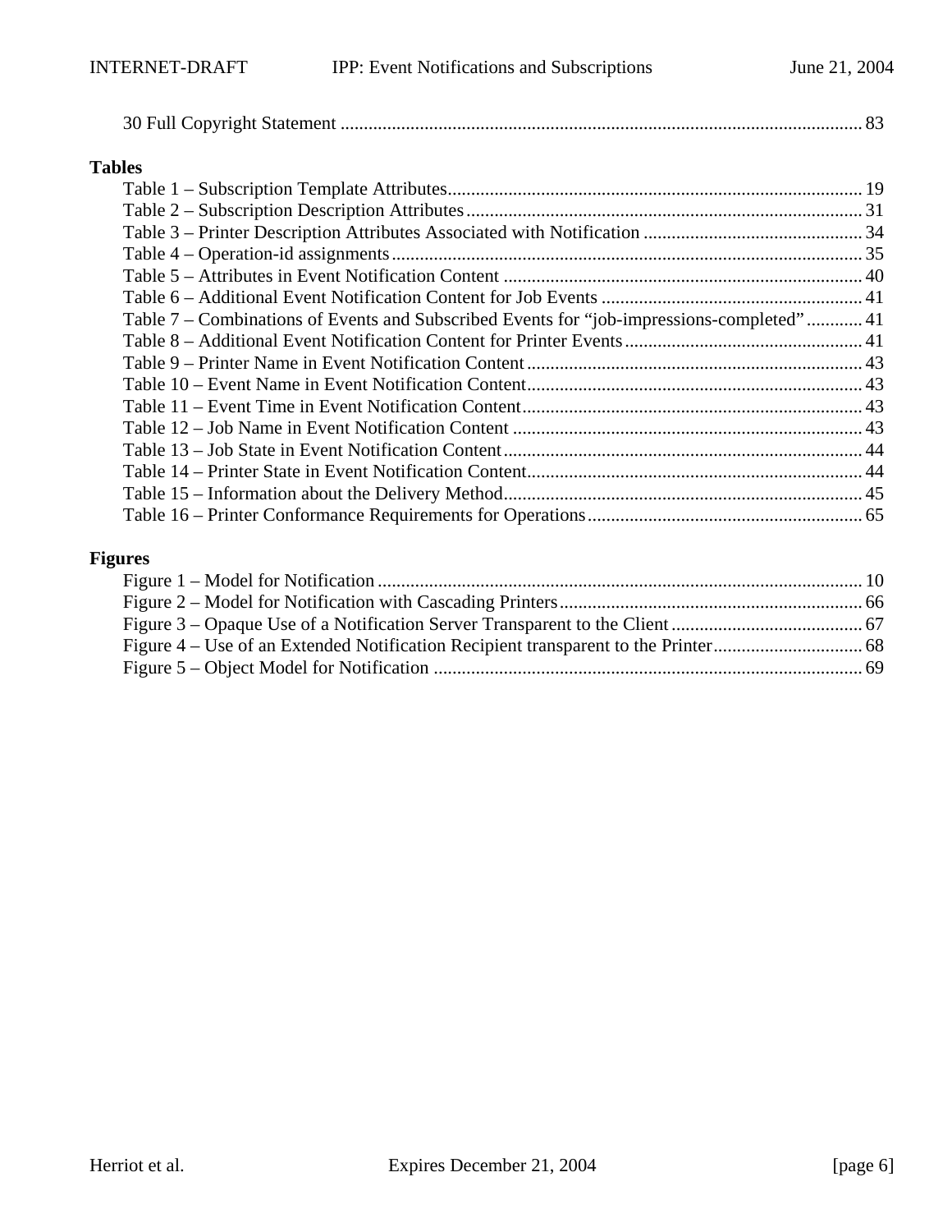30 Full Copyright Statement ............................................................................................................... 83

**Tables**

Table 1 – Subscription Template Attributes......................................................................................... 19
Table 2 – Subscription Description Attributes..................................................................................... 31
Table 3 – Printer Description Attributes Associated with Notification ............................................... 34
Table 4 – Operation-id assignments..................................................................................................... 35
Table 5 – Attributes in Event Notification Content ............................................................................. 40
Table 6 – Additional Event Notification Content for Job Events ......................................................... 41
Table 7 – Combinations of Events and Subscribed Events for "job-impressions-completed" ............ 41
Table 8 – Additional Event Notification Content for Printer Events................................................... 41
Table 9 – Printer Name in Event Notification Content......................................................................... 43
Table 10 – Event Name in Event Notification Content......................................................................... 43
Table 11 – Event Time in Event Notification Content.......................................................................... 43
Table 12 – Job Name in Event Notification Content ............................................................................ 43
Table 13 – Job State in Event Notification Content.............................................................................. 44
Table 14 – Printer State in Event Notification Content......................................................................... 44
Table 15 – Information about the Delivery Method.............................................................................. 45
Table 16 – Printer Conformance Requirements for Operations............................................................ 65

**Figures**

Figure 1 – Model for Notification ........................................................................................................ 10
Figure 2 – Model for Notification with Cascading Printers.................................................................. 66
Figure 3 – Opaque Use of a Notification Server Transparent to the Client .......................................... 67
Figure 4 – Use of an Extended Notification Recipient transparent to the Printer................................. 68
Figure 5 – Object Model for Notification ............................................................................................. 69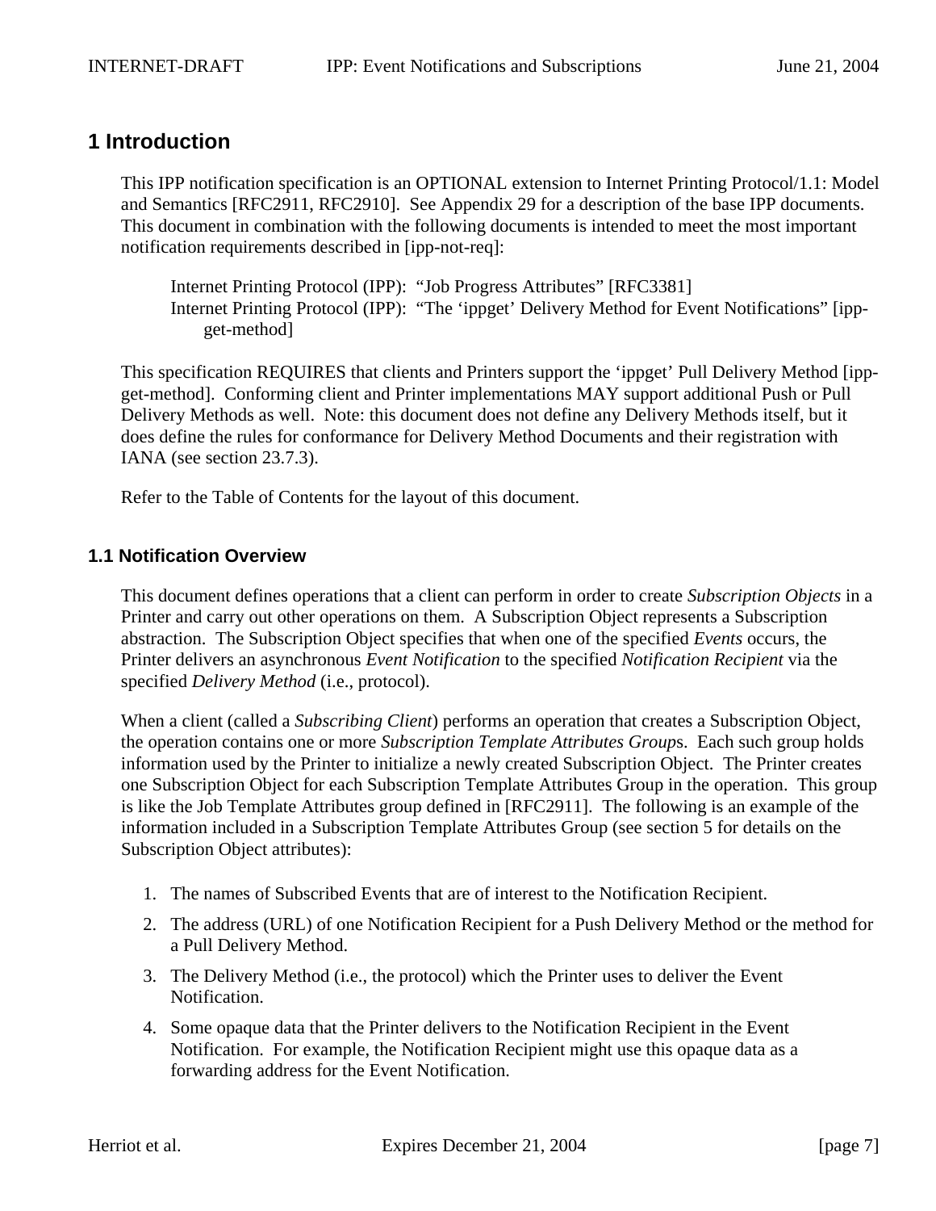# 1 Introduction

This IPP notification specification is an OPTIONAL extension to Internet Printing Protocol/1.1: Model and Semantics [RFC2911, RFC2910]. See Appendix 29 for a description of the base IPP documents. This document in combination with the following documents is intended to meet the most important notification requirements described in [ipp-not-req]:

> Internet Printing Protocol (IPP): "Job Progress Attributes" [RFC3381]
> Internet Printing Protocol (IPP): "The 'ippget' Delivery Method for Event Notifications" [ipp-get-method]

This specification REQUIRES that clients and Printers support the 'ippget' Pull Delivery Method [ipp-get-method]. Conforming client and Printer implementations MAY support additional Push or Pull Delivery Methods as well. Note: this document does not define any Delivery Methods itself, but it does define the rules for conformance for Delivery Method Documents and their registration with IANA (see section 23.7.3).

Refer to the Table of Contents for the layout of this document.

## 1.1 Notification Overview

This document defines operations that a client can perform in order to create *Subscription Objects* in a Printer and carry out other operations on them. A Subscription Object represents a Subscription abstraction. The Subscription Object specifies that when one of the specified *Events* occurs, the Printer delivers an asynchronous *Event Notification* to the specified *Notification Recipient* via the specified *Delivery Method* (i.e., protocol).

When a client (called a *Subscribing Client*) performs an operation that creates a Subscription Object, the operation contains one or more *Subscription Template Attributes Group*s. Each such group holds information used by the Printer to initialize a newly created Subscription Object. The Printer creates one Subscription Object for each Subscription Template Attributes Group in the operation. This group is like the Job Template Attributes group defined in [RFC2911]. The following is an example of the information included in a Subscription Template Attributes Group (see section 5 for details on the Subscription Object attributes):

1. The names of Subscribed Events that are of interest to the Notification Recipient.
2. The address (URL) of one Notification Recipient for a Push Delivery Method or the method for a Pull Delivery Method.
3. The Delivery Method (i.e., the protocol) which the Printer uses to deliver the Event Notification.
4. Some opaque data that the Printer delivers to the Notification Recipient in the Event Notification. For example, the Notification Recipient might use this opaque data as a forwarding address for the Event Notification.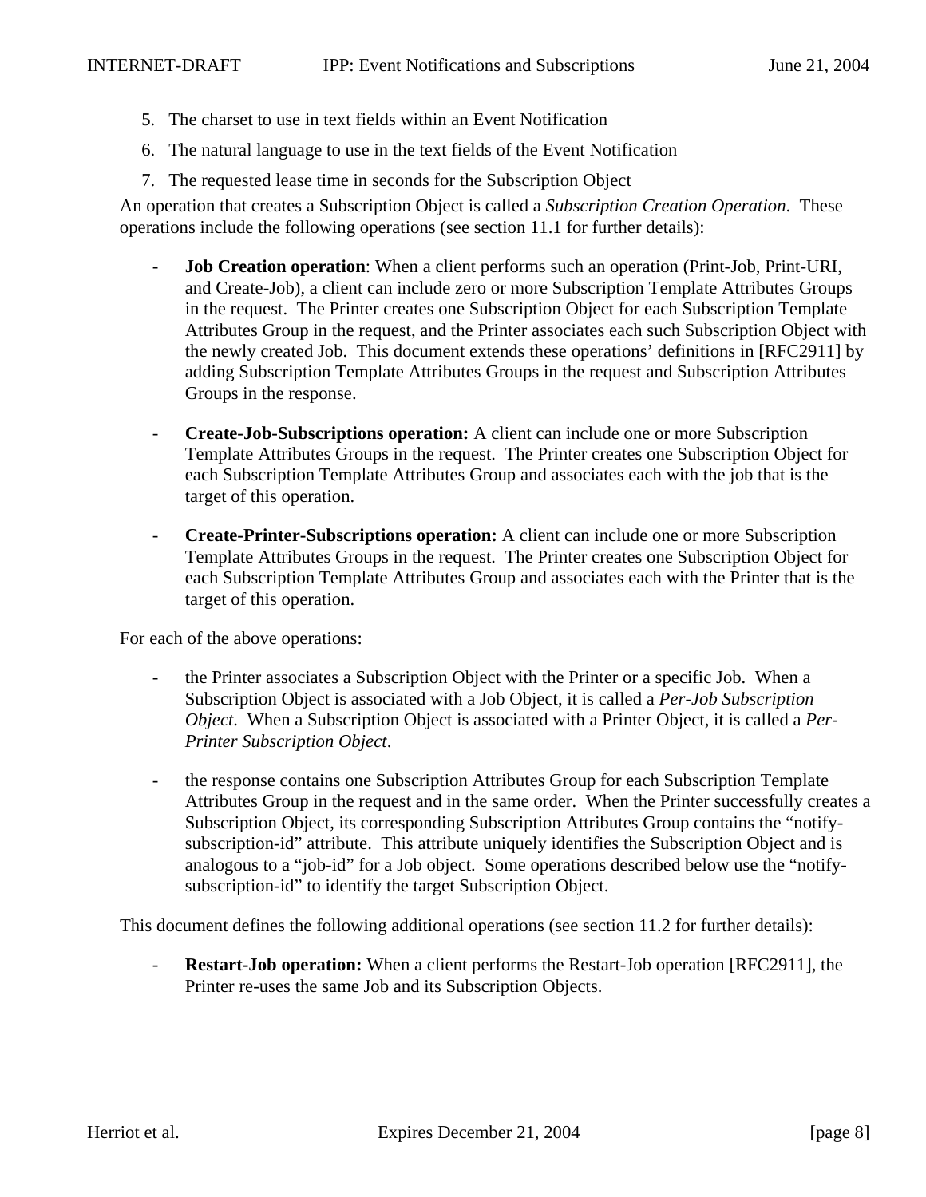5. The charset to use in text fields within an Event Notification
6. The natural language to use in the text fields of the Event Notification
7. The requested lease time in seconds for the Subscription Object

An operation that creates a Subscription Object is called a *Subscription Creation Operation*. These operations include the following operations (see section 11.1 for further details):

- **Job Creation operation**: When a client performs such an operation (Print-Job, Print-URI, and Create-Job), a client can include zero or more Subscription Template Attributes Groups in the request. The Printer creates one Subscription Object for each Subscription Template Attributes Group in the request, and the Printer associates each such Subscription Object with the newly created Job. This document extends these operations' definitions in [RFC2911] by adding Subscription Template Attributes Groups in the request and Subscription Attributes Groups in the response.

- **Create-Job-Subscriptions operation:** A client can include one or more Subscription Template Attributes Groups in the request. The Printer creates one Subscription Object for each Subscription Template Attributes Group and associates each with the job that is the target of this operation.

- **Create-Printer-Subscriptions operation:** A client can include one or more Subscription Template Attributes Groups in the request. The Printer creates one Subscription Object for each Subscription Template Attributes Group and associates each with the Printer that is the target of this operation.

For each of the above operations:

- the Printer associates a Subscription Object with the Printer or a specific Job. When a Subscription Object is associated with a Job Object, it is called a *Per-Job Subscription Object*. When a Subscription Object is associated with a Printer Object, it is called a *Per-Printer Subscription Object*.

- the response contains one Subscription Attributes Group for each Subscription Template Attributes Group in the request and in the same order. When the Printer successfully creates a Subscription Object, its corresponding Subscription Attributes Group contains the "notify-subscription-id" attribute. This attribute uniquely identifies the Subscription Object and is analogous to a "job-id" for a Job object. Some operations described below use the "notify-subscription-id" to identify the target Subscription Object.

This document defines the following additional operations (see section 11.2 for further details):

- **Restart-Job operation:** When a client performs the Restart-Job operation [RFC2911], the Printer re-uses the same Job and its Subscription Objects.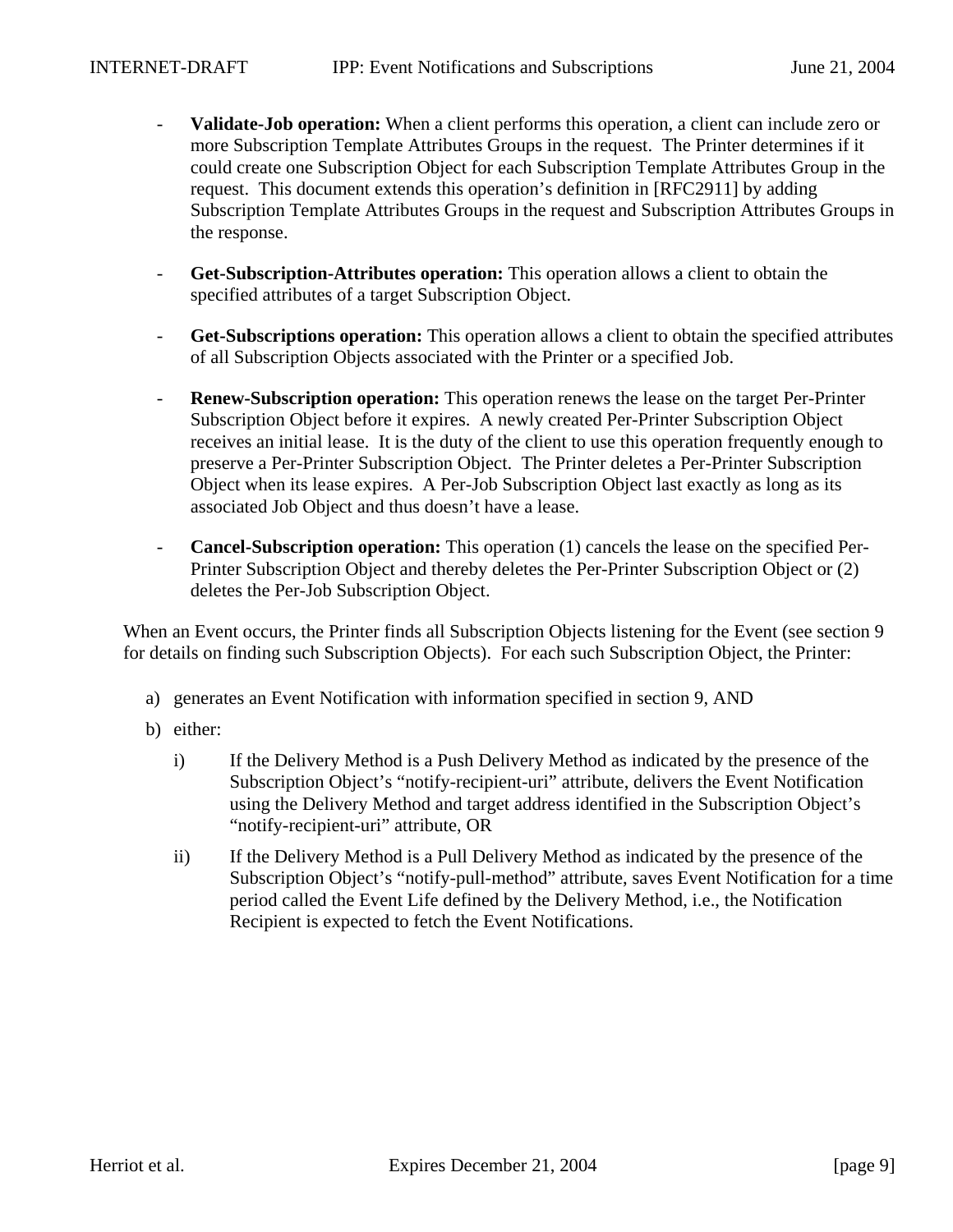- **Validate-Job operation:** When a client performs this operation, a client can include zero or more Subscription Template Attributes Groups in the request. The Printer determines if it could create one Subscription Object for each Subscription Template Attributes Group in the request. This document extends this operation's definition in [RFC2911] by adding Subscription Template Attributes Groups in the request and Subscription Attributes Groups in the response.

- **Get-Subscription-Attributes operation:** This operation allows a client to obtain the specified attributes of a target Subscription Object.

- **Get-Subscriptions operation:** This operation allows a client to obtain the specified attributes of all Subscription Objects associated with the Printer or a specified Job.

- **Renew-Subscription operation:** This operation renews the lease on the target Per-Printer Subscription Object before it expires. A newly created Per-Printer Subscription Object receives an initial lease. It is the duty of the client to use this operation frequently enough to preserve a Per-Printer Subscription Object. The Printer deletes a Per-Printer Subscription Object when its lease expires. A Per-Job Subscription Object last exactly as long as its associated Job Object and thus doesn't have a lease.

- **Cancel-Subscription operation:** This operation (1) cancels the lease on the specified Per-Printer Subscription Object and thereby deletes the Per-Printer Subscription Object or (2) deletes the Per-Job Subscription Object.

When an Event occurs, the Printer finds all Subscription Objects listening for the Event (see section 9 for details on finding such Subscription Objects). For each such Subscription Object, the Printer:

a) generates an Event Notification with information specified in section 9, AND

b) either:

   i) If the Delivery Method is a Push Delivery Method as indicated by the presence of the Subscription Object's "notify-recipient-uri" attribute, delivers the Event Notification using the Delivery Method and target address identified in the Subscription Object's "notify-recipient-uri" attribute, OR

   ii) If the Delivery Method is a Pull Delivery Method as indicated by the presence of the Subscription Object's "notify-pull-method" attribute, saves Event Notification for a time period called the Event Life defined by the Delivery Method, i.e., the Notification Recipient is expected to fetch the Event Notifications.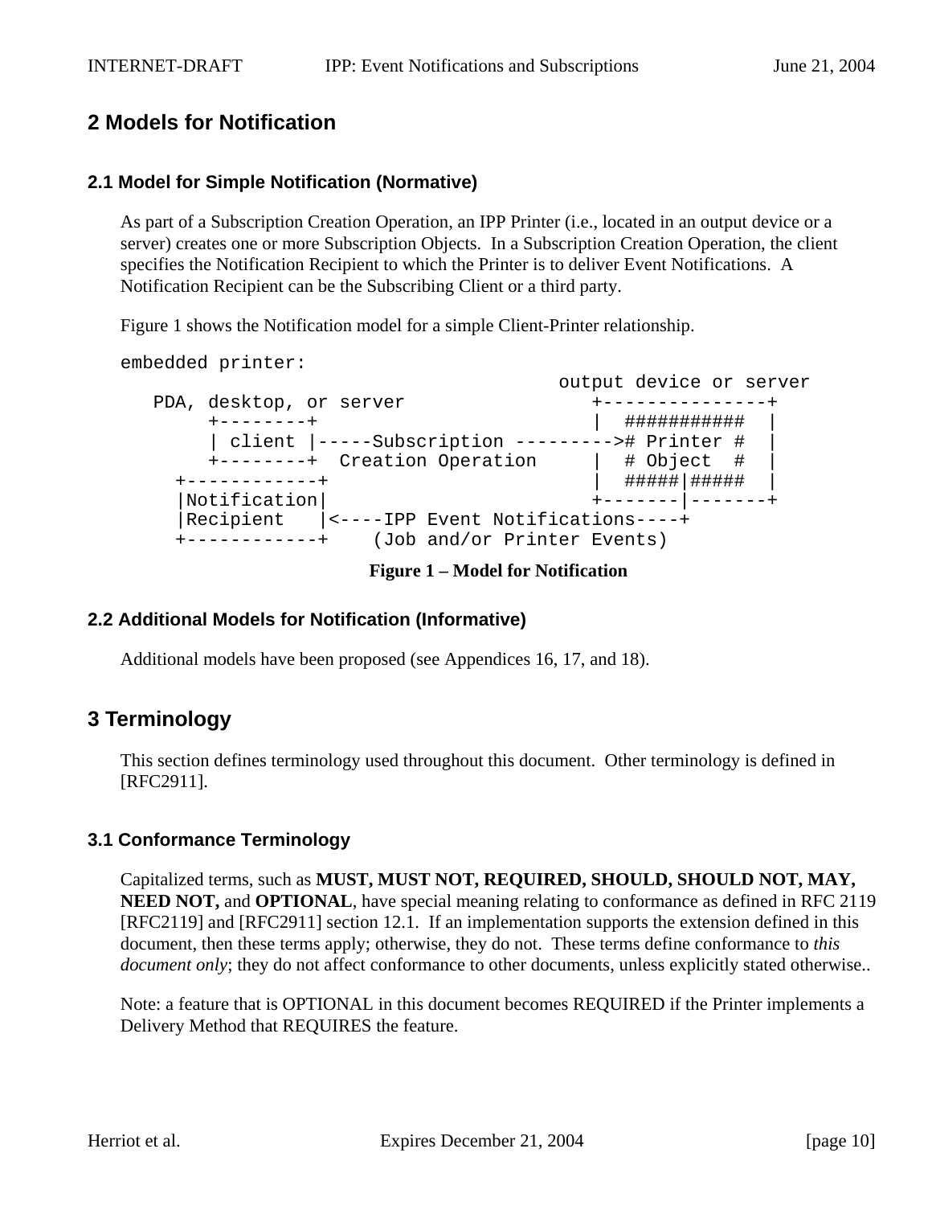## 2 Models for Notification

### 2.1 Model for Simple Notification (Normative)

As part of a Subscription Creation Operation, an IPP Printer (i.e., located in an output device or a server) creates one or more Subscription Objects. In a Subscription Creation Operation, the client specifies the Notification Recipient to which the Printer is to deliver Event Notifications. A Notification Recipient can be the Subscribing Client or a third party.

Figure 1 shows the Notification model for a simple Client-Printer relationship.

```
embedded printer:
                                             output device or server
   PDA, desktop, or server                 +---------------+
        +--------+                         |  ###########  |
        | client |-----Subscription --------># Printer #  |
        +--------+  Creation Operation     |  # Object  #  |
     +------------+                        |  #####|#####  |
     |Notification|                        +-------|-------+
     |Recipient   |<----IPP Event Notifications----+
     +------------+    (Job and/or Printer Events)
```

**Figure 1 – Model for Notification**

### 2.2 Additional Models for Notification (Informative)

Additional models have been proposed (see Appendices 16, 17, and 18).

## 3 Terminology

This section defines terminology used throughout this document. Other terminology is defined in [RFC2911].

### 3.1 Conformance Terminology

Capitalized terms, such as **MUST, MUST NOT, REQUIRED, SHOULD, SHOULD NOT, MAY, NEED NOT,** and **OPTIONAL**, have special meaning relating to conformance as defined in RFC 2119 [RFC2119] and [RFC2911] section 12.1. If an implementation supports the extension defined in this document, then these terms apply; otherwise, they do not. These terms define conformance to *this document only*; they do not affect conformance to other documents, unless explicitly stated otherwise..

Note: a feature that is OPTIONAL in this document becomes REQUIRED if the Printer implements a Delivery Method that REQUIRES the feature.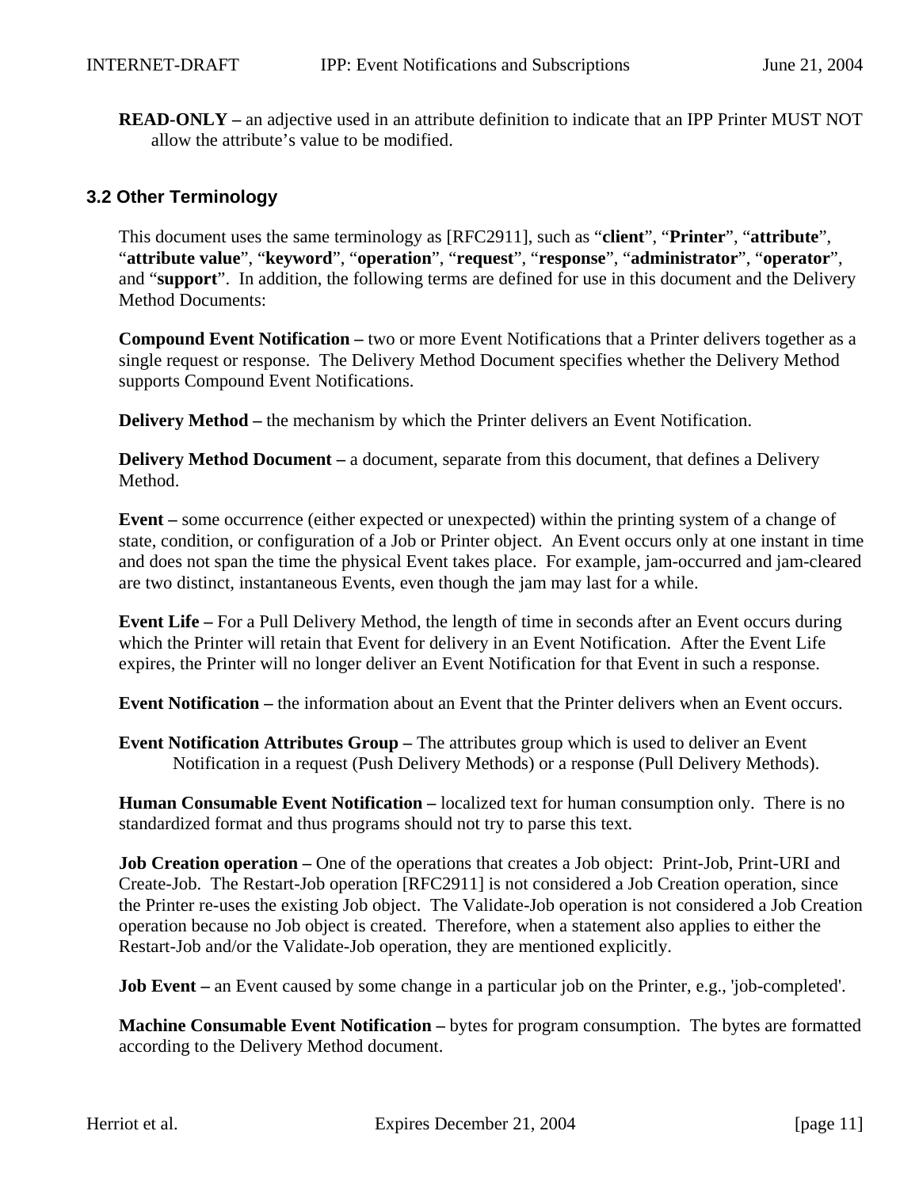**READ-ONLY –** an adjective used in an attribute definition to indicate that an IPP Printer MUST NOT allow the attribute's value to be modified.

### 3.2 Other Terminology

This document uses the same terminology as [RFC2911], such as "**client**", "**Printer**", "**attribute**", "**attribute value**", "**keyword**", "**operation**", "**request**", "**response**", "**administrator**", "**operator**", and "**support**". In addition, the following terms are defined for use in this document and the Delivery Method Documents:

**Compound Event Notification –** two or more Event Notifications that a Printer delivers together as a single request or response. The Delivery Method Document specifies whether the Delivery Method supports Compound Event Notifications.

**Delivery Method –** the mechanism by which the Printer delivers an Event Notification.

**Delivery Method Document –** a document, separate from this document, that defines a Delivery Method.

**Event –** some occurrence (either expected or unexpected) within the printing system of a change of state, condition, or configuration of a Job or Printer object. An Event occurs only at one instant in time and does not span the time the physical Event takes place. For example, jam-occurred and jam-cleared are two distinct, instantaneous Events, even though the jam may last for a while.

**Event Life –** For a Pull Delivery Method, the length of time in seconds after an Event occurs during which the Printer will retain that Event for delivery in an Event Notification. After the Event Life expires, the Printer will no longer deliver an Event Notification for that Event in such a response.

**Event Notification –** the information about an Event that the Printer delivers when an Event occurs.

**Event Notification Attributes Group –** The attributes group which is used to deliver an Event Notification in a request (Push Delivery Methods) or a response (Pull Delivery Methods).

**Human Consumable Event Notification –** localized text for human consumption only. There is no standardized format and thus programs should not try to parse this text.

**Job Creation operation –** One of the operations that creates a Job object: Print-Job, Print-URI and Create-Job. The Restart-Job operation [RFC2911] is not considered a Job Creation operation, since the Printer re-uses the existing Job object. The Validate-Job operation is not considered a Job Creation operation because no Job object is created. Therefore, when a statement also applies to either the Restart-Job and/or the Validate-Job operation, they are mentioned explicitly.

**Job Event –** an Event caused by some change in a particular job on the Printer, e.g., 'job-completed'.

**Machine Consumable Event Notification –** bytes for program consumption. The bytes are formatted according to the Delivery Method document.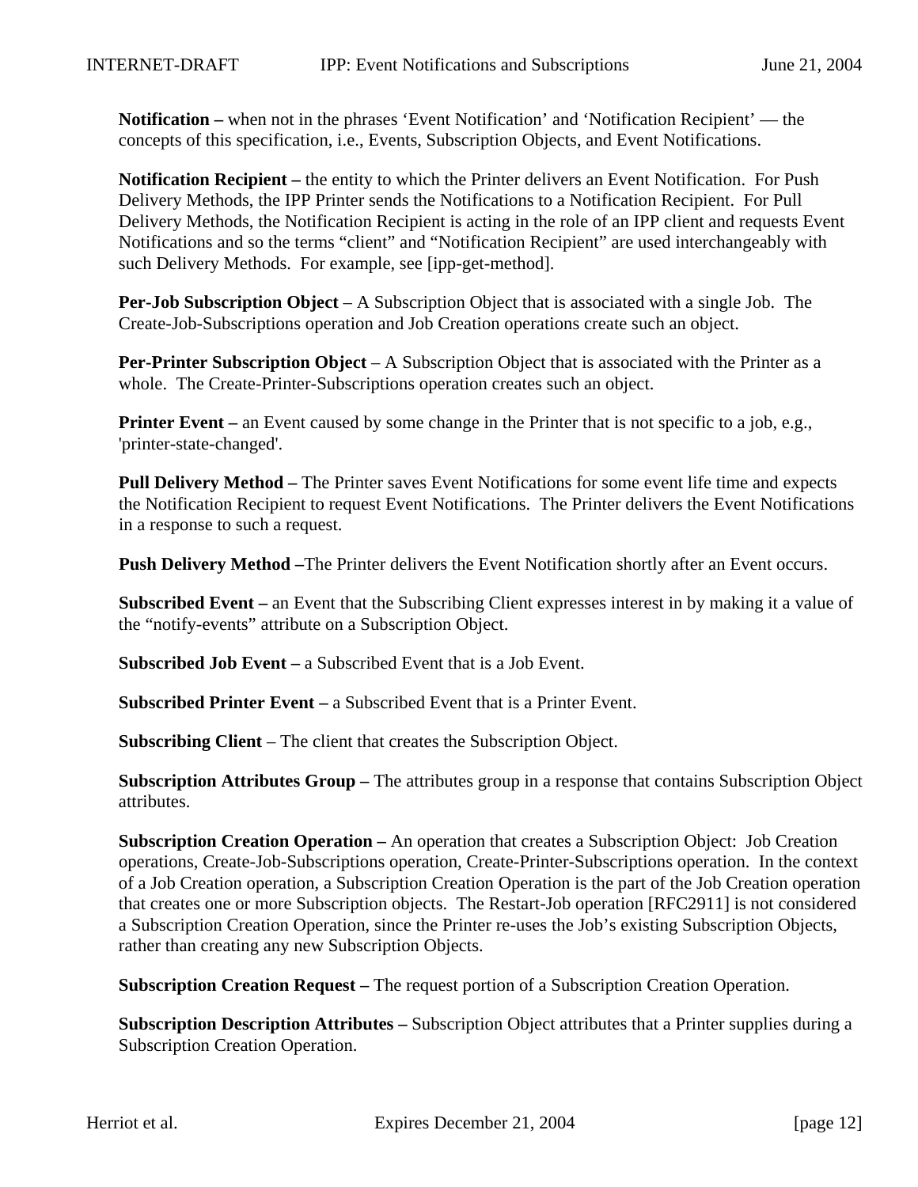**Notification –** when not in the phrases 'Event Notification' and 'Notification Recipient' — the concepts of this specification, i.e., Events, Subscription Objects, and Event Notifications.

**Notification Recipient –** the entity to which the Printer delivers an Event Notification. For Push Delivery Methods, the IPP Printer sends the Notifications to a Notification Recipient. For Pull Delivery Methods, the Notification Recipient is acting in the role of an IPP client and requests Event Notifications and so the terms "client" and "Notification Recipient" are used interchangeably with such Delivery Methods. For example, see [ipp-get-method].

**Per-Job Subscription Object** – A Subscription Object that is associated with a single Job. The Create-Job-Subscriptions operation and Job Creation operations create such an object.

**Per-Printer Subscription Object** – A Subscription Object that is associated with the Printer as a whole. The Create-Printer-Subscriptions operation creates such an object.

**Printer Event –** an Event caused by some change in the Printer that is not specific to a job, e.g., 'printer-state-changed'.

**Pull Delivery Method –** The Printer saves Event Notifications for some event life time and expects the Notification Recipient to request Event Notifications. The Printer delivers the Event Notifications in a response to such a request.

**Push Delivery Method –**The Printer delivers the Event Notification shortly after an Event occurs.

**Subscribed Event –** an Event that the Subscribing Client expresses interest in by making it a value of the "notify-events" attribute on a Subscription Object.

**Subscribed Job Event –** a Subscribed Event that is a Job Event.

**Subscribed Printer Event –** a Subscribed Event that is a Printer Event.

**Subscribing Client** – The client that creates the Subscription Object.

**Subscription Attributes Group –** The attributes group in a response that contains Subscription Object attributes.

**Subscription Creation Operation –** An operation that creates a Subscription Object: Job Creation operations, Create-Job-Subscriptions operation, Create-Printer-Subscriptions operation. In the context of a Job Creation operation, a Subscription Creation Operation is the part of the Job Creation operation that creates one or more Subscription objects. The Restart-Job operation [RFC2911] is not considered a Subscription Creation Operation, since the Printer re-uses the Job's existing Subscription Objects, rather than creating any new Subscription Objects.

**Subscription Creation Request –** The request portion of a Subscription Creation Operation.

**Subscription Description Attributes –** Subscription Object attributes that a Printer supplies during a Subscription Creation Operation.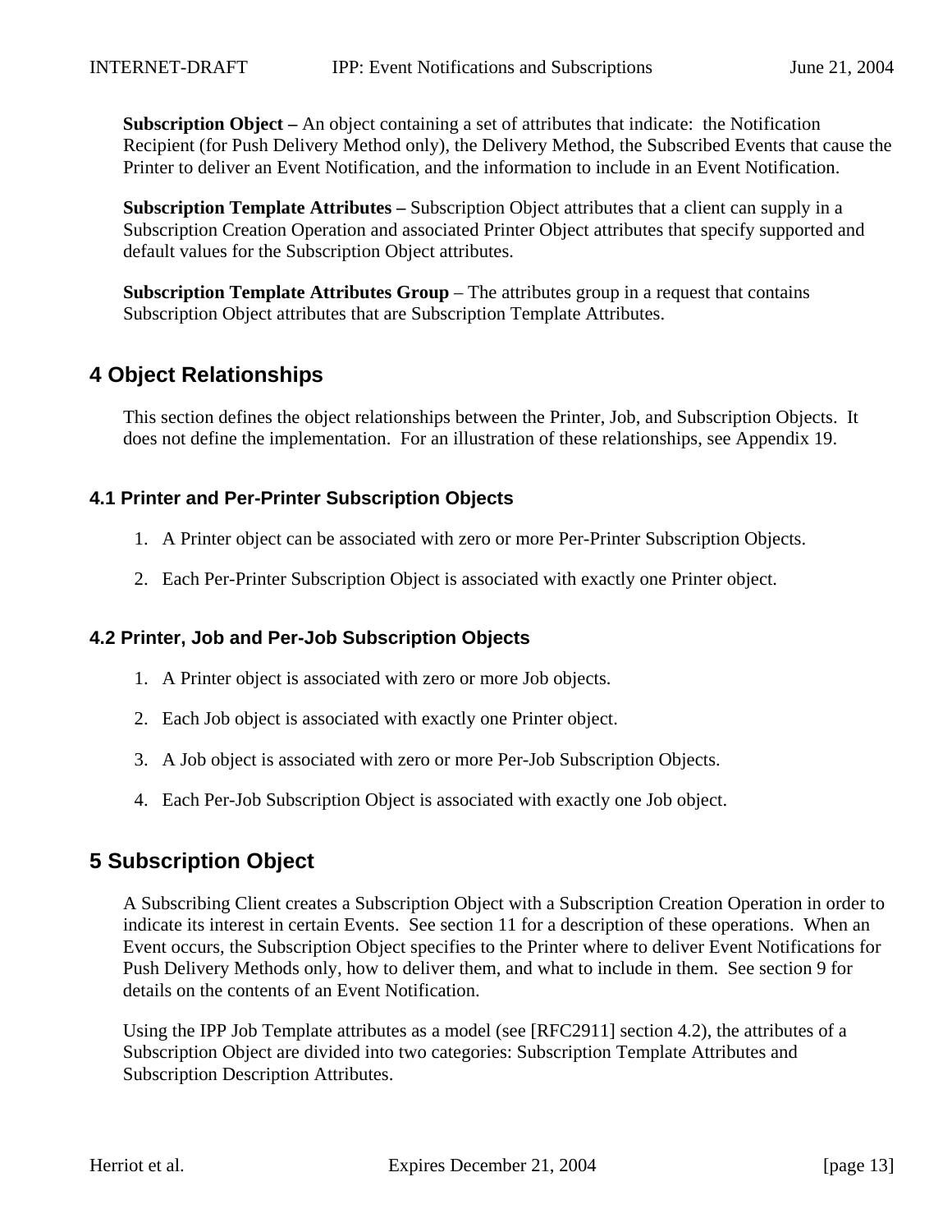**Subscription Object –** An object containing a set of attributes that indicate: the Notification Recipient (for Push Delivery Method only), the Delivery Method, the Subscribed Events that cause the Printer to deliver an Event Notification, and the information to include in an Event Notification.

**Subscription Template Attributes –** Subscription Object attributes that a client can supply in a Subscription Creation Operation and associated Printer Object attributes that specify supported and default values for the Subscription Object attributes.

**Subscription Template Attributes Group** – The attributes group in a request that contains Subscription Object attributes that are Subscription Template Attributes.

# 4 Object Relationships

This section defines the object relationships between the Printer, Job, and Subscription Objects. It does not define the implementation. For an illustration of these relationships, see Appendix 19.

## 4.1 Printer and Per-Printer Subscription Objects

1. A Printer object can be associated with zero or more Per-Printer Subscription Objects.

2. Each Per-Printer Subscription Object is associated with exactly one Printer object.

## 4.2 Printer, Job and Per-Job Subscription Objects

1. A Printer object is associated with zero or more Job objects.

2. Each Job object is associated with exactly one Printer object.

3. A Job object is associated with zero or more Per-Job Subscription Objects.

4. Each Per-Job Subscription Object is associated with exactly one Job object.

# 5 Subscription Object

A Subscribing Client creates a Subscription Object with a Subscription Creation Operation in order to indicate its interest in certain Events. See section 11 for a description of these operations. When an Event occurs, the Subscription Object specifies to the Printer where to deliver Event Notifications for Push Delivery Methods only, how to deliver them, and what to include in them. See section 9 for details on the contents of an Event Notification.

Using the IPP Job Template attributes as a model (see [RFC2911] section 4.2), the attributes of a Subscription Object are divided into two categories: Subscription Template Attributes and Subscription Description Attributes.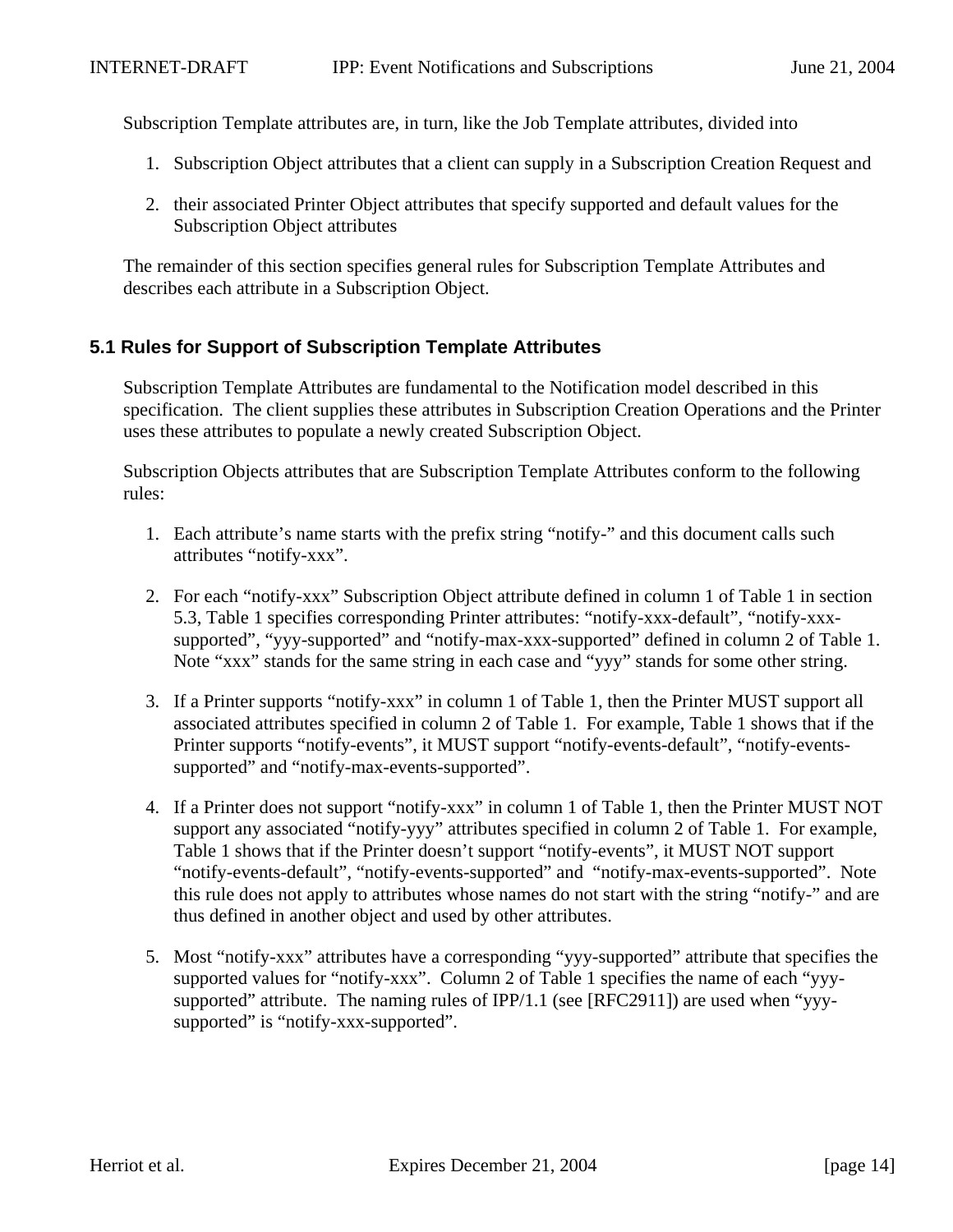Subscription Template attributes are, in turn, like the Job Template attributes, divided into

1. Subscription Object attributes that a client can supply in a Subscription Creation Request and

2. their associated Printer Object attributes that specify supported and default values for the Subscription Object attributes

The remainder of this section specifies general rules for Subscription Template Attributes and describes each attribute in a Subscription Object.

### 5.1 Rules for Support of Subscription Template Attributes

Subscription Template Attributes are fundamental to the Notification model described in this specification. The client supplies these attributes in Subscription Creation Operations and the Printer uses these attributes to populate a newly created Subscription Object.

Subscription Objects attributes that are Subscription Template Attributes conform to the following rules:

1. Each attribute's name starts with the prefix string "notify-" and this document calls such attributes "notify-xxx".

2. For each "notify-xxx" Subscription Object attribute defined in column 1 of Table 1 in section 5.3, Table 1 specifies corresponding Printer attributes: "notify-xxx-default", "notify-xxx-supported", "yyy-supported" and "notify-max-xxx-supported" defined in column 2 of Table 1. Note "xxx" stands for the same string in each case and "yyy" stands for some other string.

3. If a Printer supports "notify-xxx" in column 1 of Table 1, then the Printer MUST support all associated attributes specified in column 2 of Table 1. For example, Table 1 shows that if the Printer supports "notify-events", it MUST support "notify-events-default", "notify-events-supported" and "notify-max-events-supported".

4. If a Printer does not support "notify-xxx" in column 1 of Table 1, then the Printer MUST NOT support any associated "notify-yyy" attributes specified in column 2 of Table 1. For example, Table 1 shows that if the Printer doesn't support "notify-events", it MUST NOT support "notify-events-default", "notify-events-supported" and "notify-max-events-supported". Note this rule does not apply to attributes whose names do not start with the string "notify-" and are thus defined in another object and used by other attributes.

5. Most "notify-xxx" attributes have a corresponding "yyy-supported" attribute that specifies the supported values for "notify-xxx". Column 2 of Table 1 specifies the name of each "yyy-supported" attribute. The naming rules of IPP/1.1 (see [RFC2911]) are used when "yyy-supported" is "notify-xxx-supported".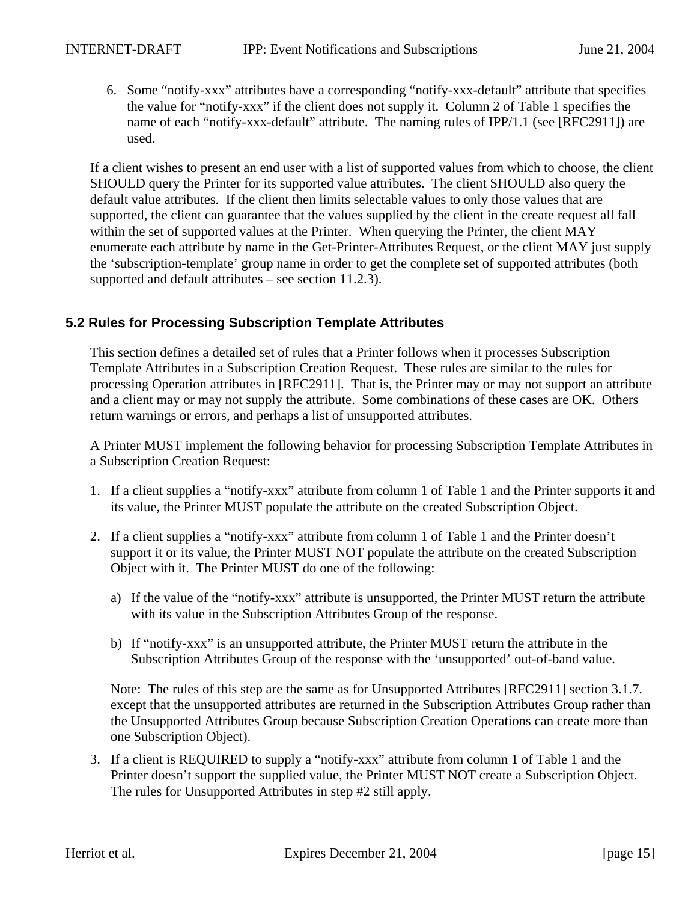6. Some “notify-xxx” attributes have a corresponding “notify-xxx-default” attribute that specifies the value for “notify-xxx” if the client does not supply it. Column 2 of Table 1 specifies the name of each “notify-xxx-default” attribute. The naming rules of IPP/1.1 (see [RFC2911]) are used.

If a client wishes to present an end user with a list of supported values from which to choose, the client SHOULD query the Printer for its supported value attributes. The client SHOULD also query the default value attributes. If the client then limits selectable values to only those values that are supported, the client can guarantee that the values supplied by the client in the create request all fall within the set of supported values at the Printer. When querying the Printer, the client MAY enumerate each attribute by name in the Get-Printer-Attributes Request, or the client MAY just supply the ‘subscription-template’ group name in order to get the complete set of supported attributes (both supported and default attributes – see section 11.2.3).

### 5.2 Rules for Processing Subscription Template Attributes

This section defines a detailed set of rules that a Printer follows when it processes Subscription Template Attributes in a Subscription Creation Request. These rules are similar to the rules for processing Operation attributes in [RFC2911]. That is, the Printer may or may not support an attribute and a client may or may not supply the attribute. Some combinations of these cases are OK. Others return warnings or errors, and perhaps a list of unsupported attributes.

A Printer MUST implement the following behavior for processing Subscription Template Attributes in a Subscription Creation Request:

1. If a client supplies a “notify-xxx” attribute from column 1 of Table 1 and the Printer supports it and its value, the Printer MUST populate the attribute on the created Subscription Object.

2. If a client supplies a “notify-xxx” attribute from column 1 of Table 1 and the Printer doesn’t support it or its value, the Printer MUST NOT populate the attribute on the created Subscription Object with it. The Printer MUST do one of the following:

   a) If the value of the “notify-xxx” attribute is unsupported, the Printer MUST return the attribute with its value in the Subscription Attributes Group of the response.

   b) If “notify-xxx” is an unsupported attribute, the Printer MUST return the attribute in the Subscription Attributes Group of the response with the ‘unsupported’ out-of-band value.

   Note: The rules of this step are the same as for Unsupported Attributes [RFC2911] section 3.1.7. except that the unsupported attributes are returned in the Subscription Attributes Group rather than the Unsupported Attributes Group because Subscription Creation Operations can create more than one Subscription Object).

3. If a client is REQUIRED to supply a “notify-xxx” attribute from column 1 of Table 1 and the Printer doesn’t support the supplied value, the Printer MUST NOT create a Subscription Object. The rules for Unsupported Attributes in step #2 still apply.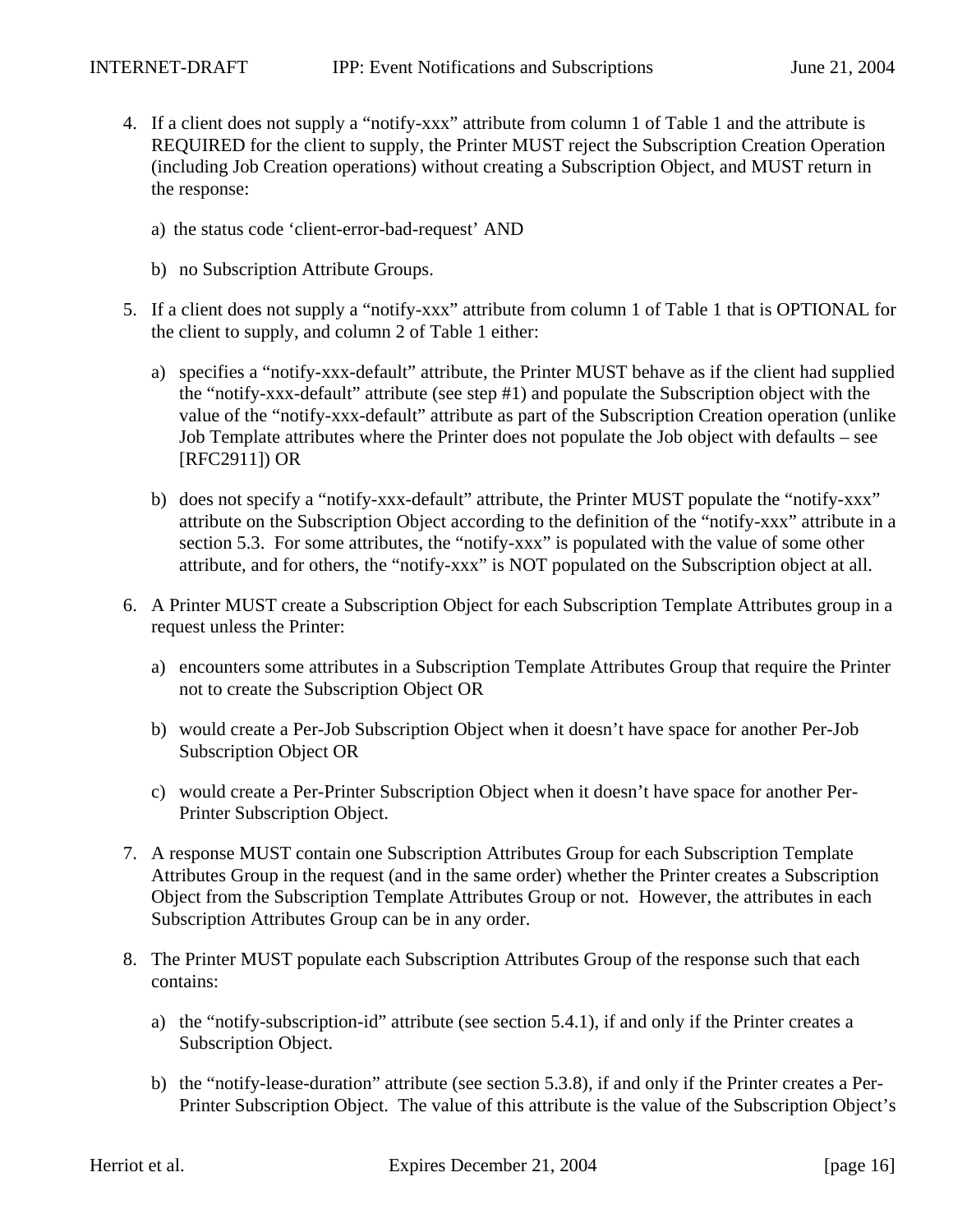4. If a client does not supply a “notify-xxx” attribute from column 1 of Table 1 and the attribute is REQUIRED for the client to supply, the Printer MUST reject the Subscription Creation Operation (including Job Creation operations) without creating a Subscription Object, and MUST return in the response:

   a) the status code ‘client-error-bad-request’ AND

   b) no Subscription Attribute Groups.

5. If a client does not supply a “notify-xxx” attribute from column 1 of Table 1 that is OPTIONAL for the client to supply, and column 2 of Table 1 either:

   a) specifies a “notify-xxx-default” attribute, the Printer MUST behave as if the client had supplied the “notify-xxx-default” attribute (see step #1) and populate the Subscription object with the value of the “notify-xxx-default” attribute as part of the Subscription Creation operation (unlike Job Template attributes where the Printer does not populate the Job object with defaults – see [RFC2911]) OR

   b) does not specify a “notify-xxx-default” attribute, the Printer MUST populate the “notify-xxx” attribute on the Subscription Object according to the definition of the “notify-xxx” attribute in a section 5.3. For some attributes, the “notify-xxx” is populated with the value of some other attribute, and for others, the “notify-xxx” is NOT populated on the Subscription object at all.

6. A Printer MUST create a Subscription Object for each Subscription Template Attributes group in a request unless the Printer:

   a) encounters some attributes in a Subscription Template Attributes Group that require the Printer not to create the Subscription Object OR

   b) would create a Per-Job Subscription Object when it doesn’t have space for another Per-Job Subscription Object OR

   c) would create a Per-Printer Subscription Object when it doesn’t have space for another Per-Printer Subscription Object.

7. A response MUST contain one Subscription Attributes Group for each Subscription Template Attributes Group in the request (and in the same order) whether the Printer creates a Subscription Object from the Subscription Template Attributes Group or not. However, the attributes in each Subscription Attributes Group can be in any order.

8. The Printer MUST populate each Subscription Attributes Group of the response such that each contains:

   a) the “notify-subscription-id” attribute (see section 5.4.1), if and only if the Printer creates a Subscription Object.

   b) the “notify-lease-duration” attribute (see section 5.3.8), if and only if the Printer creates a Per-Printer Subscription Object. The value of this attribute is the value of the Subscription Object’s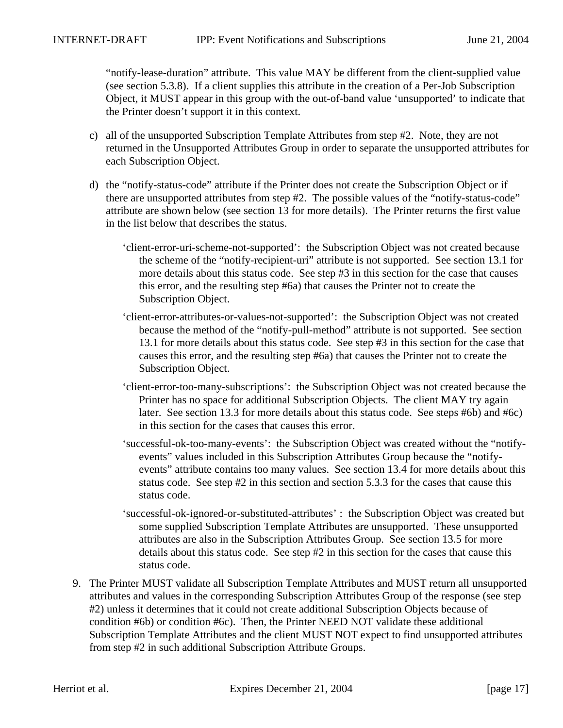"notify-lease-duration" attribute. This value MAY be different from the client-supplied value (see section 5.3.8). If a client supplies this attribute in the creation of a Per-Job Subscription Object, it MUST appear in this group with the out-of-band value 'unsupported' to indicate that the Printer doesn't support it in this context.

c) all of the unsupported Subscription Template Attributes from step #2. Note, they are not returned in the Unsupported Attributes Group in order to separate the unsupported attributes for each Subscription Object.

d) the "notify-status-code" attribute if the Printer does not create the Subscription Object or if there are unsupported attributes from step #2. The possible values of the "notify-status-code" attribute are shown below (see section 13 for more details). The Printer returns the first value in the list below that describes the status.

'client-error-uri-scheme-not-supported': the Subscription Object was not created because the scheme of the "notify-recipient-uri" attribute is not supported. See section 13.1 for more details about this status code. See step #3 in this section for the case that causes this error, and the resulting step #6a) that causes the Printer not to create the Subscription Object.

'client-error-attributes-or-values-not-supported': the Subscription Object was not created because the method of the "notify-pull-method" attribute is not supported. See section 13.1 for more details about this status code. See step #3 in this section for the case that causes this error, and the resulting step #6a) that causes the Printer not to create the Subscription Object.

'client-error-too-many-subscriptions': the Subscription Object was not created because the Printer has no space for additional Subscription Objects. The client MAY try again later. See section 13.3 for more details about this status code. See steps #6b) and #6c) in this section for the cases that causes this error.

'successful-ok-too-many-events': the Subscription Object was created without the "notify-events" values included in this Subscription Attributes Group because the "notify-events" attribute contains too many values. See section 13.4 for more details about this status code. See step #2 in this section and section 5.3.3 for the cases that cause this status code.

'successful-ok-ignored-or-substituted-attributes' : the Subscription Object was created but some supplied Subscription Template Attributes are unsupported. These unsupported attributes are also in the Subscription Attributes Group. See section 13.5 for more details about this status code. See step #2 in this section for the cases that cause this status code.

9. The Printer MUST validate all Subscription Template Attributes and MUST return all unsupported attributes and values in the corresponding Subscription Attributes Group of the response (see step #2) unless it determines that it could not create additional Subscription Objects because of condition #6b) or condition #6c). Then, the Printer NEED NOT validate these additional Subscription Template Attributes and the client MUST NOT expect to find unsupported attributes from step #2 in such additional Subscription Attribute Groups.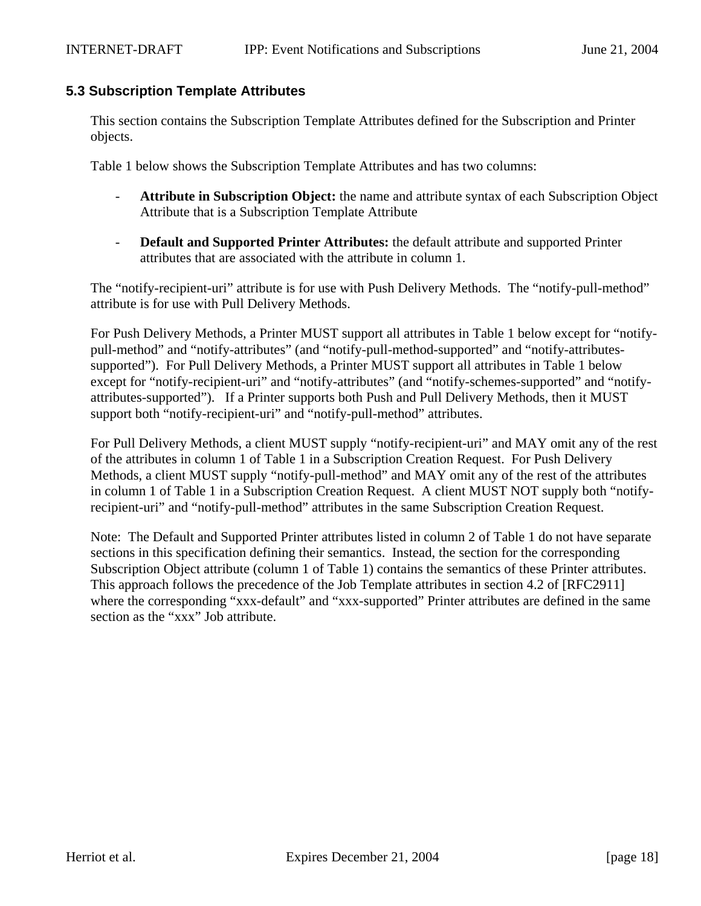### 5.3 Subscription Template Attributes

This section contains the Subscription Template Attributes defined for the Subscription and Printer objects.

Table 1 below shows the Subscription Template Attributes and has two columns:

- **Attribute in Subscription Object:** the name and attribute syntax of each Subscription Object Attribute that is a Subscription Template Attribute

- **Default and Supported Printer Attributes:** the default attribute and supported Printer attributes that are associated with the attribute in column 1.

The "notify-recipient-uri" attribute is for use with Push Delivery Methods. The "notify-pull-method" attribute is for use with Pull Delivery Methods.

For Push Delivery Methods, a Printer MUST support all attributes in Table 1 below except for "notify-pull-method" and "notify-attributes" (and "notify-pull-method-supported" and "notify-attributes-supported"). For Pull Delivery Methods, a Printer MUST support all attributes in Table 1 below except for "notify-recipient-uri" and "notify-attributes" (and "notify-schemes-supported" and "notify-attributes-supported"). If a Printer supports both Push and Pull Delivery Methods, then it MUST support both "notify-recipient-uri" and "notify-pull-method" attributes.

For Pull Delivery Methods, a client MUST supply "notify-recipient-uri" and MAY omit any of the rest of the attributes in column 1 of Table 1 in a Subscription Creation Request. For Push Delivery Methods, a client MUST supply "notify-pull-method" and MAY omit any of the rest of the attributes in column 1 of Table 1 in a Subscription Creation Request. A client MUST NOT supply both "notify-recipient-uri" and "notify-pull-method" attributes in the same Subscription Creation Request.

Note: The Default and Supported Printer attributes listed in column 2 of Table 1 do not have separate sections in this specification defining their semantics. Instead, the section for the corresponding Subscription Object attribute (column 1 of Table 1) contains the semantics of these Printer attributes. This approach follows the precedence of the Job Template attributes in section 4.2 of [RFC2911] where the corresponding "xxx-default" and "xxx-supported" Printer attributes are defined in the same section as the "xxx" Job attribute.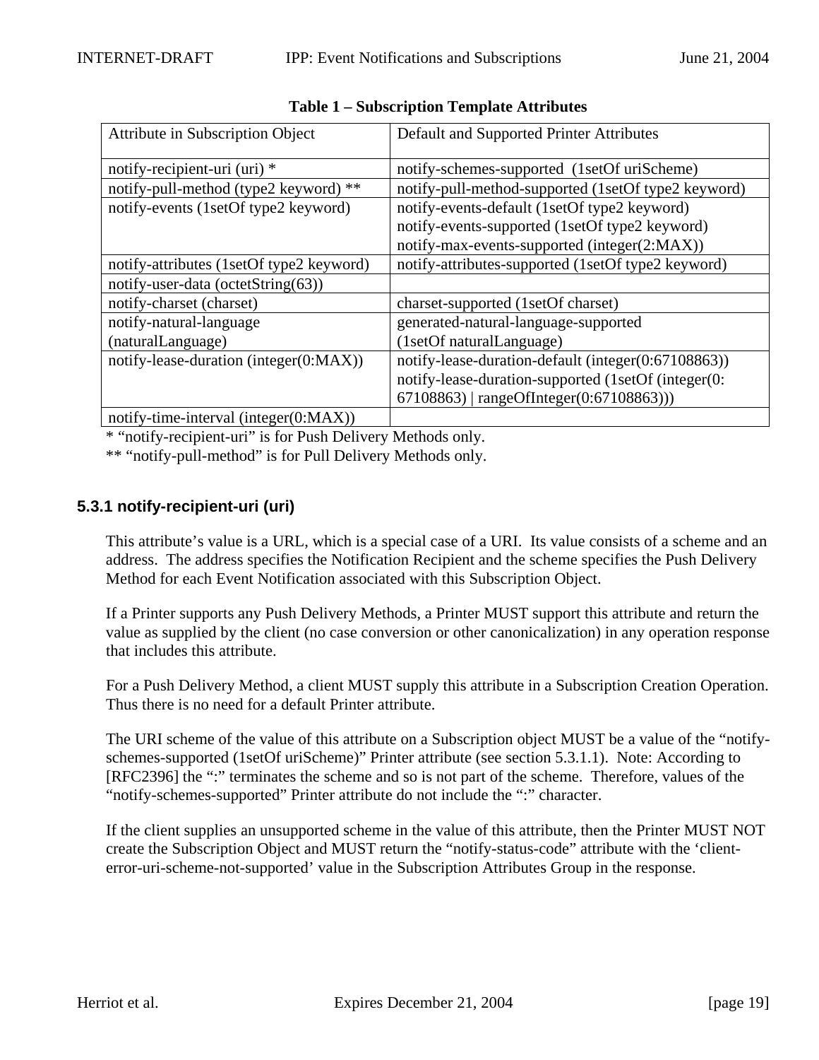**Table 1 – Subscription Template Attributes**

| Attribute in Subscription Object | Default and Supported Printer Attributes |
|---|---|
| notify-recipient-uri (uri) * | notify-schemes-supported (1setOf uriScheme) |
| notify-pull-method (type2 keyword) ** | notify-pull-method-supported (1setOf type2 keyword) |
| notify-events (1setOf type2 keyword) | notify-events-default (1setOf type2 keyword)<br>notify-events-supported (1setOf type2 keyword)<br>notify-max-events-supported (integer(2:MAX)) |
| notify-attributes (1setOf type2 keyword) | notify-attributes-supported (1setOf type2 keyword) |
| notify-user-data (octetString(63)) | |
| notify-charset (charset) | charset-supported (1setOf charset) |
| notify-natural-language (naturalLanguage) | generated-natural-language-supported (1setOf naturalLanguage) |
| notify-lease-duration (integer(0:MAX)) | notify-lease-duration-default (integer(0:67108863))<br>notify-lease-duration-supported (1setOf (integer(0:67108863) \| rangeOfInteger(0:67108863))) |
| notify-time-interval (integer(0:MAX)) | |

* "notify-recipient-uri" is for Push Delivery Methods only.

** "notify-pull-method" is for Pull Delivery Methods only.

### 5.3.1 notify-recipient-uri (uri)

This attribute's value is a URL, which is a special case of a URI. Its value consists of a scheme and an address. The address specifies the Notification Recipient and the scheme specifies the Push Delivery Method for each Event Notification associated with this Subscription Object.

If a Printer supports any Push Delivery Methods, a Printer MUST support this attribute and return the value as supplied by the client (no case conversion or other canonicalization) in any operation response that includes this attribute.

For a Push Delivery Method, a client MUST supply this attribute in a Subscription Creation Operation. Thus there is no need for a default Printer attribute.

The URI scheme of the value of this attribute on a Subscription object MUST be a value of the "notify-schemes-supported (1setOf uriScheme)" Printer attribute (see section 5.3.1.1). Note: According to [RFC2396] the ":" terminates the scheme and so is not part of the scheme. Therefore, values of the "notify-schemes-supported" Printer attribute do not include the ":" character.

If the client supplies an unsupported scheme in the value of this attribute, then the Printer MUST NOT create the Subscription Object and MUST return the "notify-status-code" attribute with the 'client-error-uri-scheme-not-supported' value in the Subscription Attributes Group in the response.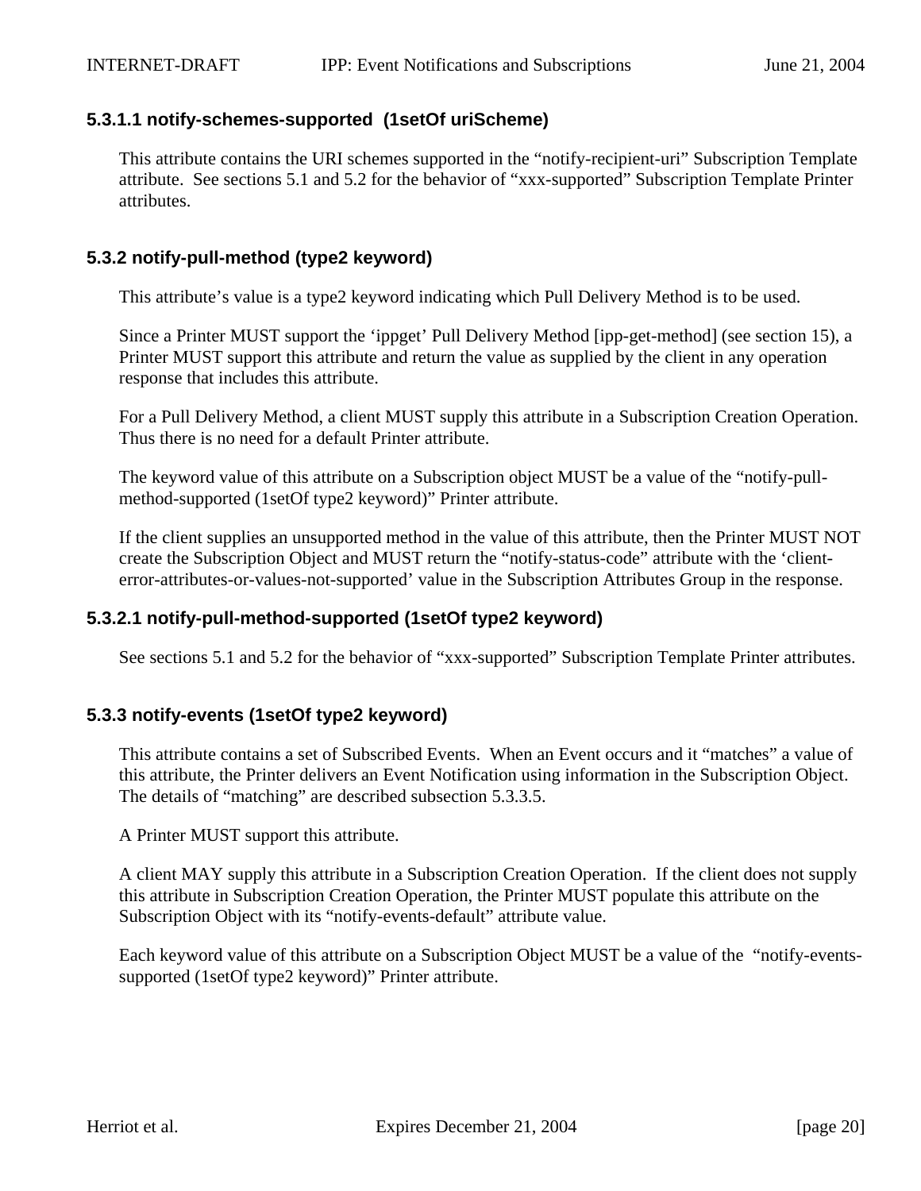#### 5.3.1.1 notify-schemes-supported (1setOf uriScheme)

This attribute contains the URI schemes supported in the "notify-recipient-uri" Subscription Template attribute. See sections 5.1 and 5.2 for the behavior of "xxx-supported" Subscription Template Printer attributes.

### 5.3.2 notify-pull-method (type2 keyword)

This attribute's value is a type2 keyword indicating which Pull Delivery Method is to be used.

Since a Printer MUST support the 'ippget' Pull Delivery Method [ipp-get-method] (see section 15), a Printer MUST support this attribute and return the value as supplied by the client in any operation response that includes this attribute.

For a Pull Delivery Method, a client MUST supply this attribute in a Subscription Creation Operation. Thus there is no need for a default Printer attribute.

The keyword value of this attribute on a Subscription object MUST be a value of the "notify-pull-method-supported (1setOf type2 keyword)" Printer attribute.

If the client supplies an unsupported method in the value of this attribute, then the Printer MUST NOT create the Subscription Object and MUST return the "notify-status-code" attribute with the 'client-error-attributes-or-values-not-supported' value in the Subscription Attributes Group in the response.

#### 5.3.2.1 notify-pull-method-supported (1setOf type2 keyword)

See sections 5.1 and 5.2 for the behavior of "xxx-supported" Subscription Template Printer attributes.

### 5.3.3 notify-events (1setOf type2 keyword)

This attribute contains a set of Subscribed Events. When an Event occurs and it "matches" a value of this attribute, the Printer delivers an Event Notification using information in the Subscription Object. The details of "matching" are described subsection 5.3.3.5.

A Printer MUST support this attribute.

A client MAY supply this attribute in a Subscription Creation Operation. If the client does not supply this attribute in Subscription Creation Operation, the Printer MUST populate this attribute on the Subscription Object with its "notify-events-default" attribute value.

Each keyword value of this attribute on a Subscription Object MUST be a value of the "notify-events-supported (1setOf type2 keyword)" Printer attribute.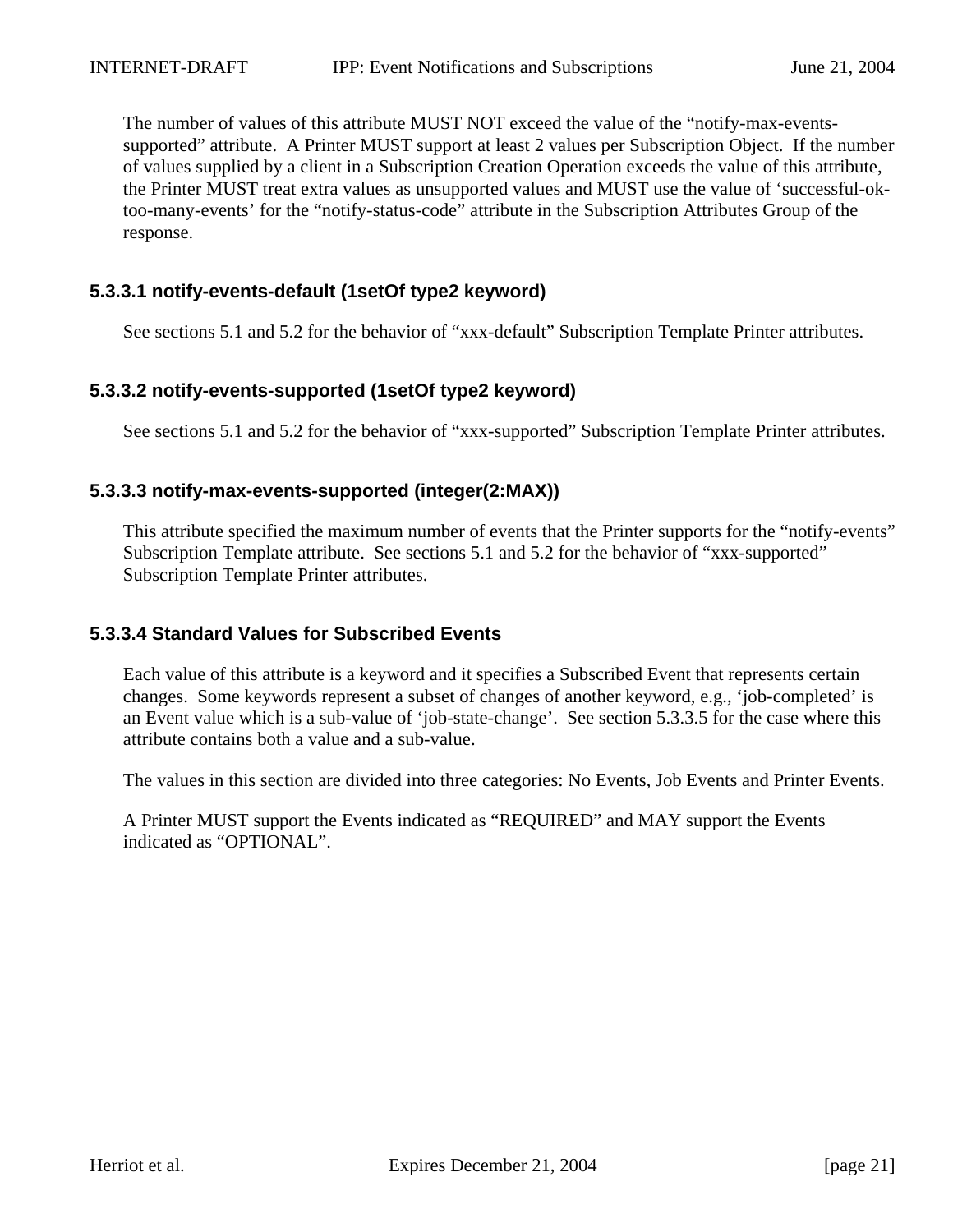The number of values of this attribute MUST NOT exceed the value of the "notify-max-events-supported" attribute. A Printer MUST support at least 2 values per Subscription Object. If the number of values supplied by a client in a Subscription Creation Operation exceeds the value of this attribute, the Printer MUST treat extra values as unsupported values and MUST use the value of 'successful-ok-too-many-events' for the "notify-status-code" attribute in the Subscription Attributes Group of the response.

#### 5.3.3.1 notify-events-default (1setOf type2 keyword)

See sections 5.1 and 5.2 for the behavior of "xxx-default" Subscription Template Printer attributes.

#### 5.3.3.2 notify-events-supported (1setOf type2 keyword)

See sections 5.1 and 5.2 for the behavior of "xxx-supported" Subscription Template Printer attributes.

#### 5.3.3.3 notify-max-events-supported (integer(2:MAX))

This attribute specified the maximum number of events that the Printer supports for the "notify-events" Subscription Template attribute. See sections 5.1 and 5.2 for the behavior of "xxx-supported" Subscription Template Printer attributes.

#### 5.3.3.4 Standard Values for Subscribed Events

Each value of this attribute is a keyword and it specifies a Subscribed Event that represents certain changes. Some keywords represent a subset of changes of another keyword, e.g., 'job-completed' is an Event value which is a sub-value of 'job-state-change'. See section 5.3.3.5 for the case where this attribute contains both a value and a sub-value.

The values in this section are divided into three categories: No Events, Job Events and Printer Events.

A Printer MUST support the Events indicated as "REQUIRED" and MAY support the Events indicated as "OPTIONAL".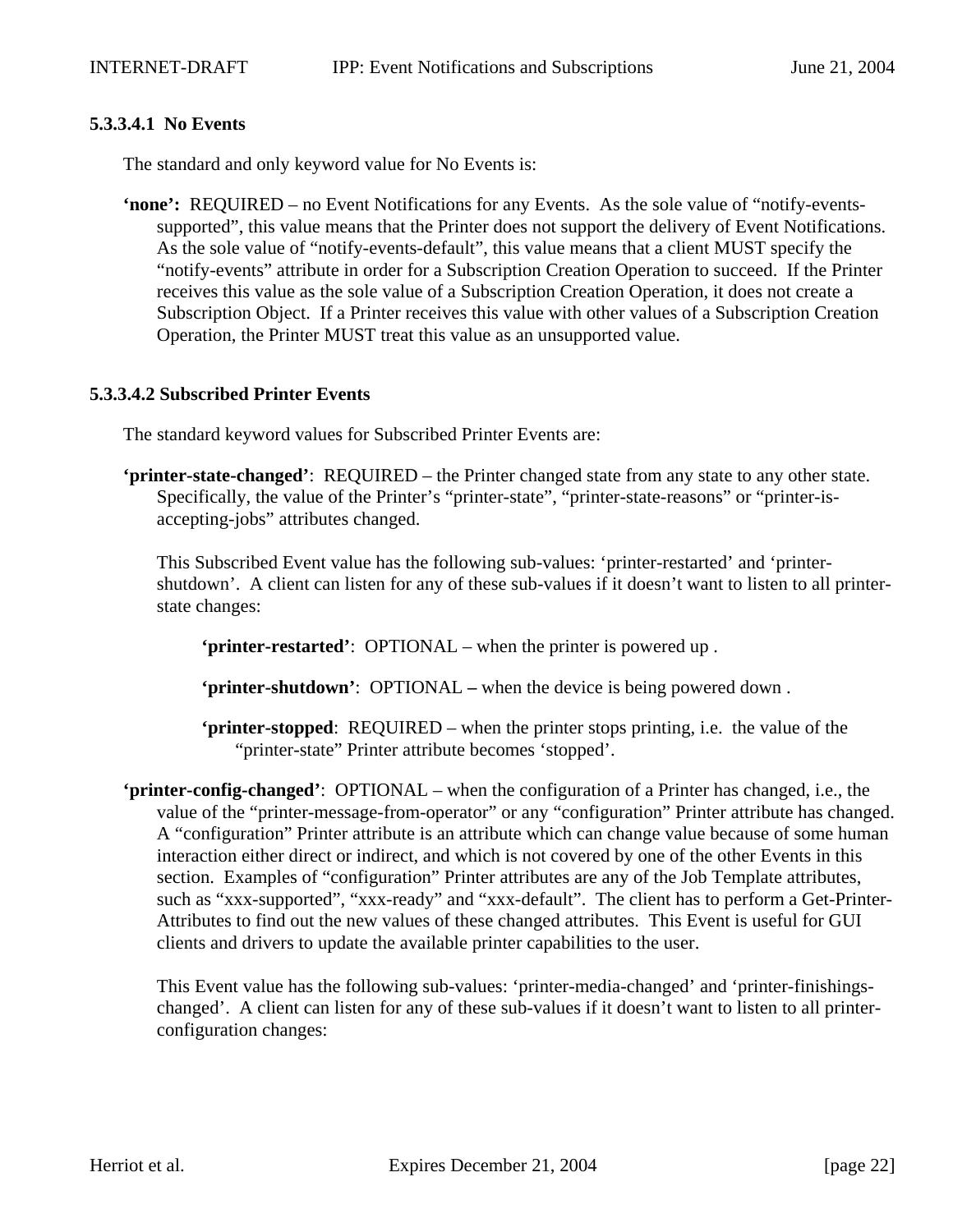#### 5.3.3.4.1 No Events

The standard and only keyword value for No Events is:

**'none':** REQUIRED – no Event Notifications for any Events. As the sole value of "notify-events-supported", this value means that the Printer does not support the delivery of Event Notifications. As the sole value of "notify-events-default", this value means that a client MUST specify the "notify-events" attribute in order for a Subscription Creation Operation to succeed. If the Printer receives this value as the sole value of a Subscription Creation Operation, it does not create a Subscription Object. If a Printer receives this value with other values of a Subscription Creation Operation, the Printer MUST treat this value as an unsupported value.

#### 5.3.3.4.2 Subscribed Printer Events

The standard keyword values for Subscribed Printer Events are:

**'printer-state-changed'**: REQUIRED – the Printer changed state from any state to any other state. Specifically, the value of the Printer's "printer-state", "printer-state-reasons" or "printer-is-accepting-jobs" attributes changed.

This Subscribed Event value has the following sub-values: 'printer-restarted' and 'printer-shutdown'. A client can listen for any of these sub-values if it doesn't want to listen to all printer-state changes:

**'printer-restarted'**: OPTIONAL – when the printer is powered up .

**'printer-shutdown'**: OPTIONAL – when the device is being powered down .

**'printer-stopped**: REQUIRED – when the printer stops printing, i.e. the value of the "printer-state" Printer attribute becomes 'stopped'.

**'printer-config-changed'**: OPTIONAL – when the configuration of a Printer has changed, i.e., the value of the "printer-message-from-operator" or any "configuration" Printer attribute has changed. A "configuration" Printer attribute is an attribute which can change value because of some human interaction either direct or indirect, and which is not covered by one of the other Events in this section. Examples of "configuration" Printer attributes are any of the Job Template attributes, such as "xxx-supported", "xxx-ready" and "xxx-default". The client has to perform a Get-Printer-Attributes to find out the new values of these changed attributes. This Event is useful for GUI clients and drivers to update the available printer capabilities to the user.

This Event value has the following sub-values: 'printer-media-changed' and 'printer-finishings-changed'. A client can listen for any of these sub-values if it doesn't want to listen to all printer-configuration changes: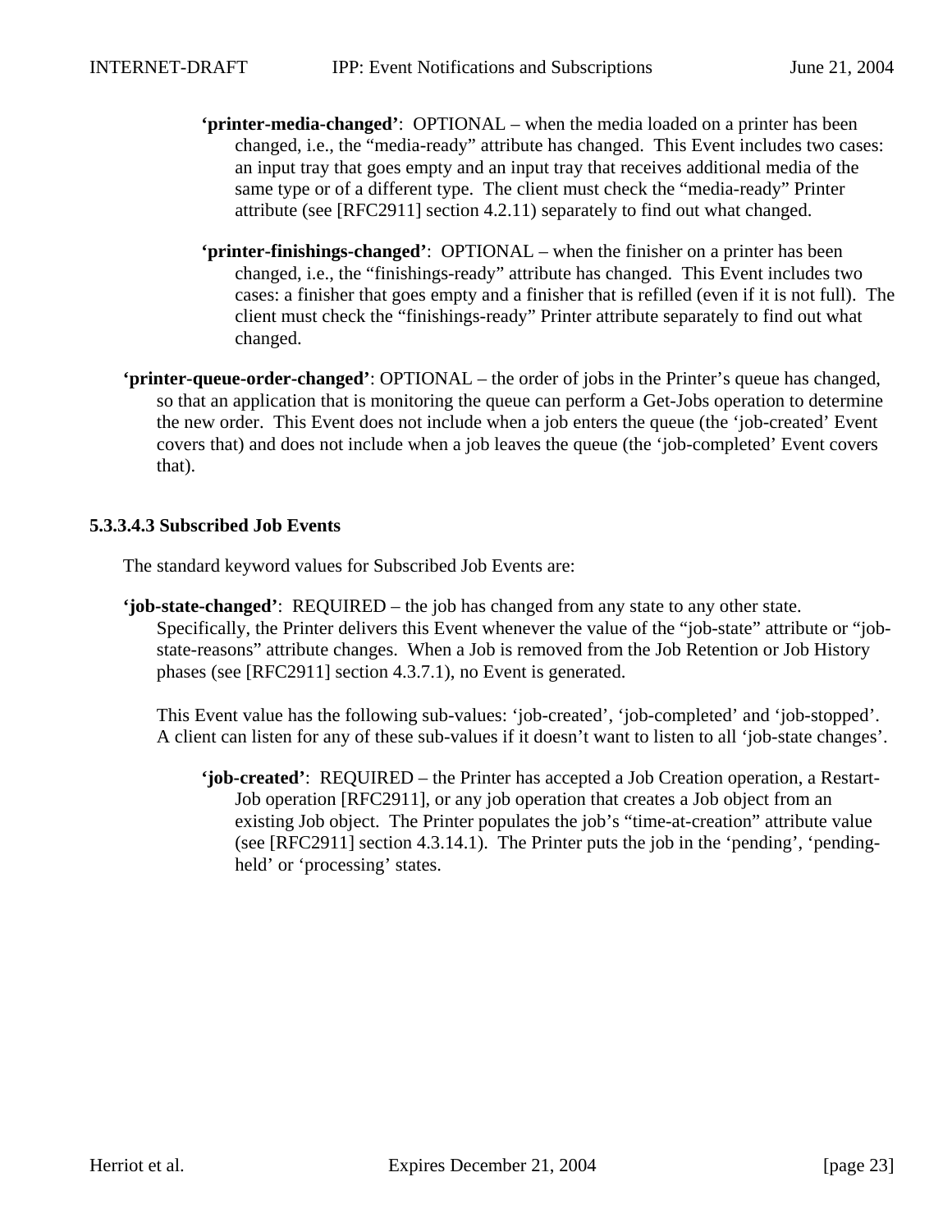**'printer-media-changed'**: OPTIONAL – when the media loaded on a printer has been changed, i.e., the "media-ready" attribute has changed. This Event includes two cases: an input tray that goes empty and an input tray that receives additional media of the same type or of a different type. The client must check the "media-ready" Printer attribute (see [RFC2911] section 4.2.11) separately to find out what changed.

**'printer-finishings-changed'**: OPTIONAL – when the finisher on a printer has been changed, i.e., the "finishings-ready" attribute has changed. This Event includes two cases: a finisher that goes empty and a finisher that is refilled (even if it is not full). The client must check the "finishings-ready" Printer attribute separately to find out what changed.

**'printer-queue-order-changed'**: OPTIONAL – the order of jobs in the Printer's queue has changed, so that an application that is monitoring the queue can perform a Get-Jobs operation to determine the new order. This Event does not include when a job enters the queue (the 'job-created' Event covers that) and does not include when a job leaves the queue (the 'job-completed' Event covers that).

#### 5.3.3.4.3 Subscribed Job Events

The standard keyword values for Subscribed Job Events are:

**'job-state-changed'**: REQUIRED – the job has changed from any state to any other state. Specifically, the Printer delivers this Event whenever the value of the "job-state" attribute or "job-state-reasons" attribute changes. When a Job is removed from the Job Retention or Job History phases (see [RFC2911] section 4.3.7.1), no Event is generated.

This Event value has the following sub-values: 'job-created', 'job-completed' and 'job-stopped'. A client can listen for any of these sub-values if it doesn't want to listen to all 'job-state changes'.

**'job-created'**: REQUIRED – the Printer has accepted a Job Creation operation, a Restart-Job operation [RFC2911], or any job operation that creates a Job object from an existing Job object. The Printer populates the job's "time-at-creation" attribute value (see [RFC2911] section 4.3.14.1). The Printer puts the job in the 'pending', 'pending-held' or 'processing' states.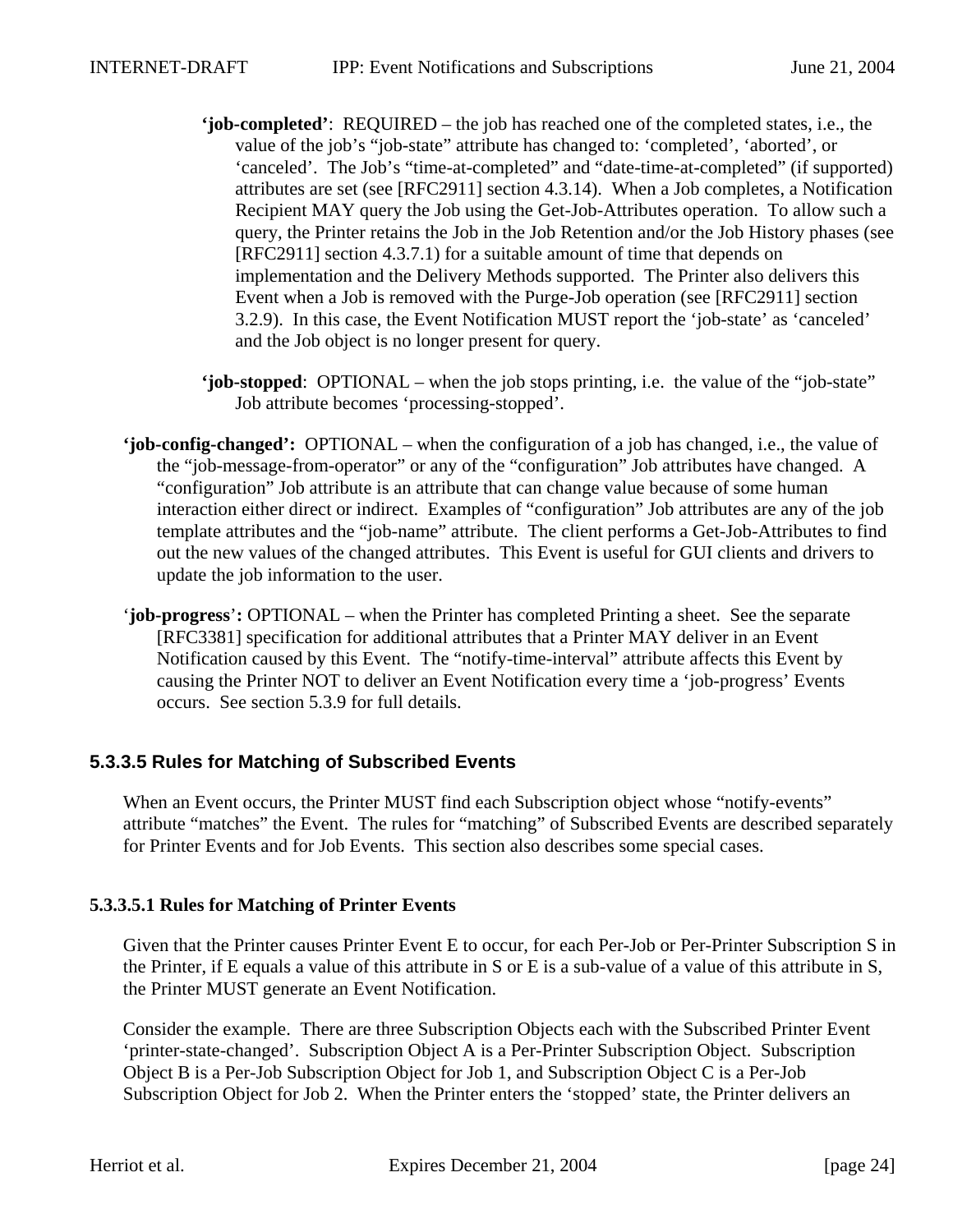**'job-completed'**: REQUIRED – the job has reached one of the completed states, i.e., the value of the job's "job-state" attribute has changed to: 'completed', 'aborted', or 'canceled'. The Job's "time-at-completed" and "date-time-at-completed" (if supported) attributes are set (see [RFC2911] section 4.3.14). When a Job completes, a Notification Recipient MAY query the Job using the Get-Job-Attributes operation. To allow such a query, the Printer retains the Job in the Job Retention and/or the Job History phases (see [RFC2911] section 4.3.7.1) for a suitable amount of time that depends on implementation and the Delivery Methods supported. The Printer also delivers this Event when a Job is removed with the Purge-Job operation (see [RFC2911] section 3.2.9). In this case, the Event Notification MUST report the 'job-state' as 'canceled' and the Job object is no longer present for query.

**'job-stopped'**: OPTIONAL – when the job stops printing, i.e. the value of the "job-state" Job attribute becomes 'processing-stopped'.

**'job-config-changed':** OPTIONAL – when the configuration of a job has changed, i.e., the value of the "job-message-from-operator" or any of the "configuration" Job attributes have changed. A "configuration" Job attribute is an attribute that can change value because of some human interaction either direct or indirect. Examples of "configuration" Job attributes are any of the job template attributes and the "job-name" attribute. The client performs a Get-Job-Attributes to find out the new values of the changed attributes. This Event is useful for GUI clients and drivers to update the job information to the user.

'**job-progress**'**:** OPTIONAL – when the Printer has completed Printing a sheet. See the separate [RFC3381] specification for additional attributes that a Printer MAY deliver in an Event Notification caused by this Event. The "notify-time-interval" attribute affects this Event by causing the Printer NOT to deliver an Event Notification every time a 'job-progress' Events occurs. See section 5.3.9 for full details.

### 5.3.3.5 Rules for Matching of Subscribed Events

When an Event occurs, the Printer MUST find each Subscription object whose "notify-events" attribute "matches" the Event. The rules for "matching" of Subscribed Events are described separately for Printer Events and for Job Events. This section also describes some special cases.

#### 5.3.3.5.1 Rules for Matching of Printer Events

Given that the Printer causes Printer Event E to occur, for each Per-Job or Per-Printer Subscription S in the Printer, if E equals a value of this attribute in S or E is a sub-value of a value of this attribute in S, the Printer MUST generate an Event Notification.

Consider the example. There are three Subscription Objects each with the Subscribed Printer Event 'printer-state-changed'. Subscription Object A is a Per-Printer Subscription Object. Subscription Object B is a Per-Job Subscription Object for Job 1, and Subscription Object C is a Per-Job Subscription Object for Job 2. When the Printer enters the 'stopped' state, the Printer delivers an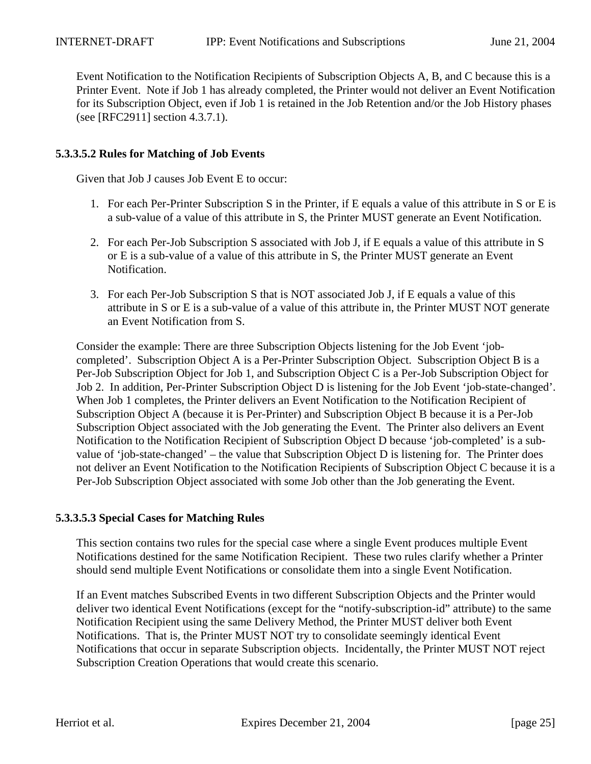Event Notification to the Notification Recipients of Subscription Objects A, B, and C because this is a Printer Event. Note if Job 1 has already completed, the Printer would not deliver an Event Notification for its Subscription Object, even if Job 1 is retained in the Job Retention and/or the Job History phases (see [RFC2911] section 4.3.7.1).

#### 5.3.3.5.2 Rules for Matching of Job Events

Given that Job J causes Job Event E to occur:

1. For each Per-Printer Subscription S in the Printer, if E equals a value of this attribute in S or E is a sub-value of a value of this attribute in S, the Printer MUST generate an Event Notification.

2. For each Per-Job Subscription S associated with Job J, if E equals a value of this attribute in S or E is a sub-value of a value of this attribute in S, the Printer MUST generate an Event Notification.

3. For each Per-Job Subscription S that is NOT associated Job J, if E equals a value of this attribute in S or E is a sub-value of a value of this attribute in, the Printer MUST NOT generate an Event Notification from S.

Consider the example: There are three Subscription Objects listening for the Job Event 'job-completed'. Subscription Object A is a Per-Printer Subscription Object. Subscription Object B is a Per-Job Subscription Object for Job 1, and Subscription Object C is a Per-Job Subscription Object for Job 2. In addition, Per-Printer Subscription Object D is listening for the Job Event 'job-state-changed'. When Job 1 completes, the Printer delivers an Event Notification to the Notification Recipient of Subscription Object A (because it is Per-Printer) and Subscription Object B because it is a Per-Job Subscription Object associated with the Job generating the Event. The Printer also delivers an Event Notification to the Notification Recipient of Subscription Object D because 'job-completed' is a sub-value of 'job-state-changed' – the value that Subscription Object D is listening for. The Printer does not deliver an Event Notification to the Notification Recipients of Subscription Object C because it is a Per-Job Subscription Object associated with some Job other than the Job generating the Event.

#### 5.3.3.5.3 Special Cases for Matching Rules

This section contains two rules for the special case where a single Event produces multiple Event Notifications destined for the same Notification Recipient. These two rules clarify whether a Printer should send multiple Event Notifications or consolidate them into a single Event Notification.

If an Event matches Subscribed Events in two different Subscription Objects and the Printer would deliver two identical Event Notifications (except for the "notify-subscription-id" attribute) to the same Notification Recipient using the same Delivery Method, the Printer MUST deliver both Event Notifications. That is, the Printer MUST NOT try to consolidate seemingly identical Event Notifications that occur in separate Subscription objects. Incidentally, the Printer MUST NOT reject Subscription Creation Operations that would create this scenario.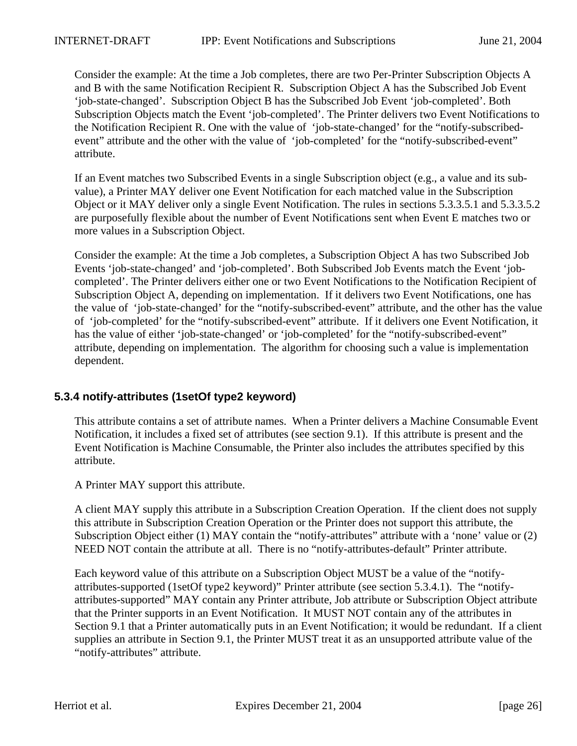Consider the example: At the time a Job completes, there are two Per-Printer Subscription Objects A and B with the same Notification Recipient R. Subscription Object A has the Subscribed Job Event 'job-state-changed'. Subscription Object B has the Subscribed Job Event 'job-completed'. Both Subscription Objects match the Event 'job-completed'. The Printer delivers two Event Notifications to the Notification Recipient R. One with the value of 'job-state-changed' for the "notify-subscribed-event" attribute and the other with the value of 'job-completed' for the "notify-subscribed-event" attribute.

If an Event matches two Subscribed Events in a single Subscription object (e.g., a value and its sub-value), a Printer MAY deliver one Event Notification for each matched value in the Subscription Object or it MAY deliver only a single Event Notification. The rules in sections 5.3.3.5.1 and 5.3.3.5.2 are purposefully flexible about the number of Event Notifications sent when Event E matches two or more values in a Subscription Object.

Consider the example: At the time a Job completes, a Subscription Object A has two Subscribed Job Events 'job-state-changed' and 'job-completed'. Both Subscribed Job Events match the Event 'job-completed'. The Printer delivers either one or two Event Notifications to the Notification Recipient of Subscription Object A, depending on implementation. If it delivers two Event Notifications, one has the value of 'job-state-changed' for the "notify-subscribed-event" attribute, and the other has the value of 'job-completed' for the "notify-subscribed-event" attribute. If it delivers one Event Notification, it has the value of either 'job-state-changed' or 'job-completed' for the "notify-subscribed-event" attribute, depending on implementation. The algorithm for choosing such a value is implementation dependent.

### 5.3.4 notify-attributes (1setOf type2 keyword)

This attribute contains a set of attribute names. When a Printer delivers a Machine Consumable Event Notification, it includes a fixed set of attributes (see section 9.1). If this attribute is present and the Event Notification is Machine Consumable, the Printer also includes the attributes specified by this attribute.

A Printer MAY support this attribute.

A client MAY supply this attribute in a Subscription Creation Operation. If the client does not supply this attribute in Subscription Creation Operation or the Printer does not support this attribute, the Subscription Object either (1) MAY contain the "notify-attributes" attribute with a 'none' value or (2) NEED NOT contain the attribute at all. There is no "notify-attributes-default" Printer attribute.

Each keyword value of this attribute on a Subscription Object MUST be a value of the "notify-attributes-supported (1setOf type2 keyword)" Printer attribute (see section 5.3.4.1). The "notify-attributes-supported" MAY contain any Printer attribute, Job attribute or Subscription Object attribute that the Printer supports in an Event Notification. It MUST NOT contain any of the attributes in Section 9.1 that a Printer automatically puts in an Event Notification; it would be redundant. If a client supplies an attribute in Section 9.1, the Printer MUST treat it as an unsupported attribute value of the "notify-attributes" attribute.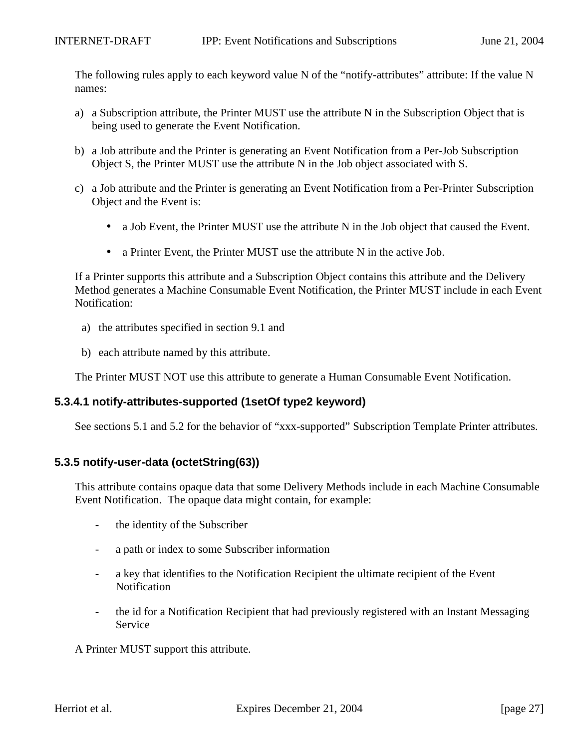The following rules apply to each keyword value N of the "notify-attributes" attribute: If the value N names:

a) a Subscription attribute, the Printer MUST use the attribute N in the Subscription Object that is being used to generate the Event Notification.

b) a Job attribute and the Printer is generating an Event Notification from a Per-Job Subscription Object S, the Printer MUST use the attribute N in the Job object associated with S.

c) a Job attribute and the Printer is generating an Event Notification from a Per-Printer Subscription Object and the Event is:

    - a Job Event, the Printer MUST use the attribute N in the Job object that caused the Event.

    - a Printer Event, the Printer MUST use the attribute N in the active Job.

If a Printer supports this attribute and a Subscription Object contains this attribute and the Delivery Method generates a Machine Consumable Event Notification, the Printer MUST include in each Event Notification:

a) the attributes specified in section 9.1 and

b) each attribute named by this attribute.

The Printer MUST NOT use this attribute to generate a Human Consumable Event Notification.

#### 5.3.4.1 notify-attributes-supported (1setOf type2 keyword)

See sections 5.1 and 5.2 for the behavior of "xxx-supported" Subscription Template Printer attributes.

### 5.3.5 notify-user-data (octetString(63))

This attribute contains opaque data that some Delivery Methods include in each Machine Consumable Event Notification. The opaque data might contain, for example:

- the identity of the Subscriber

- a path or index to some Subscriber information

- a key that identifies to the Notification Recipient the ultimate recipient of the Event Notification

- the id for a Notification Recipient that had previously registered with an Instant Messaging Service

A Printer MUST support this attribute.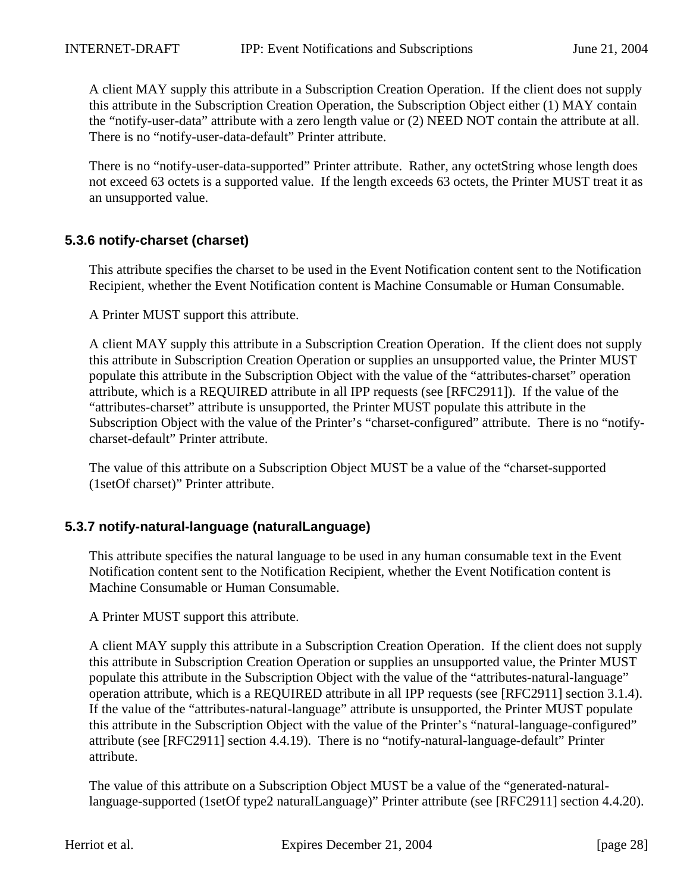A client MAY supply this attribute in a Subscription Creation Operation. If the client does not supply this attribute in the Subscription Creation Operation, the Subscription Object either (1) MAY contain the “notify-user-data” attribute with a zero length value or (2) NEED NOT contain the attribute at all. There is no “notify-user-data-default” Printer attribute.

There is no “notify-user-data-supported” Printer attribute. Rather, any octetString whose length does not exceed 63 octets is a supported value. If the length exceeds 63 octets, the Printer MUST treat it as an unsupported value.

### 5.3.6 notify-charset (charset)

This attribute specifies the charset to be used in the Event Notification content sent to the Notification Recipient, whether the Event Notification content is Machine Consumable or Human Consumable.

A Printer MUST support this attribute.

A client MAY supply this attribute in a Subscription Creation Operation. If the client does not supply this attribute in Subscription Creation Operation or supplies an unsupported value, the Printer MUST populate this attribute in the Subscription Object with the value of the “attributes-charset” operation attribute, which is a REQUIRED attribute in all IPP requests (see [RFC2911]). If the value of the “attributes-charset” attribute is unsupported, the Printer MUST populate this attribute in the Subscription Object with the value of the Printer’s “charset-configured” attribute. There is no “notify-charset-default” Printer attribute.

The value of this attribute on a Subscription Object MUST be a value of the “charset-supported (1setOf charset)” Printer attribute.

### 5.3.7 notify-natural-language (naturalLanguage)

This attribute specifies the natural language to be used in any human consumable text in the Event Notification content sent to the Notification Recipient, whether the Event Notification content is Machine Consumable or Human Consumable.

A Printer MUST support this attribute.

A client MAY supply this attribute in a Subscription Creation Operation. If the client does not supply this attribute in Subscription Creation Operation or supplies an unsupported value, the Printer MUST populate this attribute in the Subscription Object with the value of the “attributes-natural-language” operation attribute, which is a REQUIRED attribute in all IPP requests (see [RFC2911] section 3.1.4). If the value of the “attributes-natural-language” attribute is unsupported, the Printer MUST populate this attribute in the Subscription Object with the value of the Printer’s “natural-language-configured” attribute (see [RFC2911] section 4.4.19). There is no “notify-natural-language-default” Printer attribute.

The value of this attribute on a Subscription Object MUST be a value of the “generated-natural-language-supported (1setOf type2 naturalLanguage)” Printer attribute (see [RFC2911] section 4.4.20).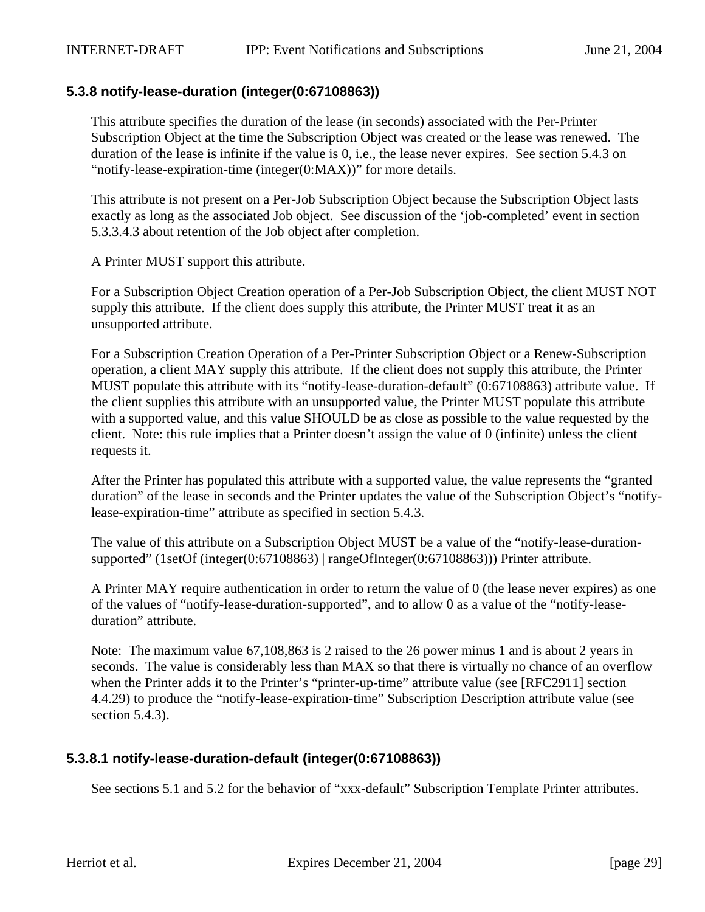### 5.3.8 notify-lease-duration (integer(0:67108863))

This attribute specifies the duration of the lease (in seconds) associated with the Per-Printer Subscription Object at the time the Subscription Object was created or the lease was renewed. The duration of the lease is infinite if the value is 0, i.e., the lease never expires. See section 5.4.3 on "notify-lease-expiration-time (integer(0:MAX))" for more details.

This attribute is not present on a Per-Job Subscription Object because the Subscription Object lasts exactly as long as the associated Job object. See discussion of the 'job-completed' event in section 5.3.3.4.3 about retention of the Job object after completion.

A Printer MUST support this attribute.

For a Subscription Object Creation operation of a Per-Job Subscription Object, the client MUST NOT supply this attribute. If the client does supply this attribute, the Printer MUST treat it as an unsupported attribute.

For a Subscription Creation Operation of a Per-Printer Subscription Object or a Renew-Subscription operation, a client MAY supply this attribute. If the client does not supply this attribute, the Printer MUST populate this attribute with its "notify-lease-duration-default" (0:67108863) attribute value. If the client supplies this attribute with an unsupported value, the Printer MUST populate this attribute with a supported value, and this value SHOULD be as close as possible to the value requested by the client. Note: this rule implies that a Printer doesn't assign the value of 0 (infinite) unless the client requests it.

After the Printer has populated this attribute with a supported value, the value represents the "granted duration" of the lease in seconds and the Printer updates the value of the Subscription Object's "notify-lease-expiration-time" attribute as specified in section 5.4.3.

The value of this attribute on a Subscription Object MUST be a value of the "notify-lease-duration-supported" (1setOf (integer(0:67108863) | rangeOfInteger(0:67108863))) Printer attribute.

A Printer MAY require authentication in order to return the value of 0 (the lease never expires) as one of the values of "notify-lease-duration-supported", and to allow 0 as a value of the "notify-lease-duration" attribute.

Note: The maximum value 67,108,863 is 2 raised to the 26 power minus 1 and is about 2 years in seconds. The value is considerably less than MAX so that there is virtually no chance of an overflow when the Printer adds it to the Printer's "printer-up-time" attribute value (see [RFC2911] section 4.4.29) to produce the "notify-lease-expiration-time" Subscription Description attribute value (see section 5.4.3).

#### 5.3.8.1 notify-lease-duration-default (integer(0:67108863))

See sections 5.1 and 5.2 for the behavior of "xxx-default" Subscription Template Printer attributes.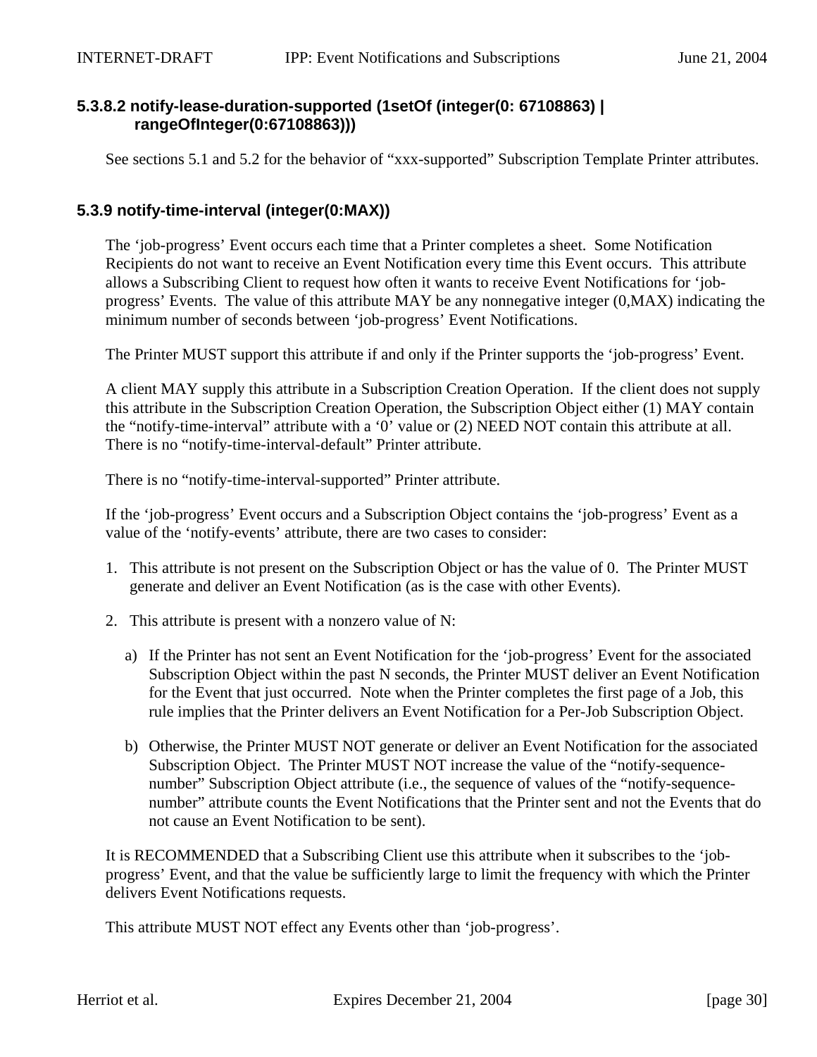#### 5.3.8.2 notify-lease-duration-supported (1setOf (integer(0: 67108863) | rangeOfInteger(0:67108863)))

See sections 5.1 and 5.2 for the behavior of “xxx-supported” Subscription Template Printer attributes.

### 5.3.9 notify-time-interval (integer(0:MAX))

The ‘job-progress’ Event occurs each time that a Printer completes a sheet. Some Notification Recipients do not want to receive an Event Notification every time this Event occurs. This attribute allows a Subscribing Client to request how often it wants to receive Event Notifications for ‘job-progress’ Events. The value of this attribute MAY be any nonnegative integer (0,MAX) indicating the minimum number of seconds between ‘job-progress’ Event Notifications.

The Printer MUST support this attribute if and only if the Printer supports the ‘job-progress’ Event.

A client MAY supply this attribute in a Subscription Creation Operation. If the client does not supply this attribute in the Subscription Creation Operation, the Subscription Object either (1) MAY contain the “notify-time-interval” attribute with a ‘0’ value or (2) NEED NOT contain this attribute at all. There is no “notify-time-interval-default” Printer attribute.

There is no “notify-time-interval-supported” Printer attribute.

If the ‘job-progress’ Event occurs and a Subscription Object contains the ‘job-progress’ Event as a value of the ‘notify-events’ attribute, there are two cases to consider:

1. This attribute is not present on the Subscription Object or has the value of 0. The Printer MUST generate and deliver an Event Notification (as is the case with other Events).

2. This attribute is present with a nonzero value of N:

   a) If the Printer has not sent an Event Notification for the ‘job-progress’ Event for the associated Subscription Object within the past N seconds, the Printer MUST deliver an Event Notification for the Event that just occurred. Note when the Printer completes the first page of a Job, this rule implies that the Printer delivers an Event Notification for a Per-Job Subscription Object.

   b) Otherwise, the Printer MUST NOT generate or deliver an Event Notification for the associated Subscription Object. The Printer MUST NOT increase the value of the “notify-sequence-number” Subscription Object attribute (i.e., the sequence of values of the “notify-sequence-number” attribute counts the Event Notifications that the Printer sent and not the Events that do not cause an Event Notification to be sent).

It is RECOMMENDED that a Subscribing Client use this attribute when it subscribes to the ‘job-progress’ Event, and that the value be sufficiently large to limit the frequency with which the Printer delivers Event Notifications requests.

This attribute MUST NOT effect any Events other than ‘job-progress’.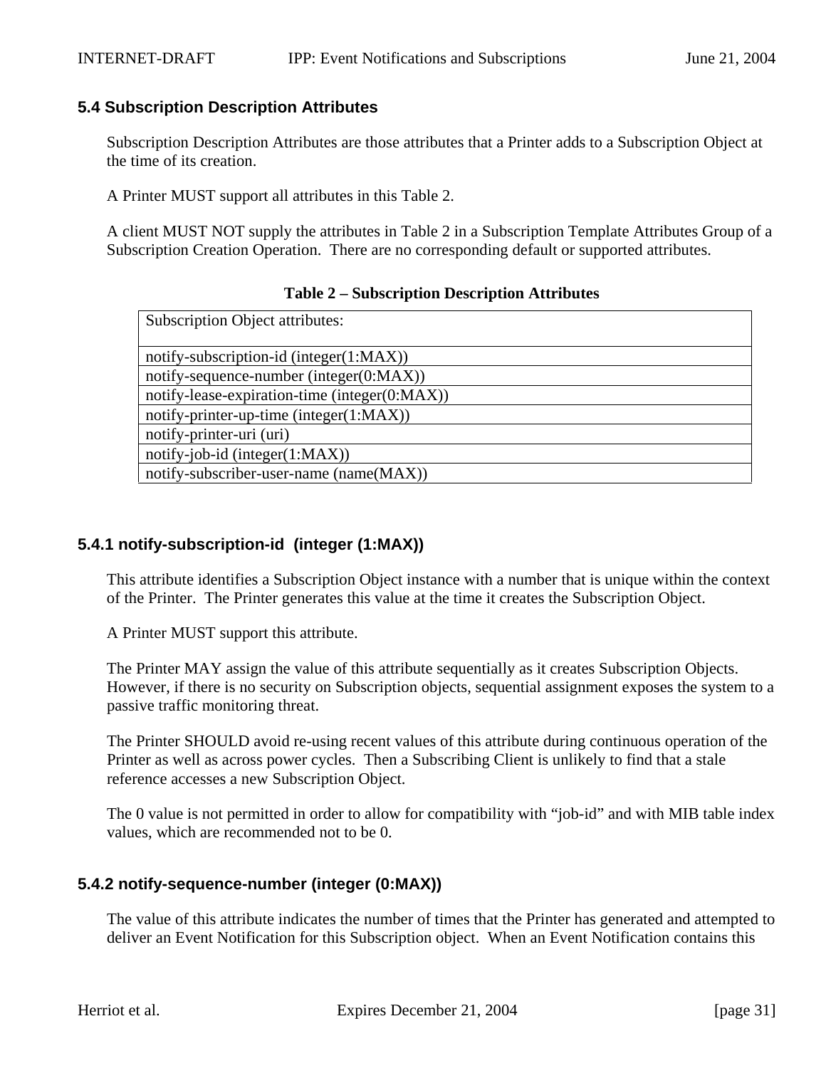### 5.4 Subscription Description Attributes

Subscription Description Attributes are those attributes that a Printer adds to a Subscription Object at the time of its creation.

A Printer MUST support all attributes in this Table 2.

A client MUST NOT supply the attributes in Table 2 in a Subscription Template Attributes Group of a Subscription Creation Operation. There are no corresponding default or supported attributes.

**Table 2 – Subscription Description Attributes**

| Subscription Object attributes: |
|---|
| notify-subscription-id (integer(1:MAX)) |
| notify-sequence-number (integer(0:MAX)) |
| notify-lease-expiration-time (integer(0:MAX)) |
| notify-printer-up-time (integer(1:MAX)) |
| notify-printer-uri (uri) |
| notify-job-id (integer(1:MAX)) |
| notify-subscriber-user-name (name(MAX)) |

#### 5.4.1 notify-subscription-id (integer (1:MAX))

This attribute identifies a Subscription Object instance with a number that is unique within the context of the Printer. The Printer generates this value at the time it creates the Subscription Object.

A Printer MUST support this attribute.

The Printer MAY assign the value of this attribute sequentially as it creates Subscription Objects. However, if there is no security on Subscription objects, sequential assignment exposes the system to a passive traffic monitoring threat.

The Printer SHOULD avoid re-using recent values of this attribute during continuous operation of the Printer as well as across power cycles. Then a Subscribing Client is unlikely to find that a stale reference accesses a new Subscription Object.

The 0 value is not permitted in order to allow for compatibility with "job-id" and with MIB table index values, which are recommended not to be 0.

#### 5.4.2 notify-sequence-number (integer (0:MAX))

The value of this attribute indicates the number of times that the Printer has generated and attempted to deliver an Event Notification for this Subscription object. When an Event Notification contains this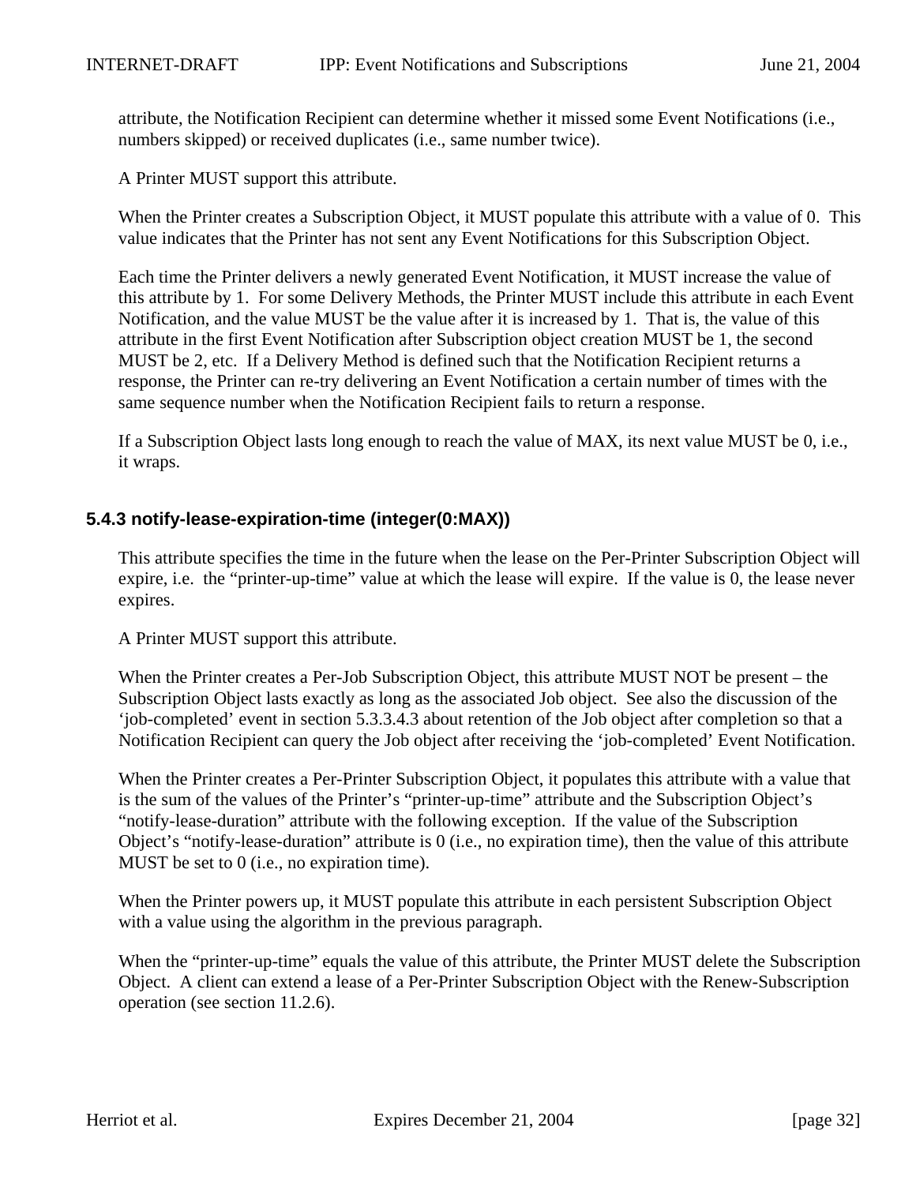attribute, the Notification Recipient can determine whether it missed some Event Notifications (i.e., numbers skipped) or received duplicates (i.e., same number twice).

A Printer MUST support this attribute.

When the Printer creates a Subscription Object, it MUST populate this attribute with a value of 0. This value indicates that the Printer has not sent any Event Notifications for this Subscription Object.

Each time the Printer delivers a newly generated Event Notification, it MUST increase the value of this attribute by 1. For some Delivery Methods, the Printer MUST include this attribute in each Event Notification, and the value MUST be the value after it is increased by 1. That is, the value of this attribute in the first Event Notification after Subscription object creation MUST be 1, the second MUST be 2, etc. If a Delivery Method is defined such that the Notification Recipient returns a response, the Printer can re-try delivering an Event Notification a certain number of times with the same sequence number when the Notification Recipient fails to return a response.

If a Subscription Object lasts long enough to reach the value of MAX, its next value MUST be 0, i.e., it wraps.

### 5.4.3 notify-lease-expiration-time (integer(0:MAX))

This attribute specifies the time in the future when the lease on the Per-Printer Subscription Object will expire, i.e. the "printer-up-time" value at which the lease will expire. If the value is 0, the lease never expires.

A Printer MUST support this attribute.

When the Printer creates a Per-Job Subscription Object, this attribute MUST NOT be present – the Subscription Object lasts exactly as long as the associated Job object. See also the discussion of the 'job-completed' event in section 5.3.3.4.3 about retention of the Job object after completion so that a Notification Recipient can query the Job object after receiving the 'job-completed' Event Notification.

When the Printer creates a Per-Printer Subscription Object, it populates this attribute with a value that is the sum of the values of the Printer's "printer-up-time" attribute and the Subscription Object's "notify-lease-duration" attribute with the following exception. If the value of the Subscription Object's "notify-lease-duration" attribute is 0 (i.e., no expiration time), then the value of this attribute MUST be set to 0 (i.e., no expiration time).

When the Printer powers up, it MUST populate this attribute in each persistent Subscription Object with a value using the algorithm in the previous paragraph.

When the "printer-up-time" equals the value of this attribute, the Printer MUST delete the Subscription Object. A client can extend a lease of a Per-Printer Subscription Object with the Renew-Subscription operation (see section 11.2.6).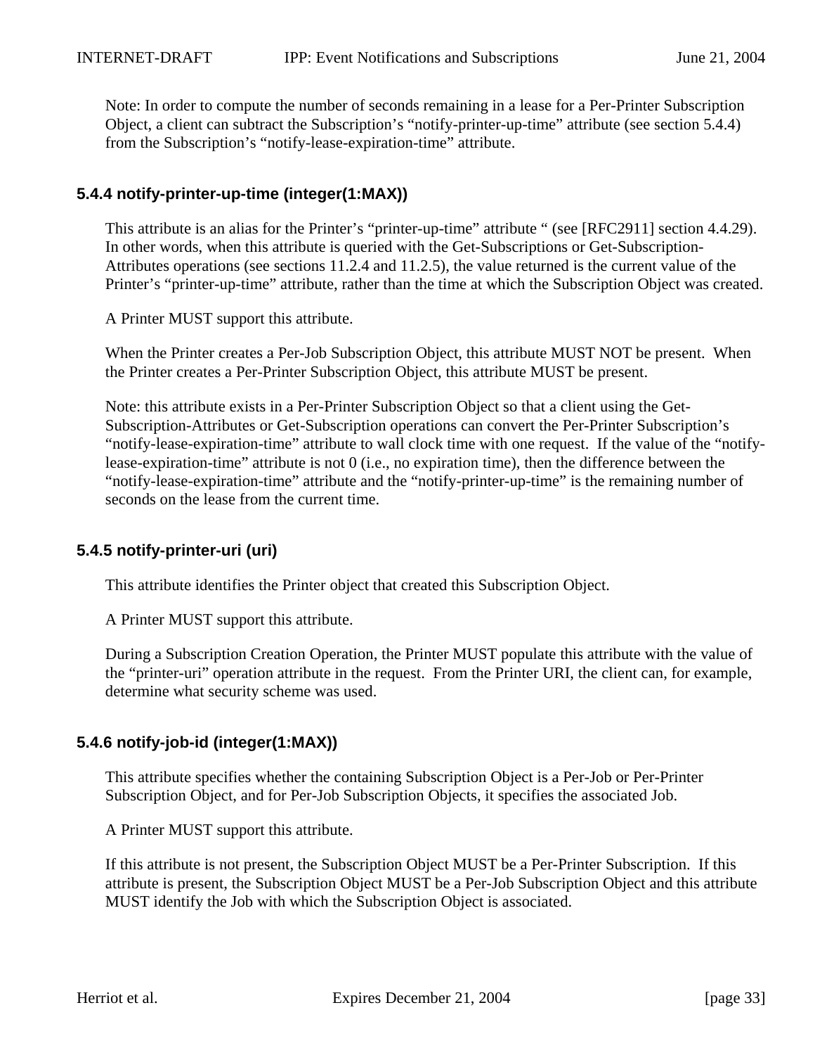Note: In order to compute the number of seconds remaining in a lease for a Per-Printer Subscription Object, a client can subtract the Subscription's "notify-printer-up-time" attribute (see section 5.4.4) from the Subscription's "notify-lease-expiration-time" attribute.

### 5.4.4 notify-printer-up-time (integer(1:MAX))

This attribute is an alias for the Printer's "printer-up-time" attribute " (see [RFC2911] section 4.4.29). In other words, when this attribute is queried with the Get-Subscriptions or Get-Subscription-Attributes operations (see sections 11.2.4 and 11.2.5), the value returned is the current value of the Printer's "printer-up-time" attribute, rather than the time at which the Subscription Object was created.

A Printer MUST support this attribute.

When the Printer creates a Per-Job Subscription Object, this attribute MUST NOT be present. When the Printer creates a Per-Printer Subscription Object, this attribute MUST be present.

Note: this attribute exists in a Per-Printer Subscription Object so that a client using the Get-Subscription-Attributes or Get-Subscription operations can convert the Per-Printer Subscription's "notify-lease-expiration-time" attribute to wall clock time with one request. If the value of the "notify-lease-expiration-time" attribute is not 0 (i.e., no expiration time), then the difference between the "notify-lease-expiration-time" attribute and the "notify-printer-up-time" is the remaining number of seconds on the lease from the current time.

### 5.4.5 notify-printer-uri (uri)

This attribute identifies the Printer object that created this Subscription Object.

A Printer MUST support this attribute.

During a Subscription Creation Operation, the Printer MUST populate this attribute with the value of the "printer-uri" operation attribute in the request. From the Printer URI, the client can, for example, determine what security scheme was used.

### 5.4.6 notify-job-id (integer(1:MAX))

This attribute specifies whether the containing Subscription Object is a Per-Job or Per-Printer Subscription Object, and for Per-Job Subscription Objects, it specifies the associated Job.

A Printer MUST support this attribute.

If this attribute is not present, the Subscription Object MUST be a Per-Printer Subscription. If this attribute is present, the Subscription Object MUST be a Per-Job Subscription Object and this attribute MUST identify the Job with which the Subscription Object is associated.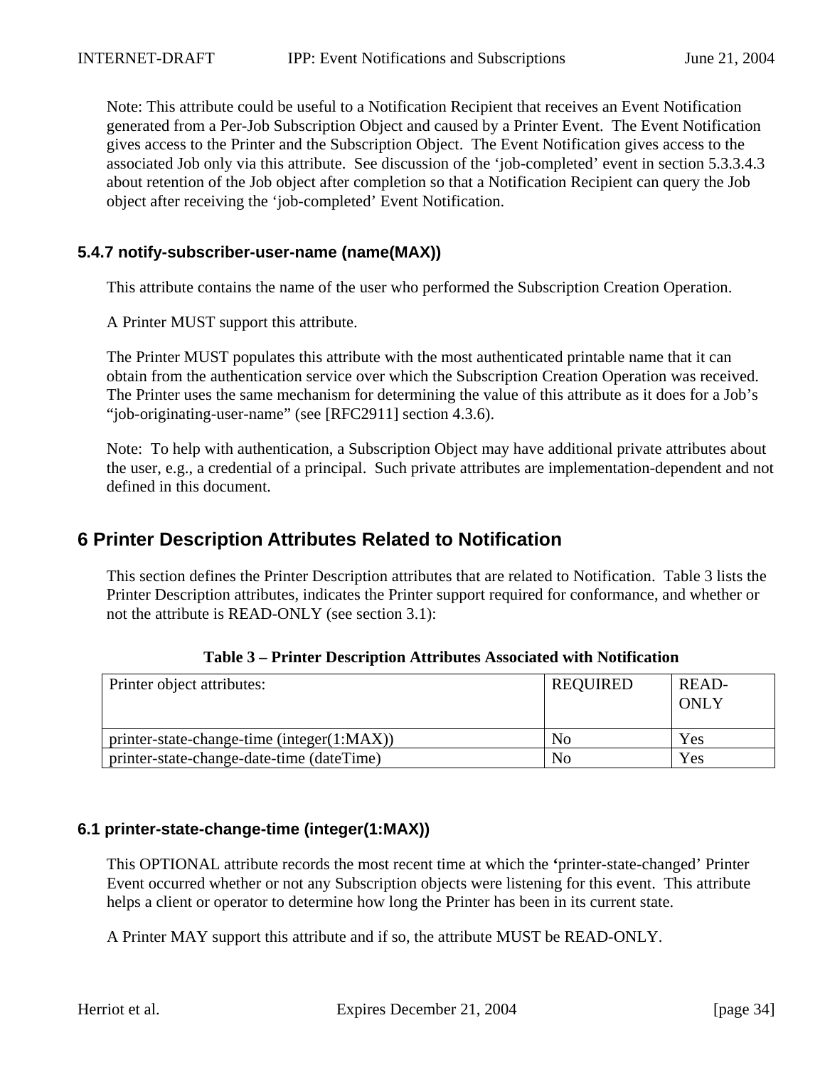Note: This attribute could be useful to a Notification Recipient that receives an Event Notification generated from a Per-Job Subscription Object and caused by a Printer Event. The Event Notification gives access to the Printer and the Subscription Object. The Event Notification gives access to the associated Job only via this attribute. See discussion of the 'job-completed' event in section 5.3.3.4.3 about retention of the Job object after completion so that a Notification Recipient can query the Job object after receiving the 'job-completed' Event Notification.

### 5.4.7 notify-subscriber-user-name (name(MAX))

This attribute contains the name of the user who performed the Subscription Creation Operation.

A Printer MUST support this attribute.

The Printer MUST populates this attribute with the most authenticated printable name that it can obtain from the authentication service over which the Subscription Creation Operation was received. The Printer uses the same mechanism for determining the value of this attribute as it does for a Job's "job-originating-user-name" (see [RFC2911] section 4.3.6).

Note: To help with authentication, a Subscription Object may have additional private attributes about the user, e.g., a credential of a principal. Such private attributes are implementation-dependent and not defined in this document.

## 6 Printer Description Attributes Related to Notification

This section defines the Printer Description attributes that are related to Notification. Table 3 lists the Printer Description attributes, indicates the Printer support required for conformance, and whether or not the attribute is READ-ONLY (see section 3.1):

**Table 3 – Printer Description Attributes Associated with Notification**

| Printer object attributes: | REQUIRED | READ-ONLY |
|---|---|---|
| printer-state-change-time (integer(1:MAX)) | No | Yes |
| printer-state-change-date-time (dateTime) | No | Yes |

### 6.1 printer-state-change-time (integer(1:MAX))

This OPTIONAL attribute records the most recent time at which the 'printer-state-changed' Printer Event occurred whether or not any Subscription objects were listening for this event. This attribute helps a client or operator to determine how long the Printer has been in its current state.

A Printer MAY support this attribute and if so, the attribute MUST be READ-ONLY.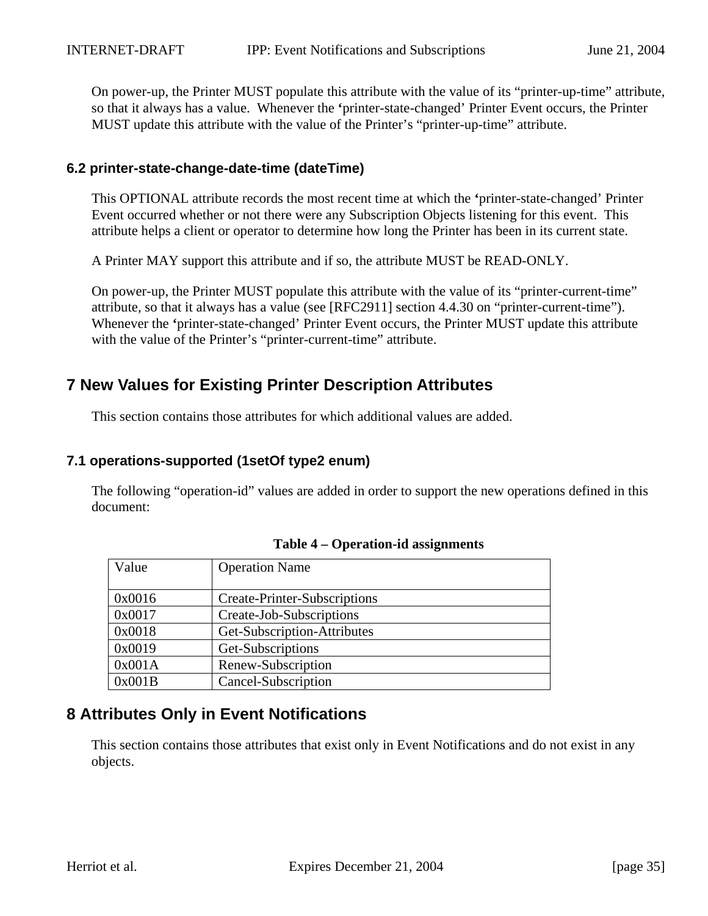On power-up, the Printer MUST populate this attribute with the value of its “printer-up-time” attribute, so that it always has a value. Whenever the ‘printer-state-changed’ Printer Event occurs, the Printer MUST update this attribute with the value of the Printer’s “printer-up-time” attribute.

### 6.2 printer-state-change-date-time (dateTime)

This OPTIONAL attribute records the most recent time at which the ‘printer-state-changed’ Printer Event occurred whether or not there were any Subscription Objects listening for this event. This attribute helps a client or operator to determine how long the Printer has been in its current state.

A Printer MAY support this attribute and if so, the attribute MUST be READ-ONLY.

On power-up, the Printer MUST populate this attribute with the value of its “printer-current-time” attribute, so that it always has a value (see [RFC2911] section 4.4.30 on “printer-current-time”). Whenever the ‘printer-state-changed’ Printer Event occurs, the Printer MUST update this attribute with the value of the Printer’s “printer-current-time” attribute.

## 7 New Values for Existing Printer Description Attributes

This section contains those attributes for which additional values are added.

### 7.1 operations-supported (1setOf type2 enum)

The following “operation-id” values are added in order to support the new operations defined in this document:

**Table 4 – Operation-id assignments**

| Value | Operation Name |
|---|---|
| 0x0016 | Create-Printer-Subscriptions |
| 0x0017 | Create-Job-Subscriptions |
| 0x0018 | Get-Subscription-Attributes |
| 0x0019 | Get-Subscriptions |
| 0x001A | Renew-Subscription |
| 0x001B | Cancel-Subscription |

## 8 Attributes Only in Event Notifications

This section contains those attributes that exist only in Event Notifications and do not exist in any objects.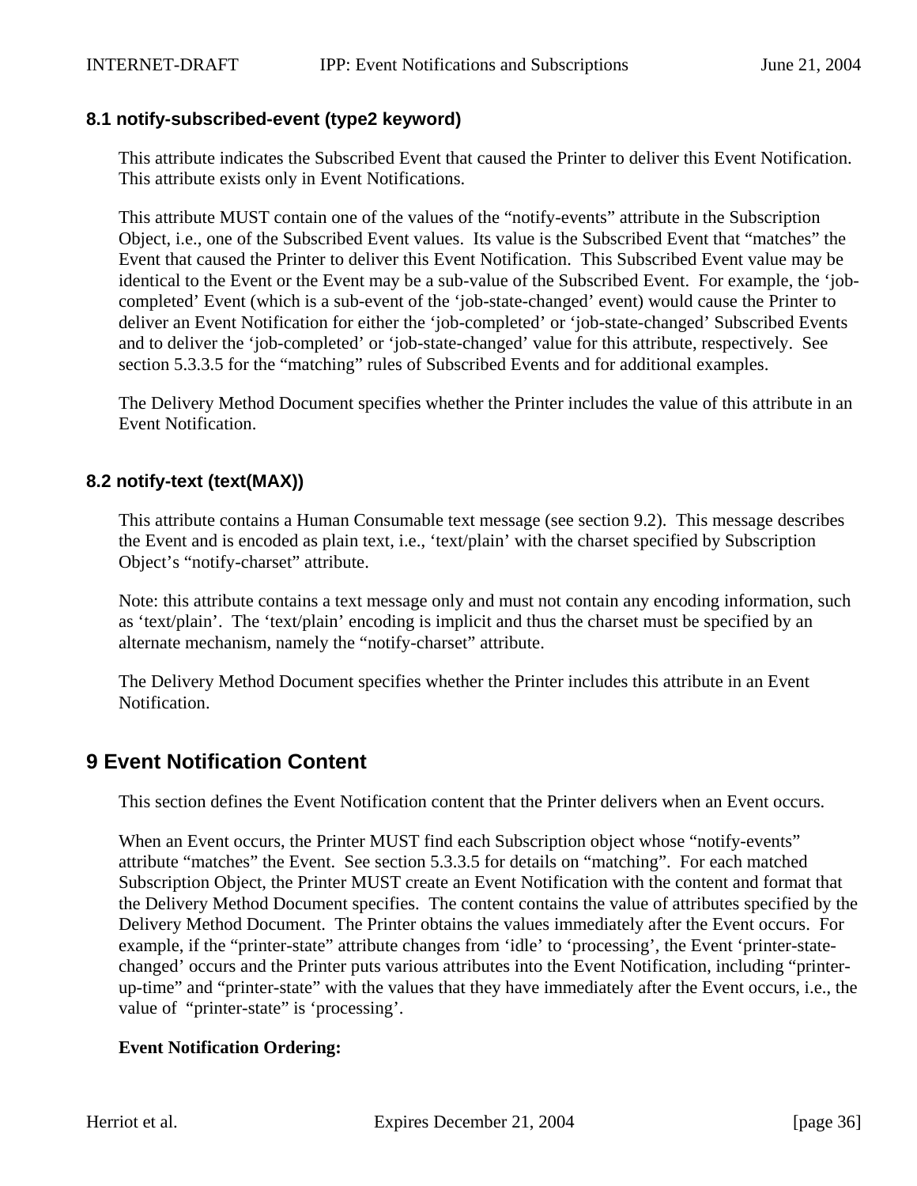### 8.1 notify-subscribed-event (type2 keyword)

This attribute indicates the Subscribed Event that caused the Printer to deliver this Event Notification. This attribute exists only in Event Notifications.

This attribute MUST contain one of the values of the “notify-events” attribute in the Subscription Object, i.e., one of the Subscribed Event values. Its value is the Subscribed Event that “matches” the Event that caused the Printer to deliver this Event Notification. This Subscribed Event value may be identical to the Event or the Event may be a sub-value of the Subscribed Event. For example, the ‘job-completed’ Event (which is a sub-event of the ‘job-state-changed’ event) would cause the Printer to deliver an Event Notification for either the ‘job-completed’ or ‘job-state-changed’ Subscribed Events and to deliver the ‘job-completed’ or ‘job-state-changed’ value for this attribute, respectively. See section 5.3.3.5 for the “matching” rules of Subscribed Events and for additional examples.

The Delivery Method Document specifies whether the Printer includes the value of this attribute in an Event Notification.

### 8.2 notify-text (text(MAX))

This attribute contains a Human Consumable text message (see section 9.2). This message describes the Event and is encoded as plain text, i.e., ‘text/plain’ with the charset specified by Subscription Object’s “notify-charset” attribute.

Note: this attribute contains a text message only and must not contain any encoding information, such as ‘text/plain’. The ‘text/plain’ encoding is implicit and thus the charset must be specified by an alternate mechanism, namely the “notify-charset” attribute.

The Delivery Method Document specifies whether the Printer includes this attribute in an Event Notification.

## 9 Event Notification Content

This section defines the Event Notification content that the Printer delivers when an Event occurs.

When an Event occurs, the Printer MUST find each Subscription object whose “notify-events” attribute “matches” the Event. See section 5.3.3.5 for details on “matching”. For each matched Subscription Object, the Printer MUST create an Event Notification with the content and format that the Delivery Method Document specifies. The content contains the value of attributes specified by the Delivery Method Document. The Printer obtains the values immediately after the Event occurs. For example, if the “printer-state” attribute changes from ‘idle’ to ‘processing’, the Event ‘printer-state-changed’ occurs and the Printer puts various attributes into the Event Notification, including “printer-up-time” and “printer-state” with the values that they have immediately after the Event occurs, i.e., the value of “printer-state” is ‘processing’.

**Event Notification Ordering:**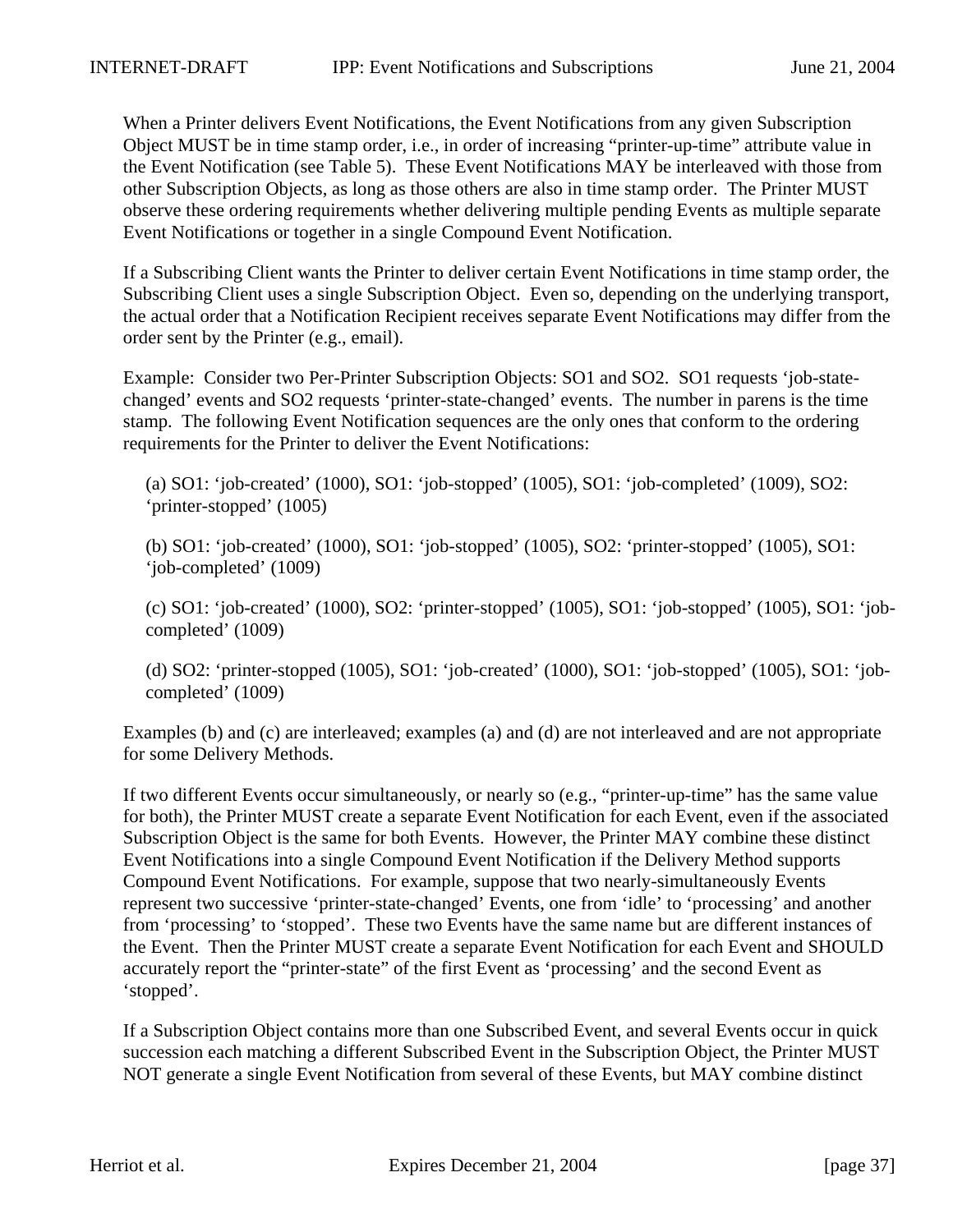When a Printer delivers Event Notifications, the Event Notifications from any given Subscription Object MUST be in time stamp order, i.e., in order of increasing "printer-up-time" attribute value in the Event Notification (see Table 5). These Event Notifications MAY be interleaved with those from other Subscription Objects, as long as those others are also in time stamp order. The Printer MUST observe these ordering requirements whether delivering multiple pending Events as multiple separate Event Notifications or together in a single Compound Event Notification.

If a Subscribing Client wants the Printer to deliver certain Event Notifications in time stamp order, the Subscribing Client uses a single Subscription Object. Even so, depending on the underlying transport, the actual order that a Notification Recipient receives separate Event Notifications may differ from the order sent by the Printer (e.g., email).

Example: Consider two Per-Printer Subscription Objects: SO1 and SO2. SO1 requests 'job-state-changed' events and SO2 requests 'printer-state-changed' events. The number in parens is the time stamp. The following Event Notification sequences are the only ones that conform to the ordering requirements for the Printer to deliver the Event Notifications:

(a) SO1: 'job-created' (1000), SO1: 'job-stopped' (1005), SO1: 'job-completed' (1009), SO2: 'printer-stopped' (1005)

(b) SO1: 'job-created' (1000), SO1: 'job-stopped' (1005), SO2: 'printer-stopped' (1005), SO1: 'job-completed' (1009)

(c) SO1: 'job-created' (1000), SO2: 'printer-stopped' (1005), SO1: 'job-stopped' (1005), SO1: 'job-completed' (1009)

(d) SO2: 'printer-stopped (1005), SO1: 'job-created' (1000), SO1: 'job-stopped' (1005), SO1: 'job-completed' (1009)

Examples (b) and (c) are interleaved; examples (a) and (d) are not interleaved and are not appropriate for some Delivery Methods.

If two different Events occur simultaneously, or nearly so (e.g., "printer-up-time" has the same value for both), the Printer MUST create a separate Event Notification for each Event, even if the associated Subscription Object is the same for both Events. However, the Printer MAY combine these distinct Event Notifications into a single Compound Event Notification if the Delivery Method supports Compound Event Notifications. For example, suppose that two nearly-simultaneously Events represent two successive 'printer-state-changed' Events, one from 'idle' to 'processing' and another from 'processing' to 'stopped'. These two Events have the same name but are different instances of the Event. Then the Printer MUST create a separate Event Notification for each Event and SHOULD accurately report the "printer-state" of the first Event as 'processing' and the second Event as 'stopped'.

If a Subscription Object contains more than one Subscribed Event, and several Events occur in quick succession each matching a different Subscribed Event in the Subscription Object, the Printer MUST NOT generate a single Event Notification from several of these Events, but MAY combine distinct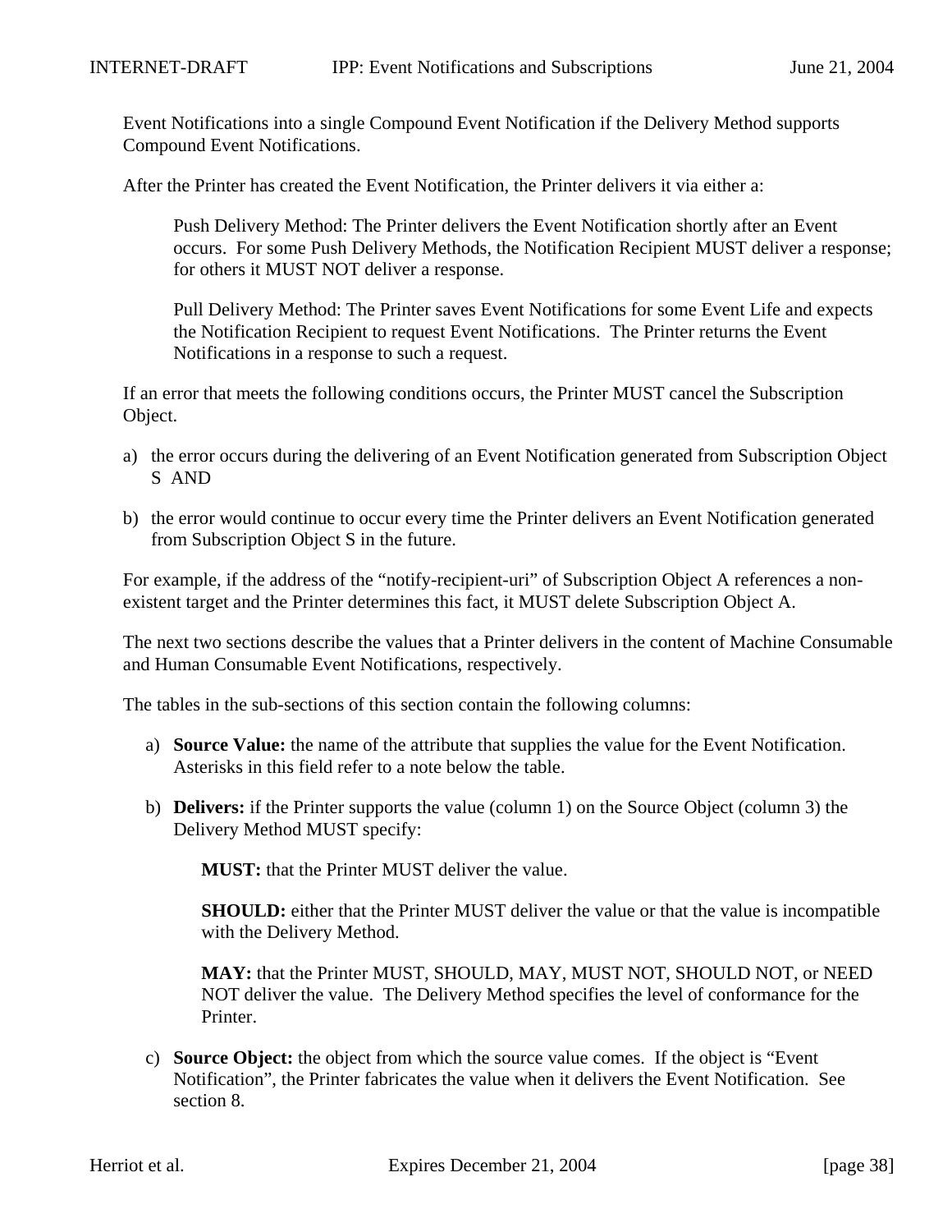Event Notifications into a single Compound Event Notification if the Delivery Method supports Compound Event Notifications.

After the Printer has created the Event Notification, the Printer delivers it via either a:

> Push Delivery Method: The Printer delivers the Event Notification shortly after an Event occurs. For some Push Delivery Methods, the Notification Recipient MUST deliver a response; for others it MUST NOT deliver a response.
>
> Pull Delivery Method: The Printer saves Event Notifications for some Event Life and expects the Notification Recipient to request Event Notifications. The Printer returns the Event Notifications in a response to such a request.

If an error that meets the following conditions occurs, the Printer MUST cancel the Subscription Object.

a) the error occurs during the delivering of an Event Notification generated from Subscription Object S AND

b) the error would continue to occur every time the Printer delivers an Event Notification generated from Subscription Object S in the future.

For example, if the address of the "notify-recipient-uri" of Subscription Object A references a non-existent target and the Printer determines this fact, it MUST delete Subscription Object A.

The next two sections describe the values that a Printer delivers in the content of Machine Consumable and Human Consumable Event Notifications, respectively.

The tables in the sub-sections of this section contain the following columns:

a) **Source Value:** the name of the attribute that supplies the value for the Event Notification. Asterisks in this field refer to a note below the table.

b) **Delivers:** if the Printer supports the value (column 1) on the Source Object (column 3) the Delivery Method MUST specify:

   **MUST:** that the Printer MUST deliver the value.

   **SHOULD:** either that the Printer MUST deliver the value or that the value is incompatible with the Delivery Method.

   **MAY:** that the Printer MUST, SHOULD, MAY, MUST NOT, SHOULD NOT, or NEED NOT deliver the value. The Delivery Method specifies the level of conformance for the Printer.

c) **Source Object:** the object from which the source value comes. If the object is "Event Notification", the Printer fabricates the value when it delivers the Event Notification. See section 8.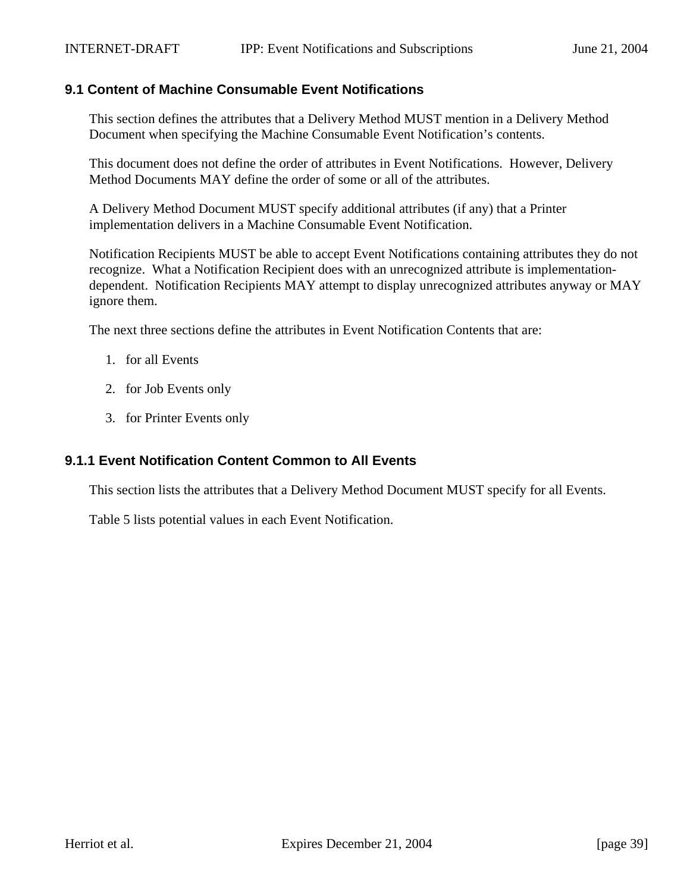### 9.1 Content of Machine Consumable Event Notifications

This section defines the attributes that a Delivery Method MUST mention in a Delivery Method Document when specifying the Machine Consumable Event Notification's contents.

This document does not define the order of attributes in Event Notifications. However, Delivery Method Documents MAY define the order of some or all of the attributes.

A Delivery Method Document MUST specify additional attributes (if any) that a Printer implementation delivers in a Machine Consumable Event Notification.

Notification Recipients MUST be able to accept Event Notifications containing attributes they do not recognize. What a Notification Recipient does with an unrecognized attribute is implementation-dependent. Notification Recipients MAY attempt to display unrecognized attributes anyway or MAY ignore them.

The next three sections define the attributes in Event Notification Contents that are:

1. for all Events

2. for Job Events only

3. for Printer Events only

#### 9.1.1 Event Notification Content Common to All Events

This section lists the attributes that a Delivery Method Document MUST specify for all Events.

Table 5 lists potential values in each Event Notification.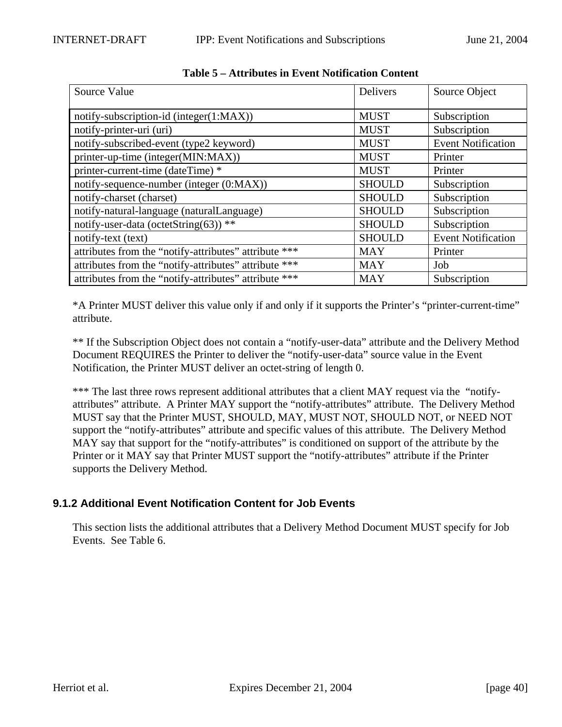**Table 5 – Attributes in Event Notification Content**

| Source Value | Delivers | Source Object |
|---|---|---|
| notify-subscription-id (integer(1:MAX)) | MUST | Subscription |
| notify-printer-uri (uri) | MUST | Subscription |
| notify-subscribed-event (type2 keyword) | MUST | Event Notification |
| printer-up-time (integer(MIN:MAX)) | MUST | Printer |
| printer-current-time (dateTime) * | MUST | Printer |
| notify-sequence-number (integer (0:MAX)) | SHOULD | Subscription |
| notify-charset (charset) | SHOULD | Subscription |
| notify-natural-language (naturalLanguage) | SHOULD | Subscription |
| notify-user-data (octetString(63)) ** | SHOULD | Subscription |
| notify-text (text) | SHOULD | Event Notification |
| attributes from the “notify-attributes” attribute *** | MAY | Printer |
| attributes from the “notify-attributes” attribute *** | MAY | Job |
| attributes from the “notify-attributes” attribute *** | MAY | Subscription |

*A Printer MUST deliver this value only if and only if it supports the Printer’s “printer-current-time” attribute.

** If the Subscription Object does not contain a “notify-user-data” attribute and the Delivery Method Document REQUIRES the Printer to deliver the “notify-user-data” source value in the Event Notification, the Printer MUST deliver an octet-string of length 0.

*** The last three rows represent additional attributes that a client MAY request via the “notify-attributes” attribute. A Printer MAY support the “notify-attributes” attribute. The Delivery Method MUST say that the Printer MUST, SHOULD, MAY, MUST NOT, SHOULD NOT, or NEED NOT support the “notify-attributes” attribute and specific values of this attribute. The Delivery Method MAY say that support for the “notify-attributes” is conditioned on support of the attribute by the Printer or it MAY say that Printer MUST support the “notify-attributes” attribute if the Printer supports the Delivery Method.

### 9.1.2 Additional Event Notification Content for Job Events

This section lists the additional attributes that a Delivery Method Document MUST specify for Job Events. See Table 6.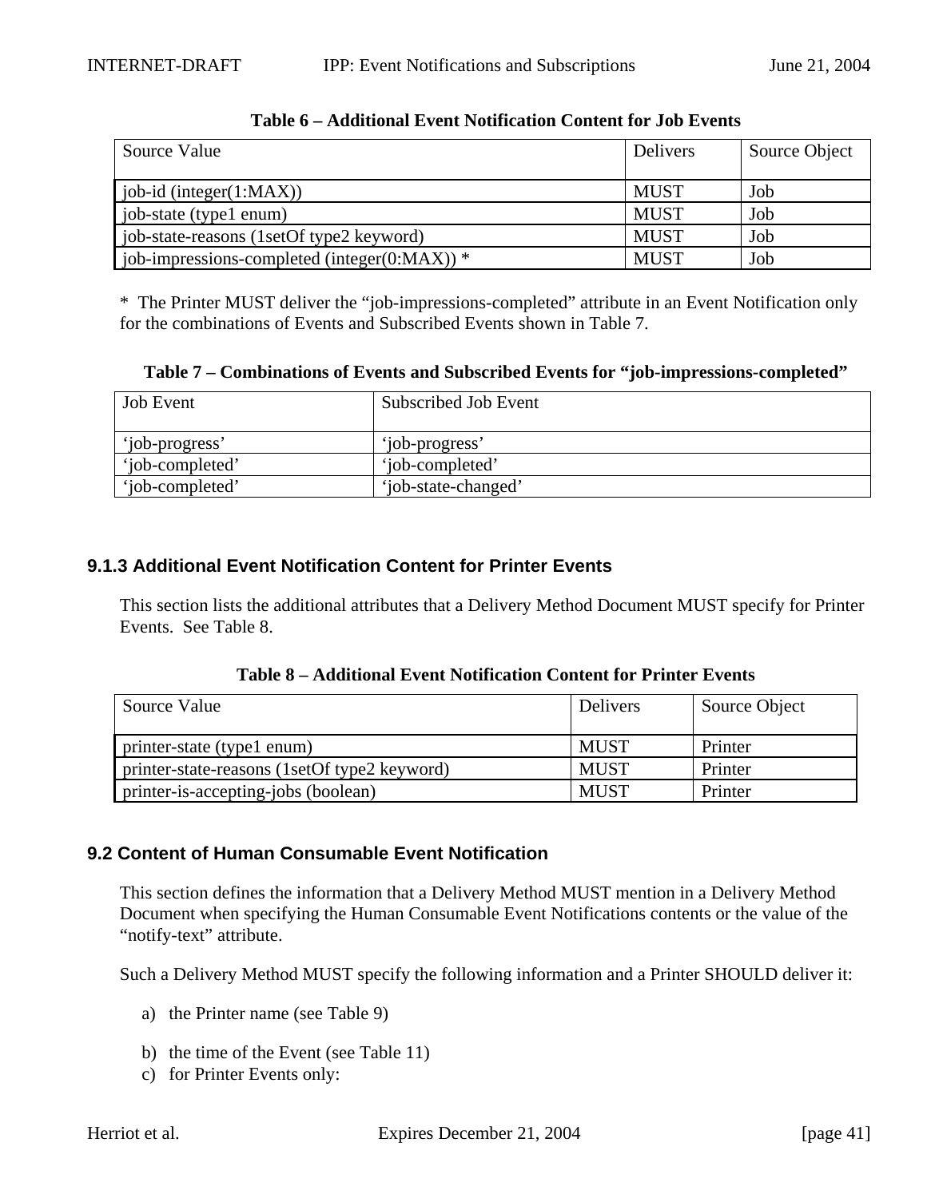**Table 6 – Additional Event Notification Content for Job Events**

| Source Value | Delivers | Source Object |
|---|---|---|
| job-id (integer(1:MAX)) | MUST | Job |
| job-state (type1 enum) | MUST | Job |
| job-state-reasons (1setOf type2 keyword) | MUST | Job |
| job-impressions-completed (integer(0:MAX)) * | MUST | Job |

* The Printer MUST deliver the “job-impressions-completed” attribute in an Event Notification only for the combinations of Events and Subscribed Events shown in Table 7.

**Table 7 – Combinations of Events and Subscribed Events for “job-impressions-completed”**

| Job Event | Subscribed Job Event |
|---|---|
| ‘job-progress’ | ‘job-progress’ |
| ‘job-completed’ | ‘job-completed’ |
| ‘job-completed’ | ‘job-state-changed’ |

### 9.1.3 Additional Event Notification Content for Printer Events

This section lists the additional attributes that a Delivery Method Document MUST specify for Printer Events. See Table 8.

**Table 8 – Additional Event Notification Content for Printer Events**

| Source Value | Delivers | Source Object |
|---|---|---|
| printer-state (type1 enum) | MUST | Printer |
| printer-state-reasons (1setOf type2 keyword) | MUST | Printer |
| printer-is-accepting-jobs (boolean) | MUST | Printer |

## 9.2 Content of Human Consumable Event Notification

This section defines the information that a Delivery Method MUST mention in a Delivery Method Document when specifying the Human Consumable Event Notifications contents or the value of the “notify-text” attribute.

Such a Delivery Method MUST specify the following information and a Printer SHOULD deliver it:

a) the Printer name (see Table 9)

b) the time of the Event (see Table 11)
c) for Printer Events only: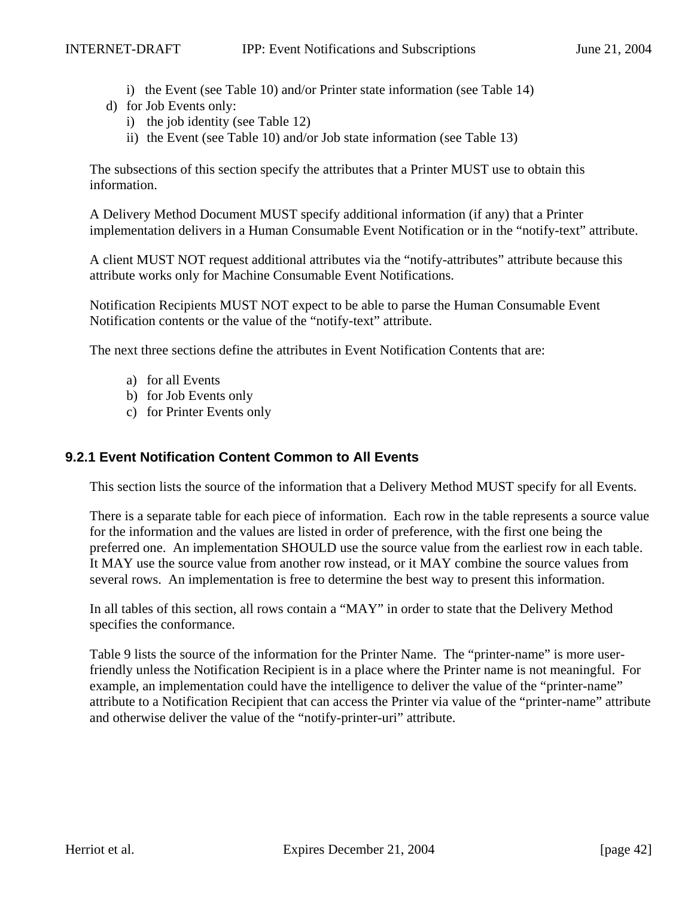i) the Event (see Table 10) and/or Printer state information (see Table 14)

d) for Job Events only:
    i) the job identity (see Table 12)
    ii) the Event (see Table 10) and/or Job state information (see Table 13)

The subsections of this section specify the attributes that a Printer MUST use to obtain this information.

A Delivery Method Document MUST specify additional information (if any) that a Printer implementation delivers in a Human Consumable Event Notification or in the "notify-text" attribute.

A client MUST NOT request additional attributes via the "notify-attributes" attribute because this attribute works only for Machine Consumable Event Notifications.

Notification Recipients MUST NOT expect to be able to parse the Human Consumable Event Notification contents or the value of the "notify-text" attribute.

The next three sections define the attributes in Event Notification Contents that are:

a) for all Events
b) for Job Events only
c) for Printer Events only

### 9.2.1 Event Notification Content Common to All Events

This section lists the source of the information that a Delivery Method MUST specify for all Events.

There is a separate table for each piece of information. Each row in the table represents a source value for the information and the values are listed in order of preference, with the first one being the preferred one. An implementation SHOULD use the source value from the earliest row in each table. It MAY use the source value from another row instead, or it MAY combine the source values from several rows. An implementation is free to determine the best way to present this information.

In all tables of this section, all rows contain a "MAY" in order to state that the Delivery Method specifies the conformance.

Table 9 lists the source of the information for the Printer Name. The "printer-name" is more user-friendly unless the Notification Recipient is in a place where the Printer name is not meaningful. For example, an implementation could have the intelligence to deliver the value of the "printer-name" attribute to a Notification Recipient that can access the Printer via value of the "printer-name" attribute and otherwise deliver the value of the "notify-printer-uri" attribute.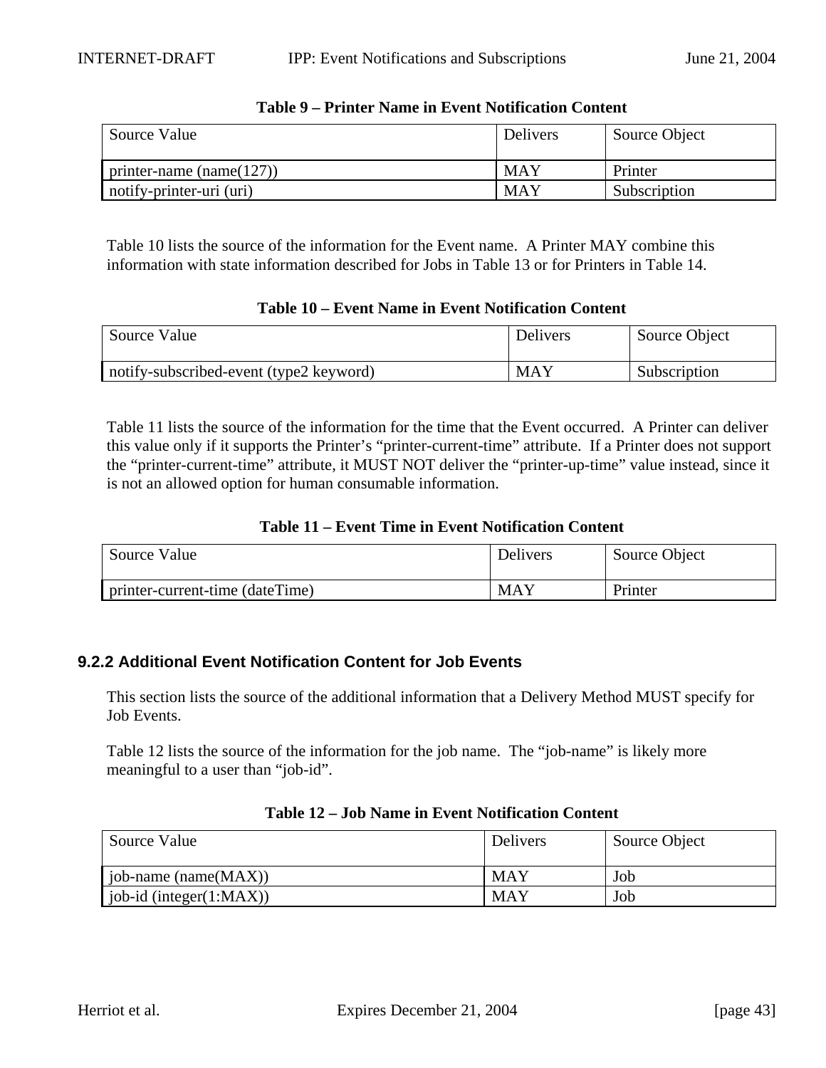**Table 9 – Printer Name in Event Notification Content**

| Source Value | Delivers | Source Object |
|---|---|---|
| printer-name (name(127)) | MAY | Printer |
| notify-printer-uri (uri) | MAY | Subscription |

Table 10 lists the source of the information for the Event name. A Printer MAY combine this information with state information described for Jobs in Table 13 or for Printers in Table 14.

**Table 10 – Event Name in Event Notification Content**

| Source Value | Delivers | Source Object |
|---|---|---|
| notify-subscribed-event (type2 keyword) | MAY | Subscription |

Table 11 lists the source of the information for the time that the Event occurred. A Printer can deliver this value only if it supports the Printer's "printer-current-time" attribute. If a Printer does not support the "printer-current-time" attribute, it MUST NOT deliver the "printer-up-time" value instead, since it is not an allowed option for human consumable information.

**Table 11 – Event Time in Event Notification Content**

| Source Value | Delivers | Source Object |
|---|---|---|
| printer-current-time (dateTime) | MAY | Printer |

### 9.2.2 Additional Event Notification Content for Job Events

This section lists the source of the additional information that a Delivery Method MUST specify for Job Events.

Table 12 lists the source of the information for the job name. The "job-name" is likely more meaningful to a user than "job-id".

**Table 12 – Job Name in Event Notification Content**

| Source Value | Delivers | Source Object |
|---|---|---|
| job-name (name(MAX)) | MAY | Job |
| job-id (integer(1:MAX)) | MAY | Job |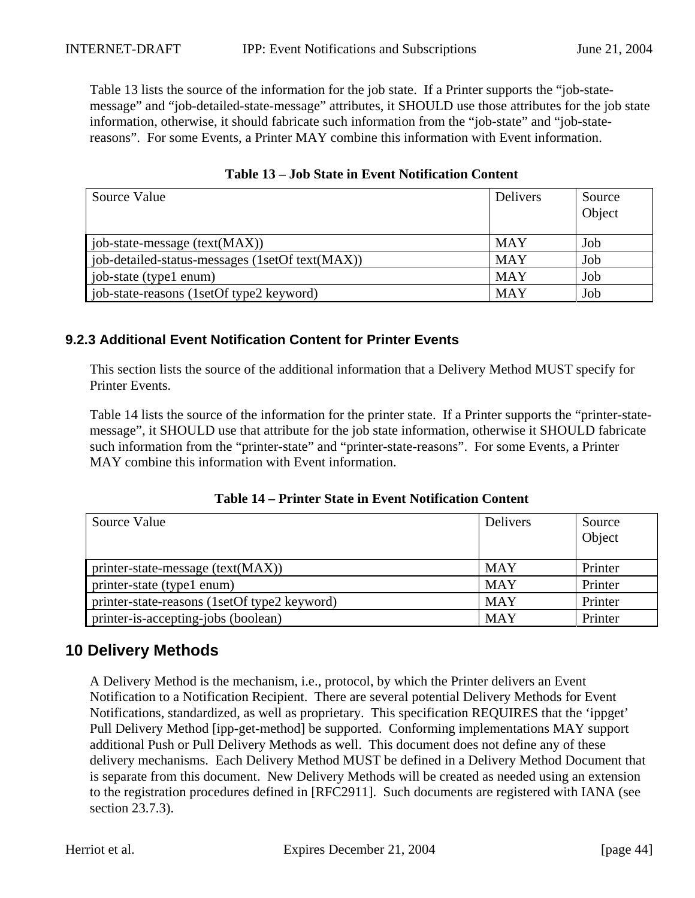Table 13 lists the source of the information for the job state. If a Printer supports the “job-state-message” and “job-detailed-state-message” attributes, it SHOULD use those attributes for the job state information, otherwise, it should fabricate such information from the “job-state” and “job-state-reasons”. For some Events, a Printer MAY combine this information with Event information.

**Table 13 – Job State in Event Notification Content**

| Source Value | Delivers | Source Object |
|---|---|---|
| job-state-message (text(MAX)) | MAY | Job |
| job-detailed-status-messages (1setOf text(MAX)) | MAY | Job |
| job-state (type1 enum) | MAY | Job |
| job-state-reasons (1setOf type2 keyword) | MAY | Job |

### 9.2.3 Additional Event Notification Content for Printer Events

This section lists the source of the additional information that a Delivery Method MUST specify for Printer Events.

Table 14 lists the source of the information for the printer state. If a Printer supports the “printer-state-message”, it SHOULD use that attribute for the job state information, otherwise it SHOULD fabricate such information from the “printer-state” and “printer-state-reasons”. For some Events, a Printer MAY combine this information with Event information.

**Table 14 – Printer State in Event Notification Content**

| Source Value | Delivers | Source Object |
|---|---|---|
| printer-state-message (text(MAX)) | MAY | Printer |
| printer-state (type1 enum) | MAY | Printer |
| printer-state-reasons (1setOf type2 keyword) | MAY | Printer |
| printer-is-accepting-jobs (boolean) | MAY | Printer |

## 10 Delivery Methods

A Delivery Method is the mechanism, i.e., protocol, by which the Printer delivers an Event Notification to a Notification Recipient. There are several potential Delivery Methods for Event Notifications, standardized, as well as proprietary. This specification REQUIRES that the ‘ippget’ Pull Delivery Method [ipp-get-method] be supported. Conforming implementations MAY support additional Push or Pull Delivery Methods as well. This document does not define any of these delivery mechanisms. Each Delivery Method MUST be defined in a Delivery Method Document that is separate from this document. New Delivery Methods will be created as needed using an extension to the registration procedures defined in [RFC2911]. Such documents are registered with IANA (see section 23.7.3).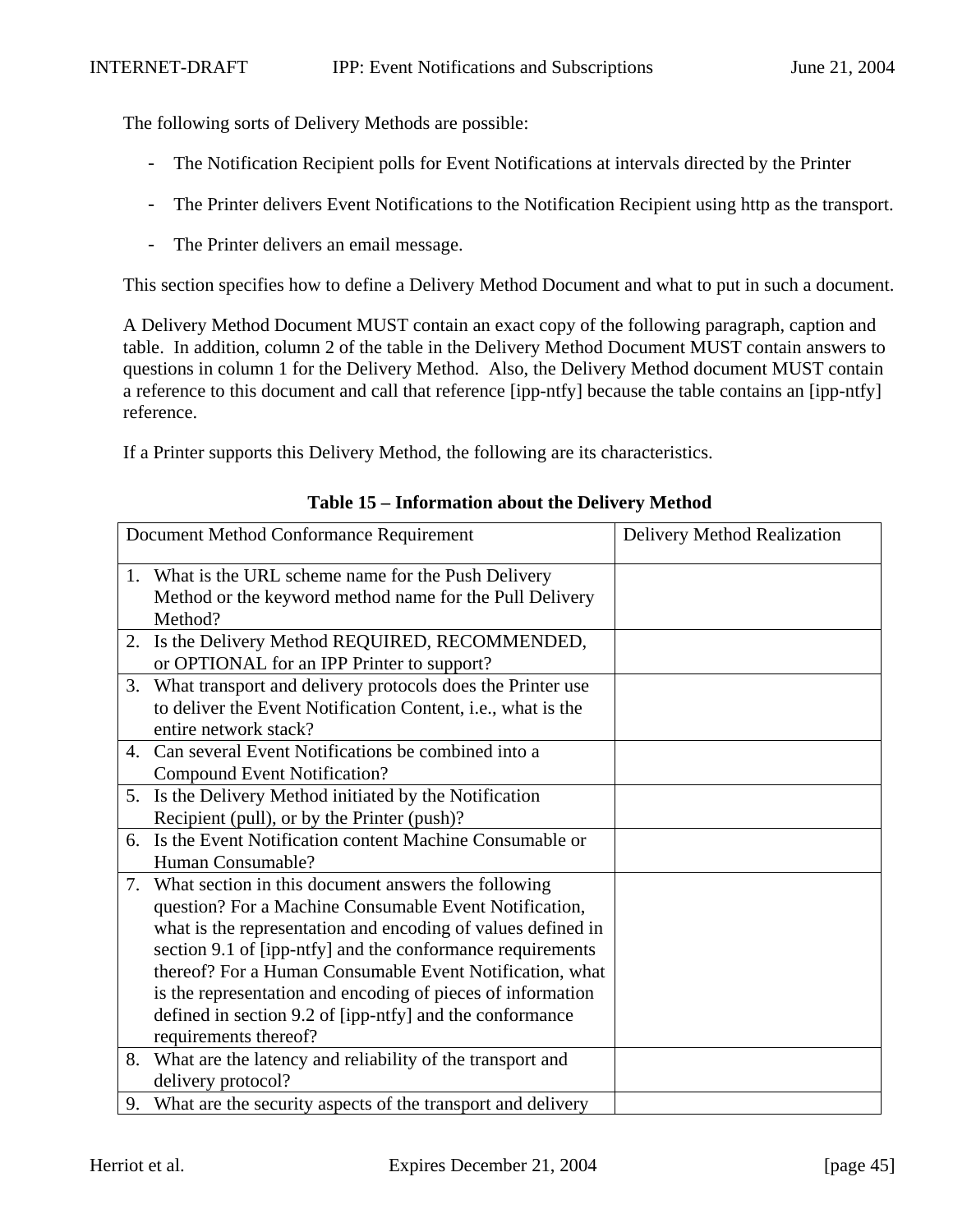The following sorts of Delivery Methods are possible:

- The Notification Recipient polls for Event Notifications at intervals directed by the Printer
- The Printer delivers Event Notifications to the Notification Recipient using http as the transport.
- The Printer delivers an email message.

This section specifies how to define a Delivery Method Document and what to put in such a document.

A Delivery Method Document MUST contain an exact copy of the following paragraph, caption and table. In addition, column 2 of the table in the Delivery Method Document MUST contain answers to questions in column 1 for the Delivery Method. Also, the Delivery Method document MUST contain a reference to this document and call that reference [ipp-ntfy] because the table contains an [ipp-ntfy] reference.

If a Printer supports this Delivery Method, the following are its characteristics.

**Table 15 – Information about the Delivery Method**

| Document Method Conformance Requirement | Delivery Method Realization |
|---|---|
| 1. What is the URL scheme name for the Push Delivery Method or the keyword method name for the Pull Delivery Method? | |
| 2. Is the Delivery Method REQUIRED, RECOMMENDED, or OPTIONAL for an IPP Printer to support? | |
| 3. What transport and delivery protocols does the Printer use to deliver the Event Notification Content, i.e., what is the entire network stack? | |
| 4. Can several Event Notifications be combined into a Compound Event Notification? | |
| 5. Is the Delivery Method initiated by the Notification Recipient (pull), or by the Printer (push)? | |
| 6. Is the Event Notification content Machine Consumable or Human Consumable? | |
| 7. What section in this document answers the following question? For a Machine Consumable Event Notification, what is the representation and encoding of values defined in section 9.1 of [ipp-ntfy] and the conformance requirements thereof? For a Human Consumable Event Notification, what is the representation and encoding of pieces of information defined in section 9.2 of [ipp-ntfy] and the conformance requirements thereof? | |
| 8. What are the latency and reliability of the transport and delivery protocol? | |
| 9. What are the security aspects of the transport and delivery | |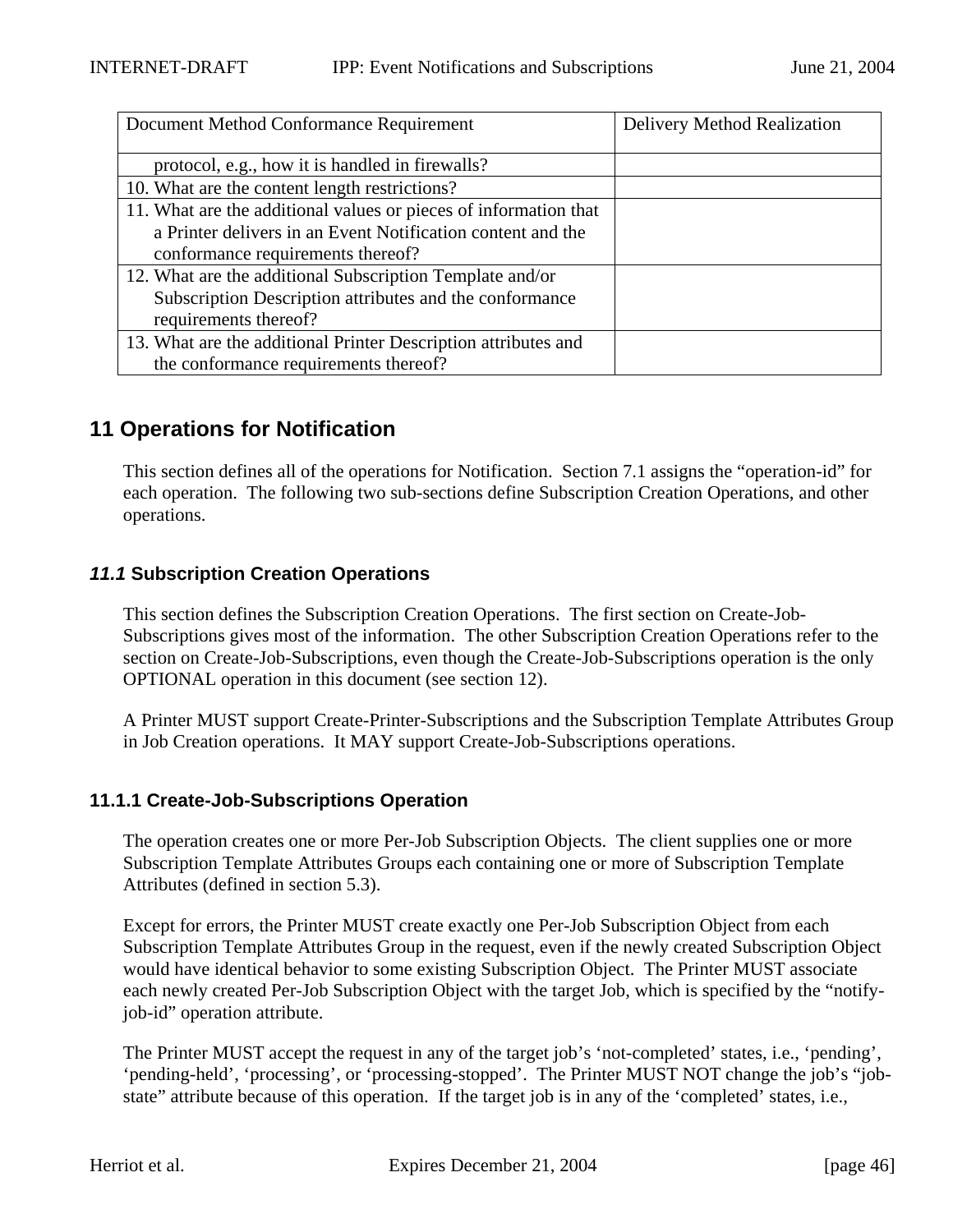| Document Method Conformance Requirement | Delivery Method Realization |
|---|---|
| protocol, e.g., how it is handled in firewalls? | |
| 10. What are the content length restrictions? | |
| 11. What are the additional values or pieces of information that a Printer delivers in an Event Notification content and the conformance requirements thereof? | |
| 12. What are the additional Subscription Template and/or Subscription Description attributes and the conformance requirements thereof? | |
| 13. What are the additional Printer Description attributes and the conformance requirements thereof? | |

# 11 Operations for Notification

This section defines all of the operations for Notification. Section 7.1 assigns the "operation-id" for each operation. The following two sub-sections define Subscription Creation Operations, and other operations.

## *11.1* Subscription Creation Operations

This section defines the Subscription Creation Operations. The first section on Create-Job-Subscriptions gives most of the information. The other Subscription Creation Operations refer to the section on Create-Job-Subscriptions, even though the Create-Job-Subscriptions operation is the only OPTIONAL operation in this document (see section 12).

A Printer MUST support Create-Printer-Subscriptions and the Subscription Template Attributes Group in Job Creation operations. It MAY support Create-Job-Subscriptions operations.

### 11.1.1 Create-Job-Subscriptions Operation

The operation creates one or more Per-Job Subscription Objects. The client supplies one or more Subscription Template Attributes Groups each containing one or more of Subscription Template Attributes (defined in section 5.3).

Except for errors, the Printer MUST create exactly one Per-Job Subscription Object from each Subscription Template Attributes Group in the request, even if the newly created Subscription Object would have identical behavior to some existing Subscription Object. The Printer MUST associate each newly created Per-Job Subscription Object with the target Job, which is specified by the "notify-job-id" operation attribute.

The Printer MUST accept the request in any of the target job's 'not-completed' states, i.e., 'pending', 'pending-held', 'processing', or 'processing-stopped'. The Printer MUST NOT change the job's "job-state" attribute because of this operation. If the target job is in any of the 'completed' states, i.e.,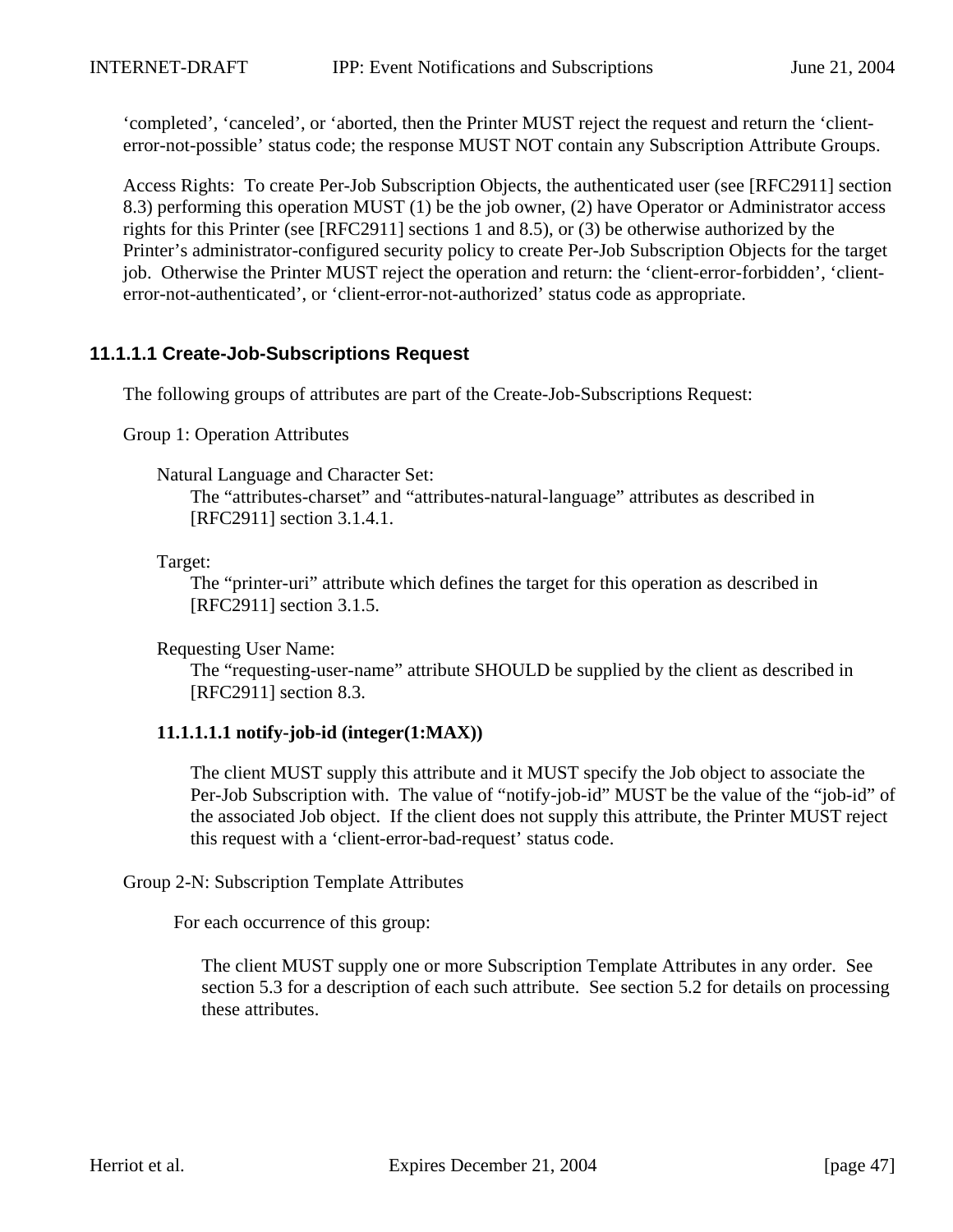'completed', 'canceled', or 'aborted, then the Printer MUST reject the request and return the 'client-error-not-possible' status code; the response MUST NOT contain any Subscription Attribute Groups.

Access Rights: To create Per-Job Subscription Objects, the authenticated user (see [RFC2911] section 8.3) performing this operation MUST (1) be the job owner, (2) have Operator or Administrator access rights for this Printer (see [RFC2911] sections 1 and 8.5), or (3) be otherwise authorized by the Printer's administrator-configured security policy to create Per-Job Subscription Objects for the target job. Otherwise the Printer MUST reject the operation and return: the 'client-error-forbidden', 'client-error-not-authenticated', or 'client-error-not-authorized' status code as appropriate.

### 11.1.1.1 Create-Job-Subscriptions Request

The following groups of attributes are part of the Create-Job-Subscriptions Request:

Group 1: Operation Attributes

Natural Language and Character Set:
The "attributes-charset" and "attributes-natural-language" attributes as described in [RFC2911] section 3.1.4.1.

Target:
The "printer-uri" attribute which defines the target for this operation as described in [RFC2911] section 3.1.5.

Requesting User Name:
The "requesting-user-name" attribute SHOULD be supplied by the client as described in [RFC2911] section 8.3.

**11.1.1.1.1 notify-job-id (integer(1:MAX))**

The client MUST supply this attribute and it MUST specify the Job object to associate the Per-Job Subscription with. The value of "notify-job-id" MUST be the value of the "job-id" of the associated Job object. If the client does not supply this attribute, the Printer MUST reject this request with a 'client-error-bad-request' status code.

Group 2-N: Subscription Template Attributes

For each occurrence of this group:

The client MUST supply one or more Subscription Template Attributes in any order. See section 5.3 for a description of each such attribute. See section 5.2 for details on processing these attributes.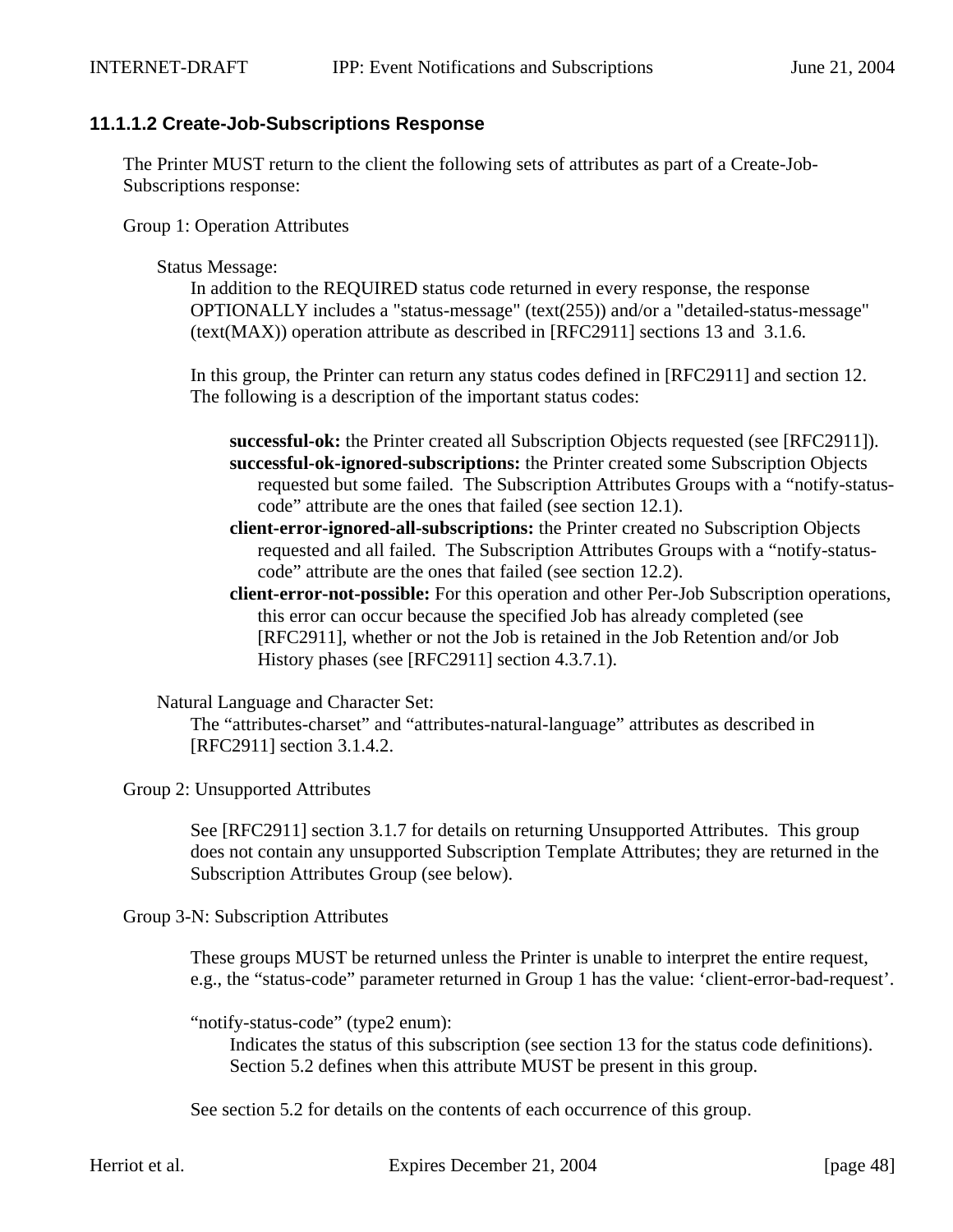#### 11.1.1.2 Create-Job-Subscriptions Response

The Printer MUST return to the client the following sets of attributes as part of a Create-Job-Subscriptions response:

Group 1: Operation Attributes

Status Message:

In addition to the REQUIRED status code returned in every response, the response OPTIONALLY includes a "status-message" (text(255)) and/or a "detailed-status-message" (text(MAX)) operation attribute as described in [RFC2911] sections 13 and 3.1.6.

In this group, the Printer can return any status codes defined in [RFC2911] and section 12. The following is a description of the important status codes:

- **successful-ok:** the Printer created all Subscription Objects requested (see [RFC2911]).
- **successful-ok-ignored-subscriptions:** the Printer created some Subscription Objects requested but some failed. The Subscription Attributes Groups with a "notify-status-code" attribute are the ones that failed (see section 12.1).
- **client-error-ignored-all-subscriptions:** the Printer created no Subscription Objects requested and all failed. The Subscription Attributes Groups with a "notify-status-code" attribute are the ones that failed (see section 12.2).
- **client-error-not-possible:** For this operation and other Per-Job Subscription operations, this error can occur because the specified Job has already completed (see [RFC2911], whether or not the Job is retained in the Job Retention and/or Job History phases (see [RFC2911] section 4.3.7.1).

Natural Language and Character Set:

The "attributes-charset" and "attributes-natural-language" attributes as described in [RFC2911] section 3.1.4.2.

Group 2: Unsupported Attributes

See [RFC2911] section 3.1.7 for details on returning Unsupported Attributes. This group does not contain any unsupported Subscription Template Attributes; they are returned in the Subscription Attributes Group (see below).

Group 3-N: Subscription Attributes

These groups MUST be returned unless the Printer is unable to interpret the entire request, e.g., the "status-code" parameter returned in Group 1 has the value: 'client-error-bad-request'.

"notify-status-code" (type2 enum):

Indicates the status of this subscription (see section 13 for the status code definitions). Section 5.2 defines when this attribute MUST be present in this group.

See section 5.2 for details on the contents of each occurrence of this group.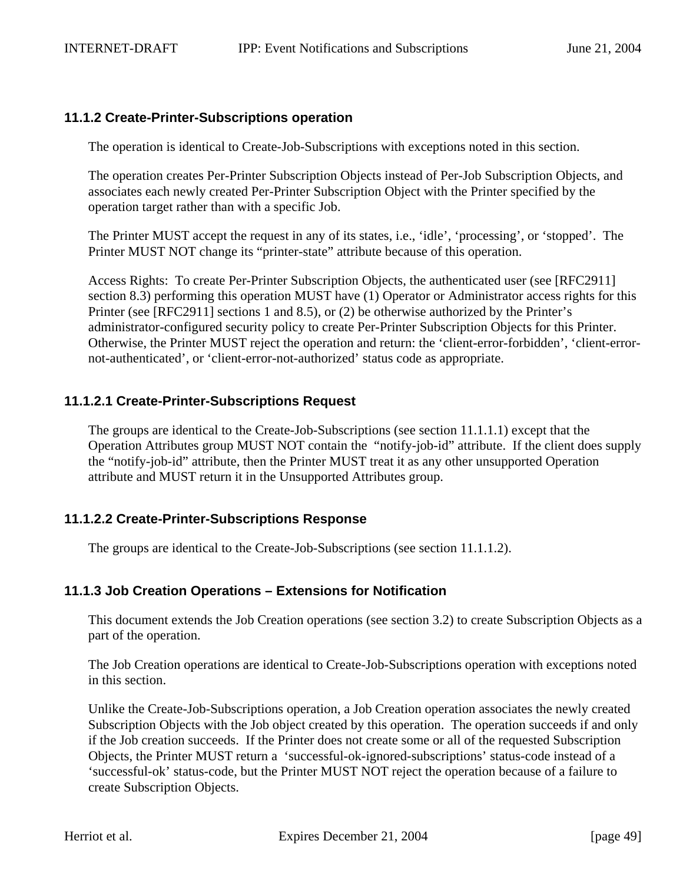### 11.1.2 Create-Printer-Subscriptions operation

The operation is identical to Create-Job-Subscriptions with exceptions noted in this section.

The operation creates Per-Printer Subscription Objects instead of Per-Job Subscription Objects, and associates each newly created Per-Printer Subscription Object with the Printer specified by the operation target rather than with a specific Job.

The Printer MUST accept the request in any of its states, i.e., ‘idle’, ‘processing’, or ‘stopped’. The Printer MUST NOT change its “printer-state” attribute because of this operation.

Access Rights: To create Per-Printer Subscription Objects, the authenticated user (see [RFC2911] section 8.3) performing this operation MUST have (1) Operator or Administrator access rights for this Printer (see [RFC2911] sections 1 and 8.5), or (2) be otherwise authorized by the Printer’s administrator-configured security policy to create Per-Printer Subscription Objects for this Printer. Otherwise, the Printer MUST reject the operation and return: the ‘client-error-forbidden’, ‘client-error-not-authenticated’, or ‘client-error-not-authorized’ status code as appropriate.

#### 11.1.2.1 Create-Printer-Subscriptions Request

The groups are identical to the Create-Job-Subscriptions (see section 11.1.1.1) except that the Operation Attributes group MUST NOT contain the “notify-job-id” attribute. If the client does supply the “notify-job-id” attribute, then the Printer MUST treat it as any other unsupported Operation attribute and MUST return it in the Unsupported Attributes group.

#### 11.1.2.2 Create-Printer-Subscriptions Response

The groups are identical to the Create-Job-Subscriptions (see section 11.1.1.2).

### 11.1.3 Job Creation Operations – Extensions for Notification

This document extends the Job Creation operations (see section 3.2) to create Subscription Objects as a part of the operation.

The Job Creation operations are identical to Create-Job-Subscriptions operation with exceptions noted in this section.

Unlike the Create-Job-Subscriptions operation, a Job Creation operation associates the newly created Subscription Objects with the Job object created by this operation. The operation succeeds if and only if the Job creation succeeds. If the Printer does not create some or all of the requested Subscription Objects, the Printer MUST return a ‘successful-ok-ignored-subscriptions’ status-code instead of a ‘successful-ok’ status-code, but the Printer MUST NOT reject the operation because of a failure to create Subscription Objects.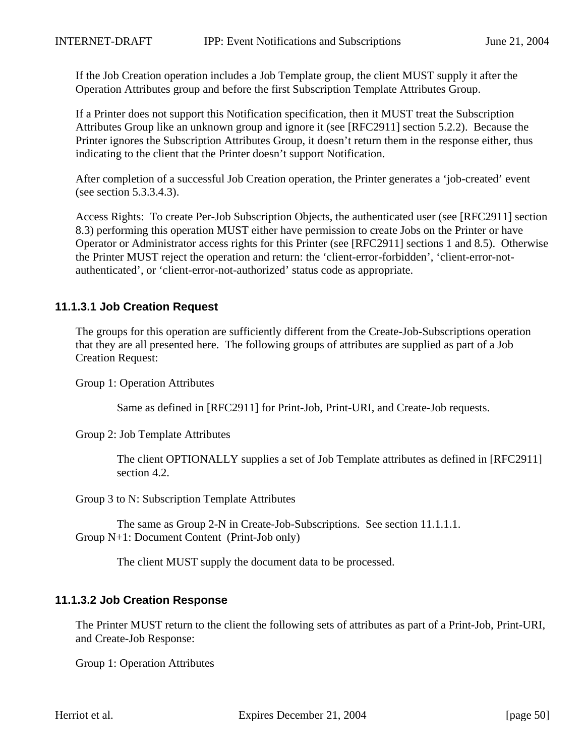If the Job Creation operation includes a Job Template group, the client MUST supply it after the Operation Attributes group and before the first Subscription Template Attributes Group.

If a Printer does not support this Notification specification, then it MUST treat the Subscription Attributes Group like an unknown group and ignore it (see [RFC2911] section 5.2.2). Because the Printer ignores the Subscription Attributes Group, it doesn't return them in the response either, thus indicating to the client that the Printer doesn't support Notification.

After completion of a successful Job Creation operation, the Printer generates a 'job-created' event (see section 5.3.3.4.3).

Access Rights: To create Per-Job Subscription Objects, the authenticated user (see [RFC2911] section 8.3) performing this operation MUST either have permission to create Jobs on the Printer or have Operator or Administrator access rights for this Printer (see [RFC2911] sections 1 and 8.5). Otherwise the Printer MUST reject the operation and return: the 'client-error-forbidden', 'client-error-not-authenticated', or 'client-error-not-authorized' status code as appropriate.

### 11.1.3.1 Job Creation Request

The groups for this operation are sufficiently different from the Create-Job-Subscriptions operation that they are all presented here. The following groups of attributes are supplied as part of a Job Creation Request:

Group 1: Operation Attributes

> Same as defined in [RFC2911] for Print-Job, Print-URI, and Create-Job requests.

Group 2: Job Template Attributes

> The client OPTIONALLY supplies a set of Job Template attributes as defined in [RFC2911] section 4.2.

Group 3 to N: Subscription Template Attributes

> The same as Group 2-N in Create-Job-Subscriptions. See section 11.1.1.1.

Group N+1: Document Content (Print-Job only)

> The client MUST supply the document data to be processed.

### 11.1.3.2 Job Creation Response

The Printer MUST return to the client the following sets of attributes as part of a Print-Job, Print-URI, and Create-Job Response:

Group 1: Operation Attributes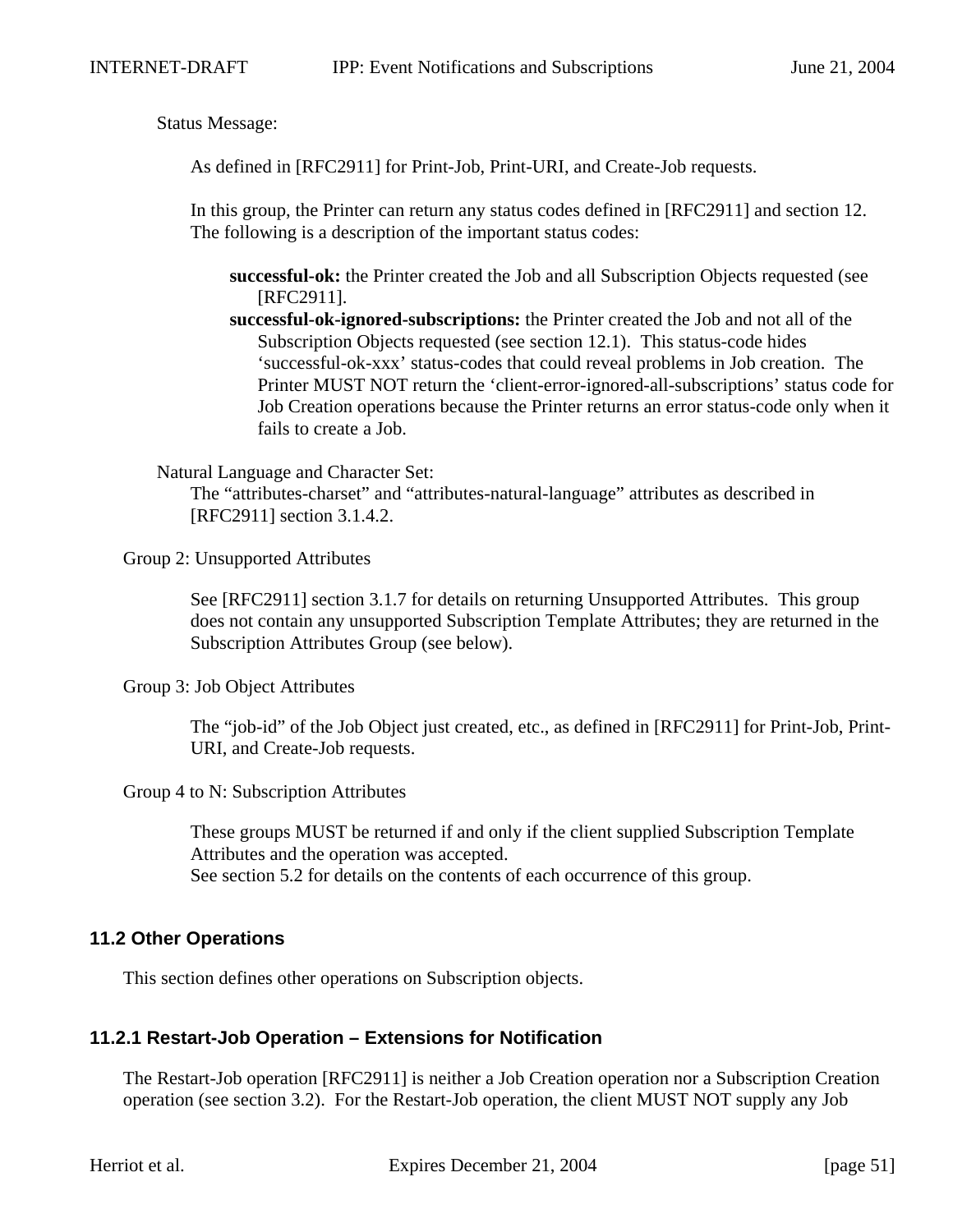Status Message:

As defined in [RFC2911] for Print-Job, Print-URI, and Create-Job requests.

In this group, the Printer can return any status codes defined in [RFC2911] and section 12. The following is a description of the important status codes:

**successful-ok:** the Printer created the Job and all Subscription Objects requested (see [RFC2911].

**successful-ok-ignored-subscriptions:** the Printer created the Job and not all of the Subscription Objects requested (see section 12.1). This status-code hides 'successful-ok-xxx' status-codes that could reveal problems in Job creation. The Printer MUST NOT return the 'client-error-ignored-all-subscriptions' status code for Job Creation operations because the Printer returns an error status-code only when it fails to create a Job.

Natural Language and Character Set:

The "attributes-charset" and "attributes-natural-language" attributes as described in [RFC2911] section 3.1.4.2.

Group 2: Unsupported Attributes

See [RFC2911] section 3.1.7 for details on returning Unsupported Attributes. This group does not contain any unsupported Subscription Template Attributes; they are returned in the Subscription Attributes Group (see below).

Group 3: Job Object Attributes

The "job-id" of the Job Object just created, etc., as defined in [RFC2911] for Print-Job, Print-URI, and Create-Job requests.

Group 4 to N: Subscription Attributes

These groups MUST be returned if and only if the client supplied Subscription Template Attributes and the operation was accepted.
See section 5.2 for details on the contents of each occurrence of this group.

### 11.2 Other Operations

This section defines other operations on Subscription objects.

#### 11.2.1 Restart-Job Operation – Extensions for Notification

The Restart-Job operation [RFC2911] is neither a Job Creation operation nor a Subscription Creation operation (see section 3.2). For the Restart-Job operation, the client MUST NOT supply any Job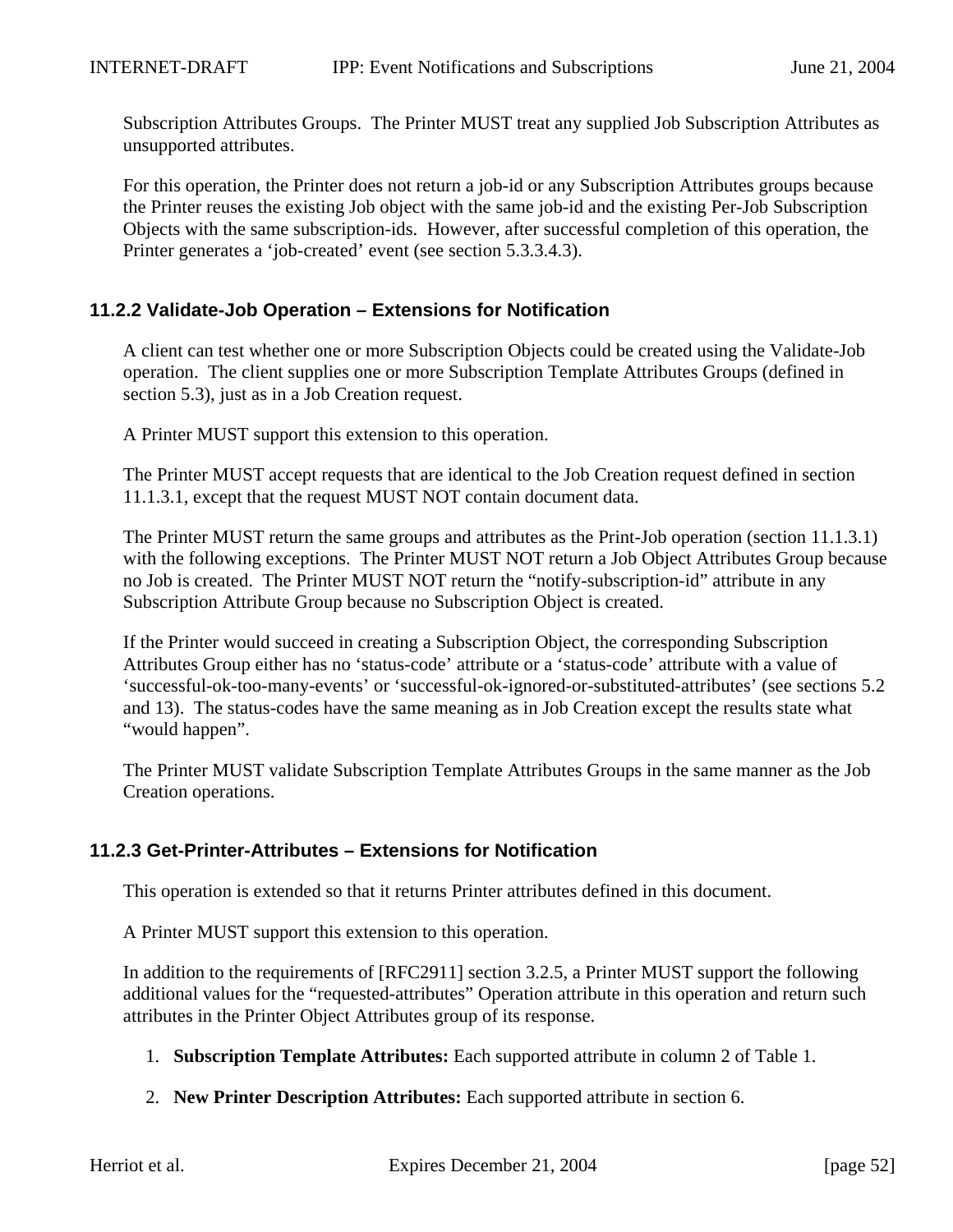Subscription Attributes Groups.  The Printer MUST treat any supplied Job Subscription Attributes as unsupported attributes.

For this operation, the Printer does not return a job-id or any Subscription Attributes groups because the Printer reuses the existing Job object with the same job-id and the existing Per-Job Subscription Objects with the same subscription-ids.  However, after successful completion of this operation, the Printer generates a 'job-created' event (see section 5.3.3.4.3).

### 11.2.2 Validate-Job Operation – Extensions for Notification

A client can test whether one or more Subscription Objects could be created using the Validate-Job operation.  The client supplies one or more Subscription Template Attributes Groups (defined in section 5.3), just as in a Job Creation request.

A Printer MUST support this extension to this operation.

The Printer MUST accept requests that are identical to the Job Creation request defined in section 11.1.3.1, except that the request MUST NOT contain document data.

The Printer MUST return the same groups and attributes as the Print-Job operation (section 11.1.3.1) with the following exceptions.  The Printer MUST NOT return a Job Object Attributes Group because no Job is created.  The Printer MUST NOT return the "notify-subscription-id" attribute in any Subscription Attribute Group because no Subscription Object is created.

If the Printer would succeed in creating a Subscription Object, the corresponding Subscription Attributes Group either has no 'status-code' attribute or a 'status-code' attribute with a value of 'successful-ok-too-many-events' or 'successful-ok-ignored-or-substituted-attributes' (see sections 5.2 and 13).  The status-codes have the same meaning as in Job Creation except the results state what "would happen".

The Printer MUST validate Subscription Template Attributes Groups in the same manner as the Job Creation operations.

### 11.2.3 Get-Printer-Attributes – Extensions for Notification

This operation is extended so that it returns Printer attributes defined in this document.

A Printer MUST support this extension to this operation.

In addition to the requirements of [RFC2911] section 3.2.5, a Printer MUST support the following additional values for the "requested-attributes" Operation attribute in this operation and return such attributes in the Printer Object Attributes group of its response.

1. **Subscription Template Attributes:** Each supported attribute in column 2 of Table 1.

2. **New Printer Description Attributes:** Each supported attribute in section 6.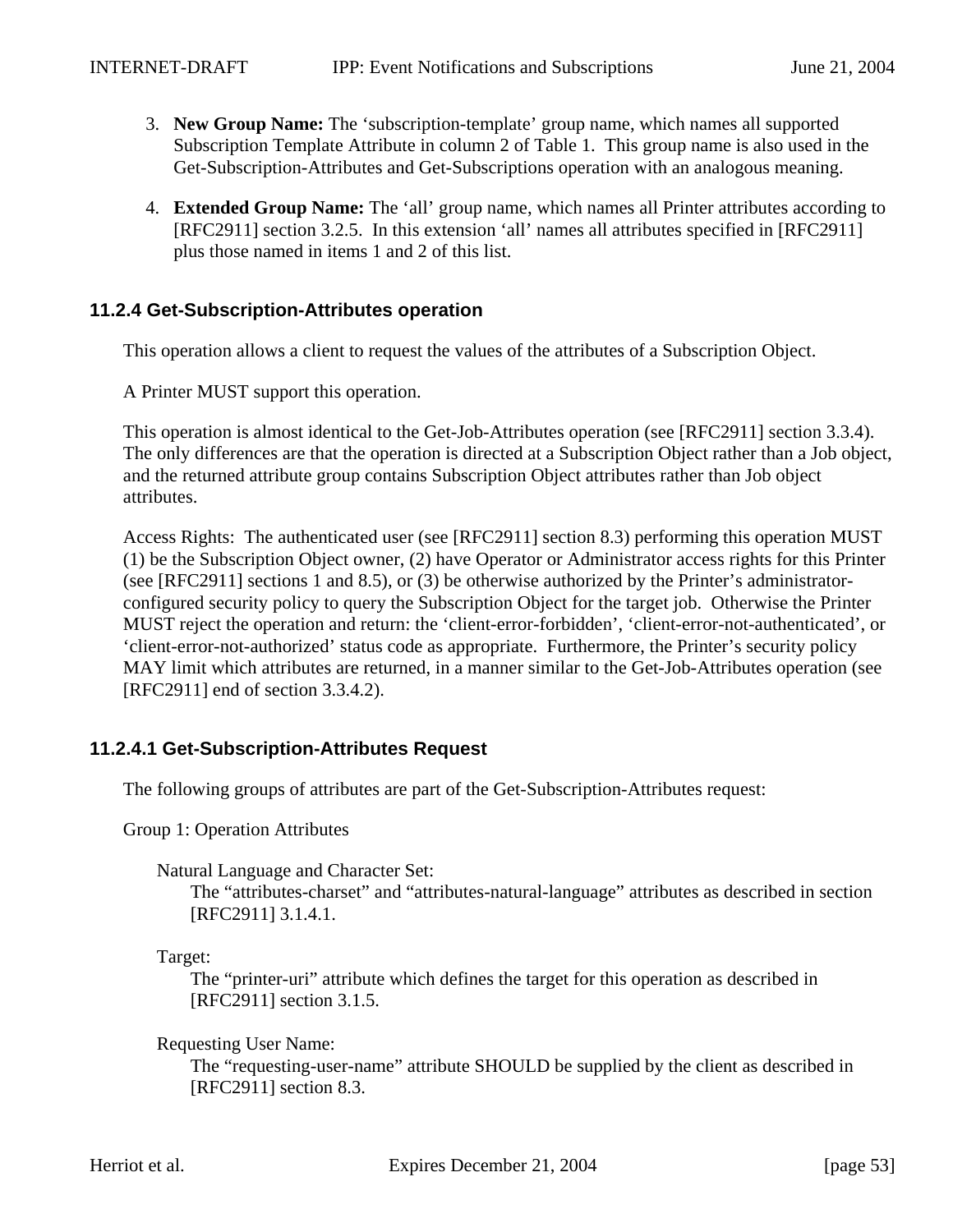3. **New Group Name:** The 'subscription-template' group name, which names all supported Subscription Template Attribute in column 2 of Table 1. This group name is also used in the Get-Subscription-Attributes and Get-Subscriptions operation with an analogous meaning.

4. **Extended Group Name:** The 'all' group name, which names all Printer attributes according to [RFC2911] section 3.2.5. In this extension 'all' names all attributes specified in [RFC2911] plus those named in items 1 and 2 of this list.

### 11.2.4 Get-Subscription-Attributes operation

This operation allows a client to request the values of the attributes of a Subscription Object.

A Printer MUST support this operation.

This operation is almost identical to the Get-Job-Attributes operation (see [RFC2911] section 3.3.4). The only differences are that the operation is directed at a Subscription Object rather than a Job object, and the returned attribute group contains Subscription Object attributes rather than Job object attributes.

Access Rights: The authenticated user (see [RFC2911] section 8.3) performing this operation MUST (1) be the Subscription Object owner, (2) have Operator or Administrator access rights for this Printer (see [RFC2911] sections 1 and 8.5), or (3) be otherwise authorized by the Printer's administrator-configured security policy to query the Subscription Object for the target job. Otherwise the Printer MUST reject the operation and return: the 'client-error-forbidden', 'client-error-not-authenticated', or 'client-error-not-authorized' status code as appropriate. Furthermore, the Printer's security policy MAY limit which attributes are returned, in a manner similar to the Get-Job-Attributes operation (see [RFC2911] end of section 3.3.4.2).

#### 11.2.4.1 Get-Subscription-Attributes Request

The following groups of attributes are part of the Get-Subscription-Attributes request:

Group 1: Operation Attributes

Natural Language and Character Set:
The "attributes-charset" and "attributes-natural-language" attributes as described in section [RFC2911] 3.1.4.1.

Target:
The "printer-uri" attribute which defines the target for this operation as described in [RFC2911] section 3.1.5.

Requesting User Name:
The "requesting-user-name" attribute SHOULD be supplied by the client as described in [RFC2911] section 8.3.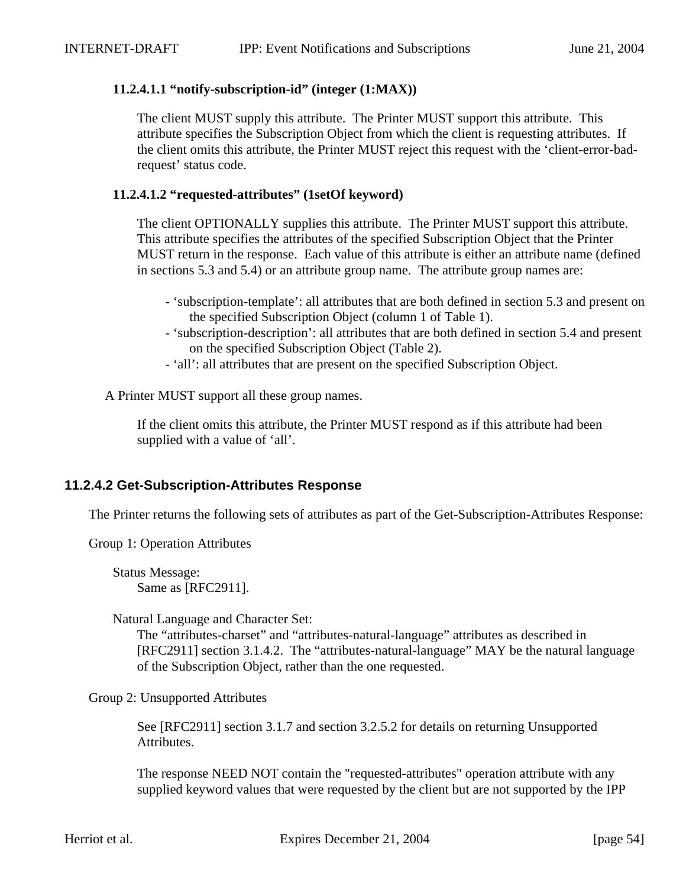#### 11.2.4.1.1 “notify-subscription-id” (integer (1:MAX))

The client MUST supply this attribute. The Printer MUST support this attribute. This attribute specifies the Subscription Object from which the client is requesting attributes. If the client omits this attribute, the Printer MUST reject this request with the ‘client-error-bad-request’ status code.

#### 11.2.4.1.2 “requested-attributes” (1setOf keyword)

The client OPTIONALLY supplies this attribute. The Printer MUST support this attribute. This attribute specifies the attributes of the specified Subscription Object that the Printer MUST return in the response. Each value of this attribute is either an attribute name (defined in sections 5.3 and 5.4) or an attribute group name. The attribute group names are:

- ‘subscription-template’: all attributes that are both defined in section 5.3 and present on the specified Subscription Object (column 1 of Table 1).
- ‘subscription-description’: all attributes that are both defined in section 5.4 and present on the specified Subscription Object (Table 2).
- ‘all’: all attributes that are present on the specified Subscription Object.

A Printer MUST support all these group names.

If the client omits this attribute, the Printer MUST respond as if this attribute had been supplied with a value of ‘all’.

### 11.2.4.2 Get-Subscription-Attributes Response

The Printer returns the following sets of attributes as part of the Get-Subscription-Attributes Response:

Group 1: Operation Attributes

Status Message:
Same as [RFC2911].

Natural Language and Character Set:
The “attributes-charset” and “attributes-natural-language” attributes as described in [RFC2911] section 3.1.4.2. The “attributes-natural-language” MAY be the natural language of the Subscription Object, rather than the one requested.

Group 2: Unsupported Attributes

See [RFC2911] section 3.1.7 and section 3.2.5.2 for details on returning Unsupported Attributes.

The response NEED NOT contain the "requested-attributes" operation attribute with any supplied keyword values that were requested by the client but are not supported by the IPP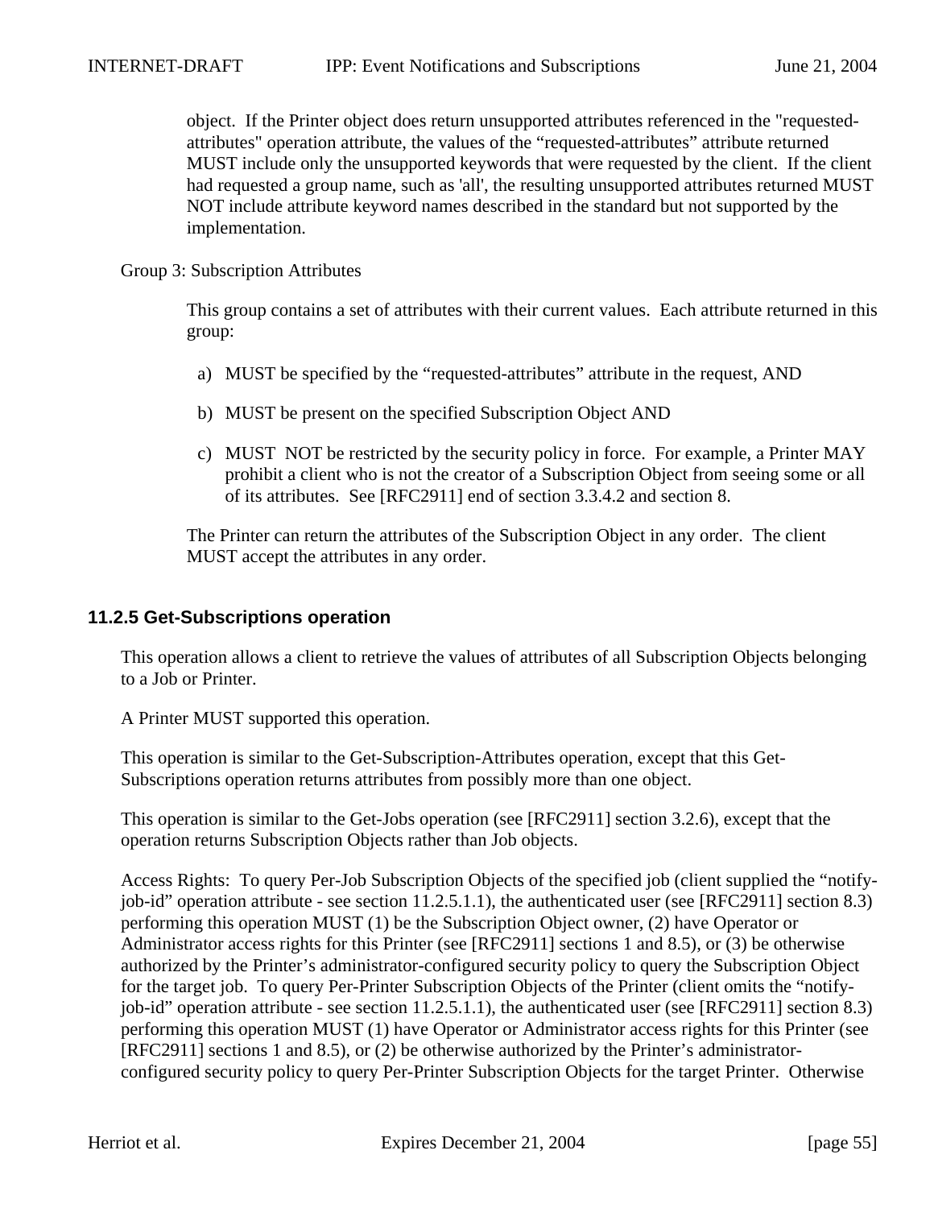object. If the Printer object does return unsupported attributes referenced in the "requested-attributes" operation attribute, the values of the “requested-attributes” attribute returned MUST include only the unsupported keywords that were requested by the client. If the client had requested a group name, such as 'all', the resulting unsupported attributes returned MUST NOT include attribute keyword names described in the standard but not supported by the implementation.

Group 3: Subscription Attributes

This group contains a set of attributes with their current values. Each attribute returned in this group:

a) MUST be specified by the “requested-attributes” attribute in the request, AND

b) MUST be present on the specified Subscription Object AND

c) MUST NOT be restricted by the security policy in force. For example, a Printer MAY prohibit a client who is not the creator of a Subscription Object from seeing some or all of its attributes. See [RFC2911] end of section 3.3.4.2 and section 8.

The Printer can return the attributes of the Subscription Object in any order. The client MUST accept the attributes in any order.

### 11.2.5 Get-Subscriptions operation

This operation allows a client to retrieve the values of attributes of all Subscription Objects belonging to a Job or Printer.

A Printer MUST supported this operation.

This operation is similar to the Get-Subscription-Attributes operation, except that this Get-Subscriptions operation returns attributes from possibly more than one object.

This operation is similar to the Get-Jobs operation (see [RFC2911] section 3.2.6), except that the operation returns Subscription Objects rather than Job objects.

Access Rights: To query Per-Job Subscription Objects of the specified job (client supplied the “notify-job-id” operation attribute - see section 11.2.5.1.1), the authenticated user (see [RFC2911] section 8.3) performing this operation MUST (1) be the Subscription Object owner, (2) have Operator or Administrator access rights for this Printer (see [RFC2911] sections 1 and 8.5), or (3) be otherwise authorized by the Printer’s administrator-configured security policy to query the Subscription Object for the target job. To query Per-Printer Subscription Objects of the Printer (client omits the “notify-job-id” operation attribute - see section 11.2.5.1.1), the authenticated user (see [RFC2911] section 8.3) performing this operation MUST (1) have Operator or Administrator access rights for this Printer (see [RFC2911] sections 1 and 8.5), or (2) be otherwise authorized by the Printer’s administrator-configured security policy to query Per-Printer Subscription Objects for the target Printer. Otherwise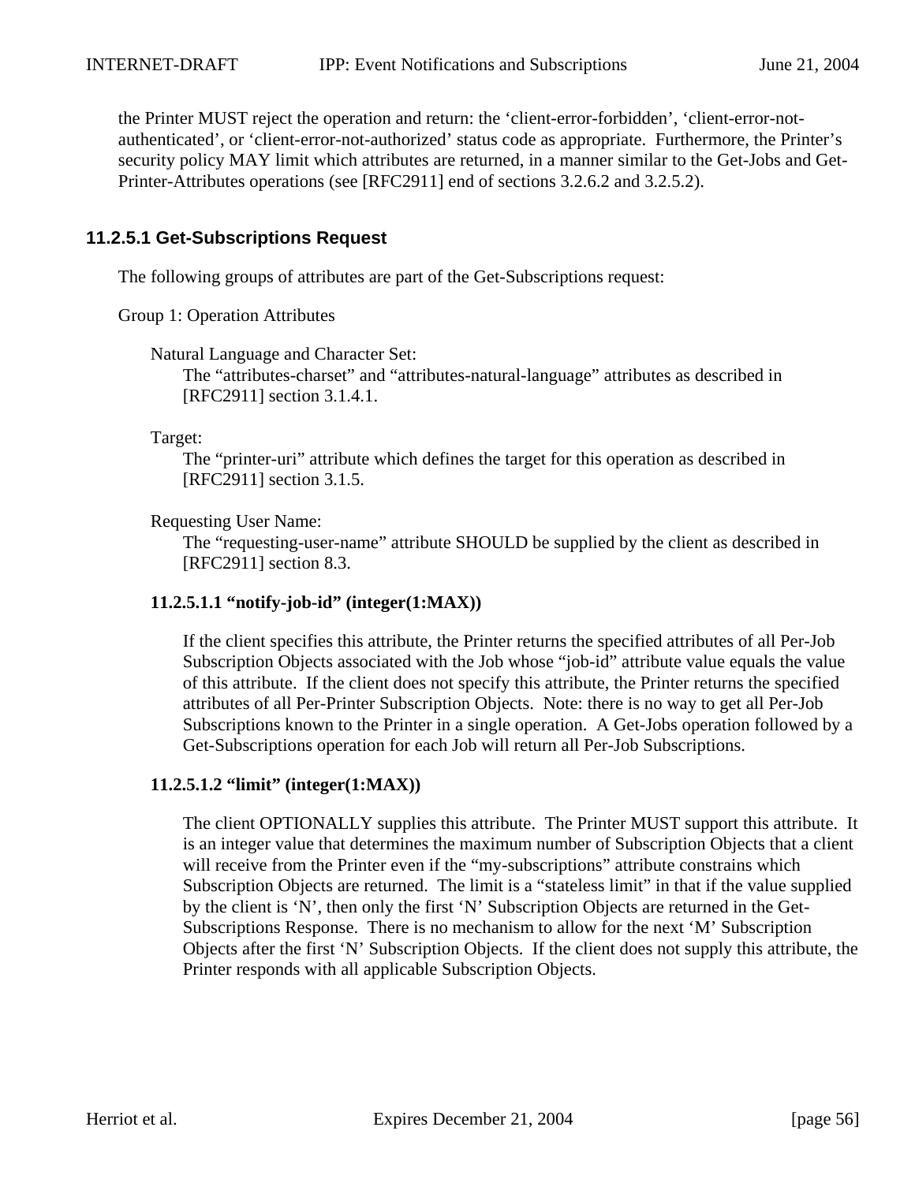the Printer MUST reject the operation and return: the ‘client-error-forbidden’, ‘client-error-not-authenticated’, or ‘client-error-not-authorized’ status code as appropriate. Furthermore, the Printer’s security policy MAY limit which attributes are returned, in a manner similar to the Get-Jobs and Get-Printer-Attributes operations (see [RFC2911] end of sections 3.2.6.2 and 3.2.5.2).

### 11.2.5.1 Get-Subscriptions Request

The following groups of attributes are part of the Get-Subscriptions request:

Group 1: Operation Attributes

Natural Language and Character Set:
The “attributes-charset” and “attributes-natural-language” attributes as described in [RFC2911] section 3.1.4.1.

Target:
The “printer-uri” attribute which defines the target for this operation as described in [RFC2911] section 3.1.5.

Requesting User Name:
The “requesting-user-name” attribute SHOULD be supplied by the client as described in [RFC2911] section 8.3.

#### 11.2.5.1.1 “notify-job-id” (integer(1:MAX))

If the client specifies this attribute, the Printer returns the specified attributes of all Per-Job Subscription Objects associated with the Job whose “job-id” attribute value equals the value of this attribute. If the client does not specify this attribute, the Printer returns the specified attributes of all Per-Printer Subscription Objects. Note: there is no way to get all Per-Job Subscriptions known to the Printer in a single operation. A Get-Jobs operation followed by a Get-Subscriptions operation for each Job will return all Per-Job Subscriptions.

#### 11.2.5.1.2 “limit” (integer(1:MAX))

The client OPTIONALLY supplies this attribute. The Printer MUST support this attribute. It is an integer value that determines the maximum number of Subscription Objects that a client will receive from the Printer even if the “my-subscriptions” attribute constrains which Subscription Objects are returned. The limit is a “stateless limit” in that if the value supplied by the client is ‘N’, then only the first ‘N’ Subscription Objects are returned in the Get-Subscriptions Response. There is no mechanism to allow for the next ‘M’ Subscription Objects after the first ‘N’ Subscription Objects. If the client does not supply this attribute, the Printer responds with all applicable Subscription Objects.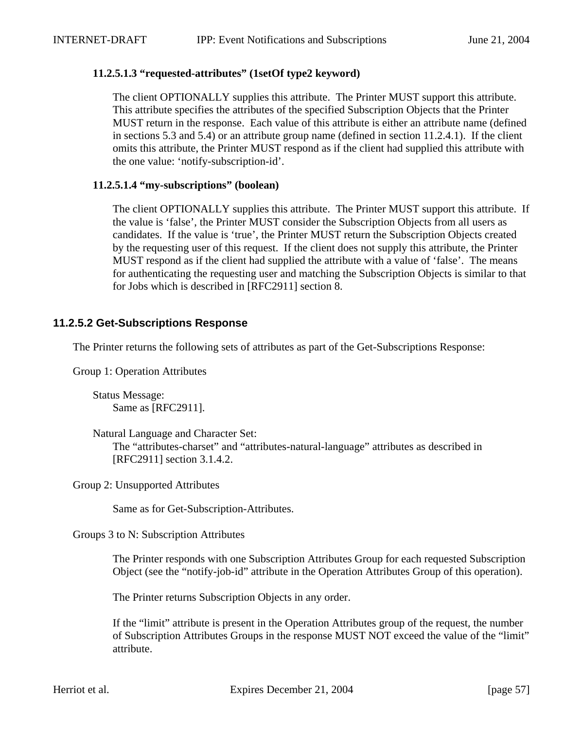#### 11.2.5.1.3 "requested-attributes" (1setOf type2 keyword)

The client OPTIONALLY supplies this attribute. The Printer MUST support this attribute. This attribute specifies the attributes of the specified Subscription Objects that the Printer MUST return in the response. Each value of this attribute is either an attribute name (defined in sections 5.3 and 5.4) or an attribute group name (defined in section 11.2.4.1). If the client omits this attribute, the Printer MUST respond as if the client had supplied this attribute with the one value: 'notify-subscription-id'.

#### 11.2.5.1.4 "my-subscriptions" (boolean)

The client OPTIONALLY supplies this attribute. The Printer MUST support this attribute. If the value is 'false', the Printer MUST consider the Subscription Objects from all users as candidates. If the value is 'true', the Printer MUST return the Subscription Objects created by the requesting user of this request. If the client does not supply this attribute, the Printer MUST respond as if the client had supplied the attribute with a value of 'false'. The means for authenticating the requesting user and matching the Subscription Objects is similar to that for Jobs which is described in [RFC2911] section 8.

### 11.2.5.2 Get-Subscriptions Response

The Printer returns the following sets of attributes as part of the Get-Subscriptions Response:

Group 1: Operation Attributes

Status Message:
Same as [RFC2911].

Natural Language and Character Set:
The "attributes-charset" and "attributes-natural-language" attributes as described in [RFC2911] section 3.1.4.2.

Group 2: Unsupported Attributes

Same as for Get-Subscription-Attributes.

Groups 3 to N: Subscription Attributes

The Printer responds with one Subscription Attributes Group for each requested Subscription Object (see the "notify-job-id" attribute in the Operation Attributes Group of this operation).

The Printer returns Subscription Objects in any order.

If the "limit" attribute is present in the Operation Attributes group of the request, the number of Subscription Attributes Groups in the response MUST NOT exceed the value of the "limit" attribute.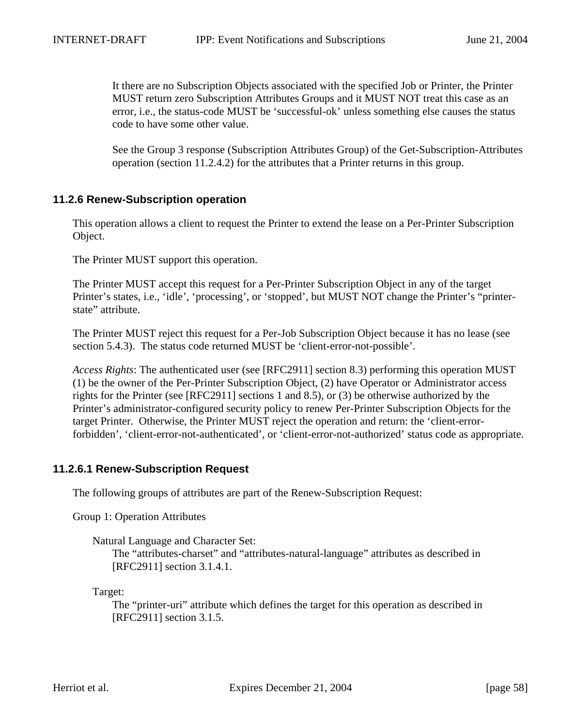It there are no Subscription Objects associated with the specified Job or Printer, the Printer MUST return zero Subscription Attributes Groups and it MUST NOT treat this case as an error, i.e., the status-code MUST be ‘successful-ok’ unless something else causes the status code to have some other value.

See the Group 3 response (Subscription Attributes Group) of the Get-Subscription-Attributes operation (section 11.2.4.2) for the attributes that a Printer returns in this group.

### 11.2.6 Renew-Subscription operation

This operation allows a client to request the Printer to extend the lease on a Per-Printer Subscription Object.

The Printer MUST support this operation.

The Printer MUST accept this request for a Per-Printer Subscription Object in any of the target Printer’s states, i.e., ‘idle’, ‘processing’, or ‘stopped’, but MUST NOT change the Printer’s “printer-state” attribute.

The Printer MUST reject this request for a Per-Job Subscription Object because it has no lease (see section 5.4.3). The status code returned MUST be ‘client-error-not-possible’.

*Access Rights*: The authenticated user (see [RFC2911] section 8.3) performing this operation MUST (1) be the owner of the Per-Printer Subscription Object, (2) have Operator or Administrator access rights for the Printer (see [RFC2911] sections 1 and 8.5), or (3) be otherwise authorized by the Printer’s administrator-configured security policy to renew Per-Printer Subscription Objects for the target Printer. Otherwise, the Printer MUST reject the operation and return: the ‘client-error-forbidden’, ‘client-error-not-authenticated’, or ‘client-error-not-authorized’ status code as appropriate.

#### 11.2.6.1 Renew-Subscription Request

The following groups of attributes are part of the Renew-Subscription Request:

Group 1: Operation Attributes

Natural Language and Character Set:
The “attributes-charset” and “attributes-natural-language” attributes as described in [RFC2911] section 3.1.4.1.

Target:
The “printer-uri” attribute which defines the target for this operation as described in [RFC2911] section 3.1.5.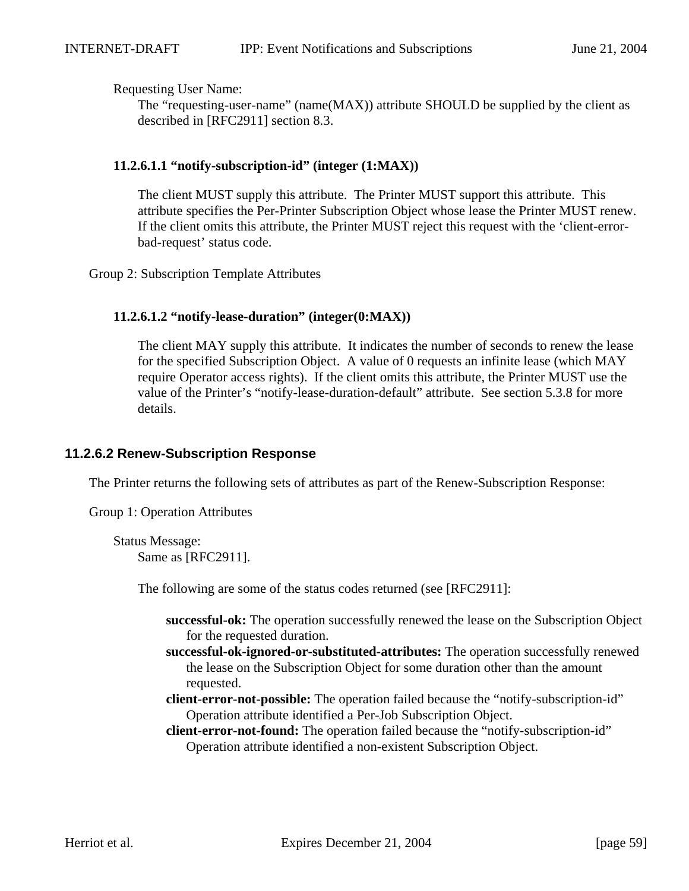Requesting User Name:

The “requesting-user-name” (name(MAX)) attribute SHOULD be supplied by the client as described in [RFC2911] section 8.3.

#### 11.2.6.1.1 “notify-subscription-id” (integer (1:MAX))

The client MUST supply this attribute. The Printer MUST support this attribute. This attribute specifies the Per-Printer Subscription Object whose lease the Printer MUST renew. If the client omits this attribute, the Printer MUST reject this request with the ‘client-error-bad-request’ status code.

Group 2: Subscription Template Attributes

#### 11.2.6.1.2 “notify-lease-duration” (integer(0:MAX))

The client MAY supply this attribute. It indicates the number of seconds to renew the lease for the specified Subscription Object. A value of 0 requests an infinite lease (which MAY require Operator access rights). If the client omits this attribute, the Printer MUST use the value of the Printer’s “notify-lease-duration-default” attribute. See section 5.3.8 for more details.

### 11.2.6.2 Renew-Subscription Response

The Printer returns the following sets of attributes as part of the Renew-Subscription Response:

Group 1: Operation Attributes

Status Message:

Same as [RFC2911].

The following are some of the status codes returned (see [RFC2911]:

**successful-ok:** The operation successfully renewed the lease on the Subscription Object for the requested duration.

**successful-ok-ignored-or-substituted-attributes:** The operation successfully renewed the lease on the Subscription Object for some duration other than the amount requested.

**client-error-not-possible:** The operation failed because the “notify-subscription-id” Operation attribute identified a Per-Job Subscription Object.

**client-error-not-found:** The operation failed because the “notify-subscription-id” Operation attribute identified a non-existent Subscription Object.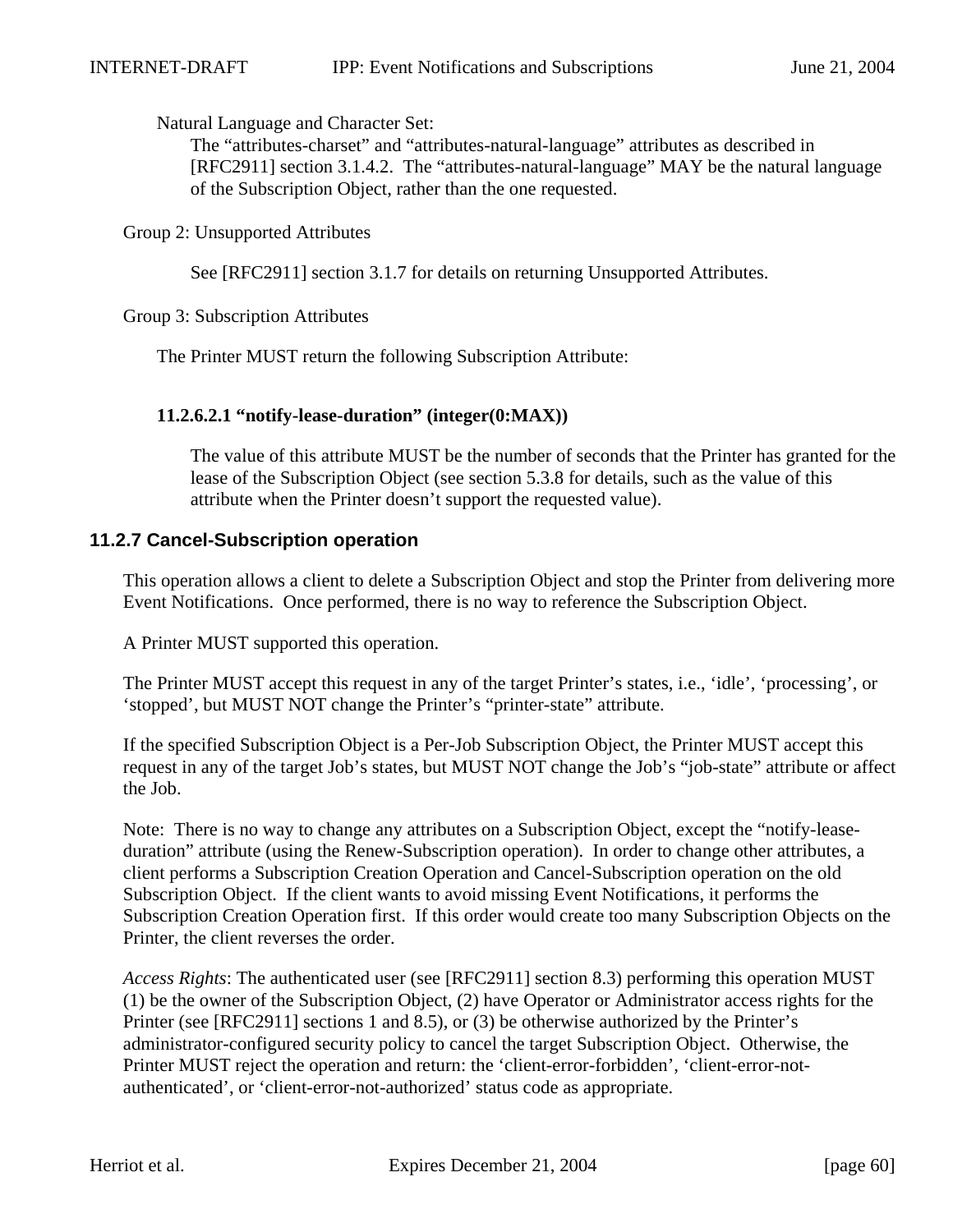Natural Language and Character Set:

The “attributes-charset” and “attributes-natural-language” attributes as described in [RFC2911] section 3.1.4.2. The “attributes-natural-language” MAY be the natural language of the Subscription Object, rather than the one requested.

Group 2: Unsupported Attributes

See [RFC2911] section 3.1.7 for details on returning Unsupported Attributes.

Group 3: Subscription Attributes

The Printer MUST return the following Subscription Attribute:

#### 11.2.6.2.1 “notify-lease-duration” (integer(0:MAX))

The value of this attribute MUST be the number of seconds that the Printer has granted for the lease of the Subscription Object (see section 5.3.8 for details, such as the value of this attribute when the Printer doesn’t support the requested value).

### 11.2.7 Cancel-Subscription operation

This operation allows a client to delete a Subscription Object and stop the Printer from delivering more Event Notifications. Once performed, there is no way to reference the Subscription Object.

A Printer MUST supported this operation.

The Printer MUST accept this request in any of the target Printer’s states, i.e., ‘idle’, ‘processing’, or ‘stopped’, but MUST NOT change the Printer’s “printer-state” attribute.

If the specified Subscription Object is a Per-Job Subscription Object, the Printer MUST accept this request in any of the target Job’s states, but MUST NOT change the Job’s “job-state” attribute or affect the Job.

Note: There is no way to change any attributes on a Subscription Object, except the “notify-lease-duration” attribute (using the Renew-Subscription operation). In order to change other attributes, a client performs a Subscription Creation Operation and Cancel-Subscription operation on the old Subscription Object. If the client wants to avoid missing Event Notifications, it performs the Subscription Creation Operation first. If this order would create too many Subscription Objects on the Printer, the client reverses the order.

*Access Rights*: The authenticated user (see [RFC2911] section 8.3) performing this operation MUST (1) be the owner of the Subscription Object, (2) have Operator or Administrator access rights for the Printer (see [RFC2911] sections 1 and 8.5), or (3) be otherwise authorized by the Printer’s administrator-configured security policy to cancel the target Subscription Object. Otherwise, the Printer MUST reject the operation and return: the ‘client-error-forbidden’, ‘client-error-not-authenticated’, or ‘client-error-not-authorized’ status code as appropriate.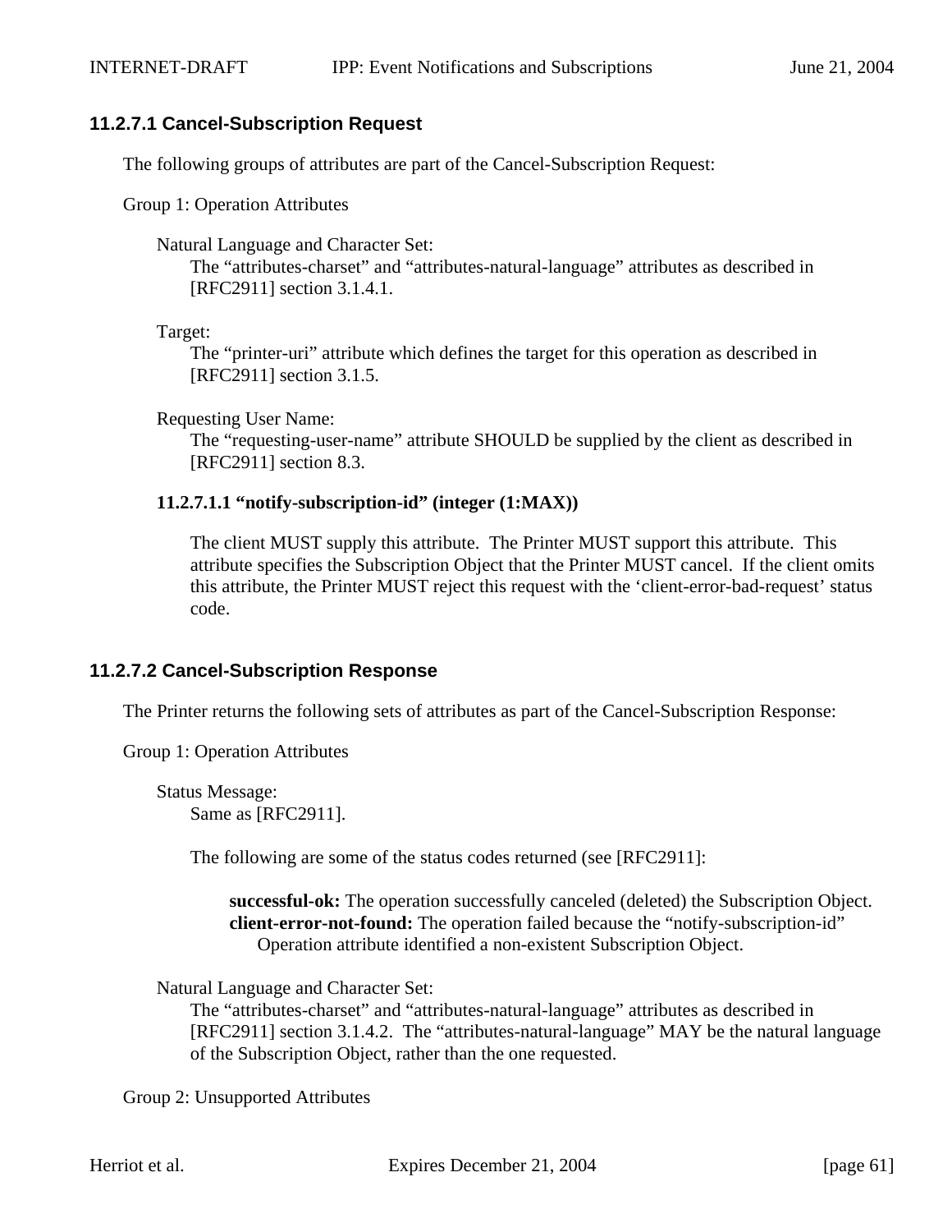### 11.2.7.1 Cancel-Subscription Request

The following groups of attributes are part of the Cancel-Subscription Request:

Group 1: Operation Attributes

Natural Language and Character Set:
The “attributes-charset” and “attributes-natural-language” attributes as described in [RFC2911] section 3.1.4.1.

Target:
The “printer-uri” attribute which defines the target for this operation as described in [RFC2911] section 3.1.5.

Requesting User Name:
The “requesting-user-name” attribute SHOULD be supplied by the client as described in [RFC2911] section 8.3.

#### 11.2.7.1.1 “notify-subscription-id” (integer (1:MAX))

The client MUST supply this attribute. The Printer MUST support this attribute. This attribute specifies the Subscription Object that the Printer MUST cancel. If the client omits this attribute, the Printer MUST reject this request with the ‘client-error-bad-request’ status code.

### 11.2.7.2 Cancel-Subscription Response

The Printer returns the following sets of attributes as part of the Cancel-Subscription Response:

Group 1: Operation Attributes

Status Message:
Same as [RFC2911].

The following are some of the status codes returned (see [RFC2911]:

**successful-ok:** The operation successfully canceled (deleted) the Subscription Object.
**client-error-not-found:** The operation failed because the “notify-subscription-id” Operation attribute identified a non-existent Subscription Object.

Natural Language and Character Set:
The “attributes-charset” and “attributes-natural-language” attributes as described in [RFC2911] section 3.1.4.2. The “attributes-natural-language” MAY be the natural language of the Subscription Object, rather than the one requested.

Group 2: Unsupported Attributes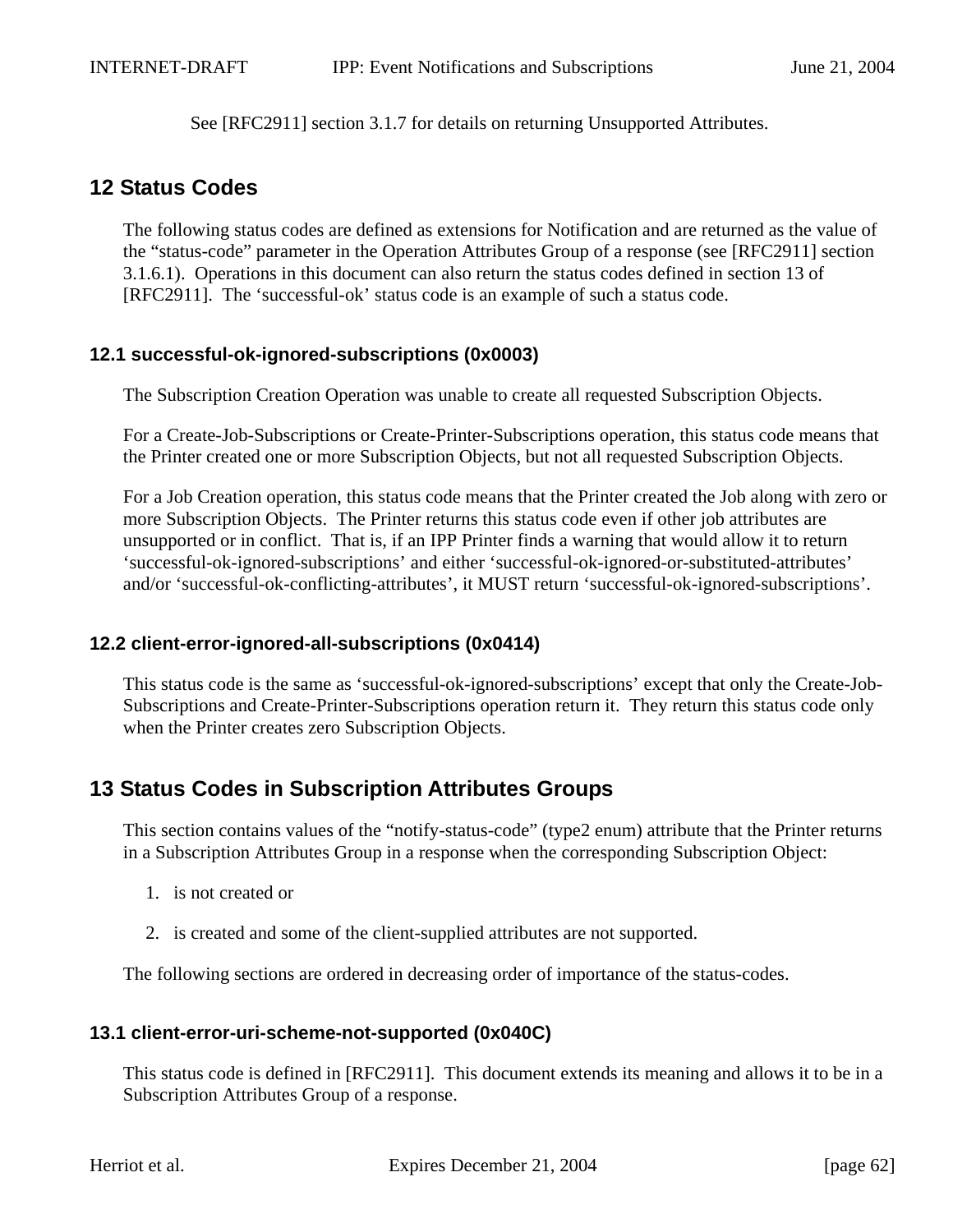See [RFC2911] section 3.1.7 for details on returning Unsupported Attributes.

# 12 Status Codes

The following status codes are defined as extensions for Notification and are returned as the value of the “status-code” parameter in the Operation Attributes Group of a response (see [RFC2911] section 3.1.6.1). Operations in this document can also return the status codes defined in section 13 of [RFC2911]. The ‘successful-ok’ status code is an example of such a status code.

## 12.1 successful-ok-ignored-subscriptions (0x0003)

The Subscription Creation Operation was unable to create all requested Subscription Objects.

For a Create-Job-Subscriptions or Create-Printer-Subscriptions operation, this status code means that the Printer created one or more Subscription Objects, but not all requested Subscription Objects.

For a Job Creation operation, this status code means that the Printer created the Job along with zero or more Subscription Objects. The Printer returns this status code even if other job attributes are unsupported or in conflict. That is, if an IPP Printer finds a warning that would allow it to return ‘successful-ok-ignored-subscriptions’ and either ‘successful-ok-ignored-or-substituted-attributes’ and/or ‘successful-ok-conflicting-attributes’, it MUST return ‘successful-ok-ignored-subscriptions’.

## 12.2 client-error-ignored-all-subscriptions (0x0414)

This status code is the same as ‘successful-ok-ignored-subscriptions’ except that only the Create-Job-Subscriptions and Create-Printer-Subscriptions operation return it. They return this status code only when the Printer creates zero Subscription Objects.

# 13 Status Codes in Subscription Attributes Groups

This section contains values of the “notify-status-code” (type2 enum) attribute that the Printer returns in a Subscription Attributes Group in a response when the corresponding Subscription Object:

1. is not created or

2. is created and some of the client-supplied attributes are not supported.

The following sections are ordered in decreasing order of importance of the status-codes.

## 13.1 client-error-uri-scheme-not-supported (0x040C)

This status code is defined in [RFC2911]. This document extends its meaning and allows it to be in a Subscription Attributes Group of a response.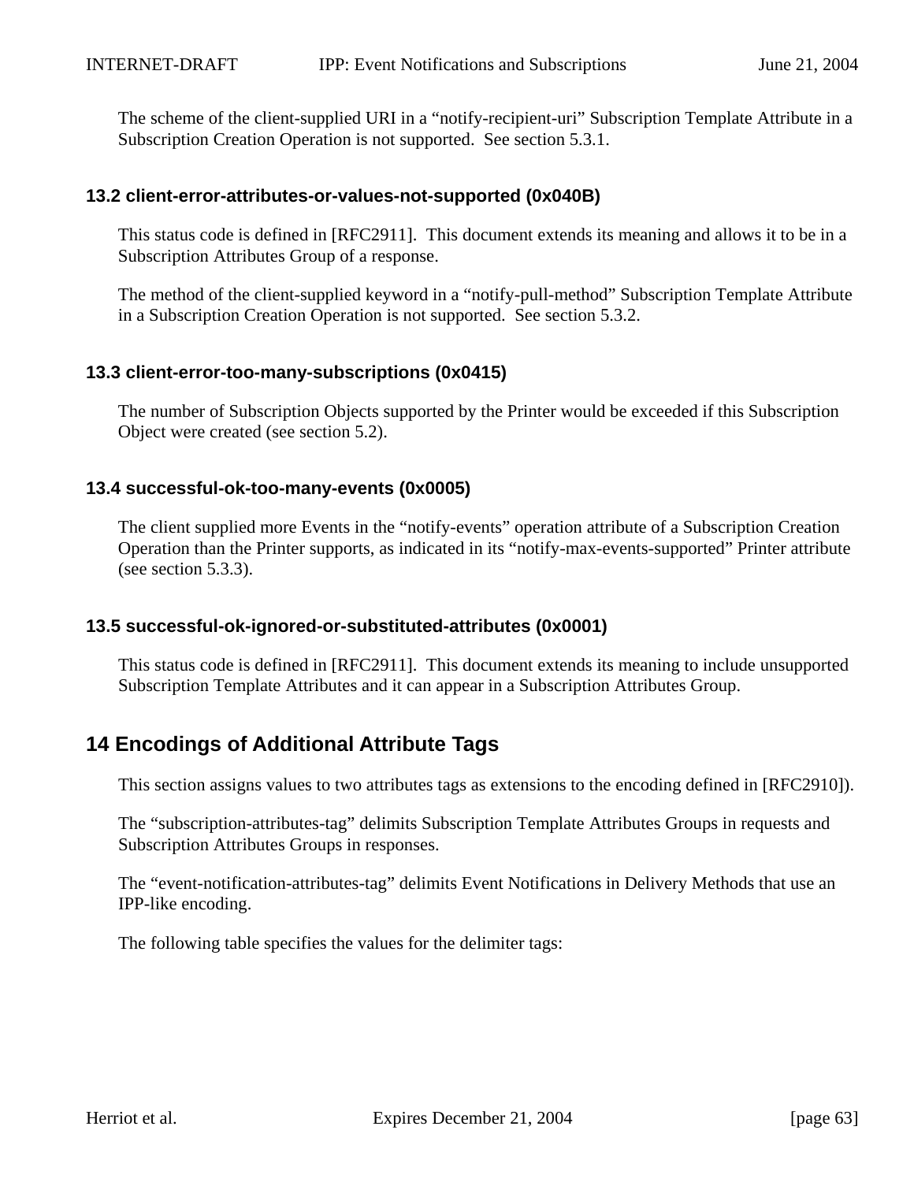The scheme of the client-supplied URI in a “notify-recipient-uri” Subscription Template Attribute in a Subscription Creation Operation is not supported. See section 5.3.1.

### 13.2 client-error-attributes-or-values-not-supported (0x040B)

This status code is defined in [RFC2911]. This document extends its meaning and allows it to be in a Subscription Attributes Group of a response.

The method of the client-supplied keyword in a “notify-pull-method” Subscription Template Attribute in a Subscription Creation Operation is not supported. See section 5.3.2.

### 13.3 client-error-too-many-subscriptions (0x0415)

The number of Subscription Objects supported by the Printer would be exceeded if this Subscription Object were created (see section 5.2).

### 13.4 successful-ok-too-many-events (0x0005)

The client supplied more Events in the “notify-events” operation attribute of a Subscription Creation Operation than the Printer supports, as indicated in its “notify-max-events-supported” Printer attribute (see section 5.3.3).

### 13.5 successful-ok-ignored-or-substituted-attributes (0x0001)

This status code is defined in [RFC2911]. This document extends its meaning to include unsupported Subscription Template Attributes and it can appear in a Subscription Attributes Group.

## 14 Encodings of Additional Attribute Tags

This section assigns values to two attributes tags as extensions to the encoding defined in [RFC2910]).

The “subscription-attributes-tag” delimits Subscription Template Attributes Groups in requests and Subscription Attributes Groups in responses.

The “event-notification-attributes-tag” delimits Event Notifications in Delivery Methods that use an IPP-like encoding.

The following table specifies the values for the delimiter tags: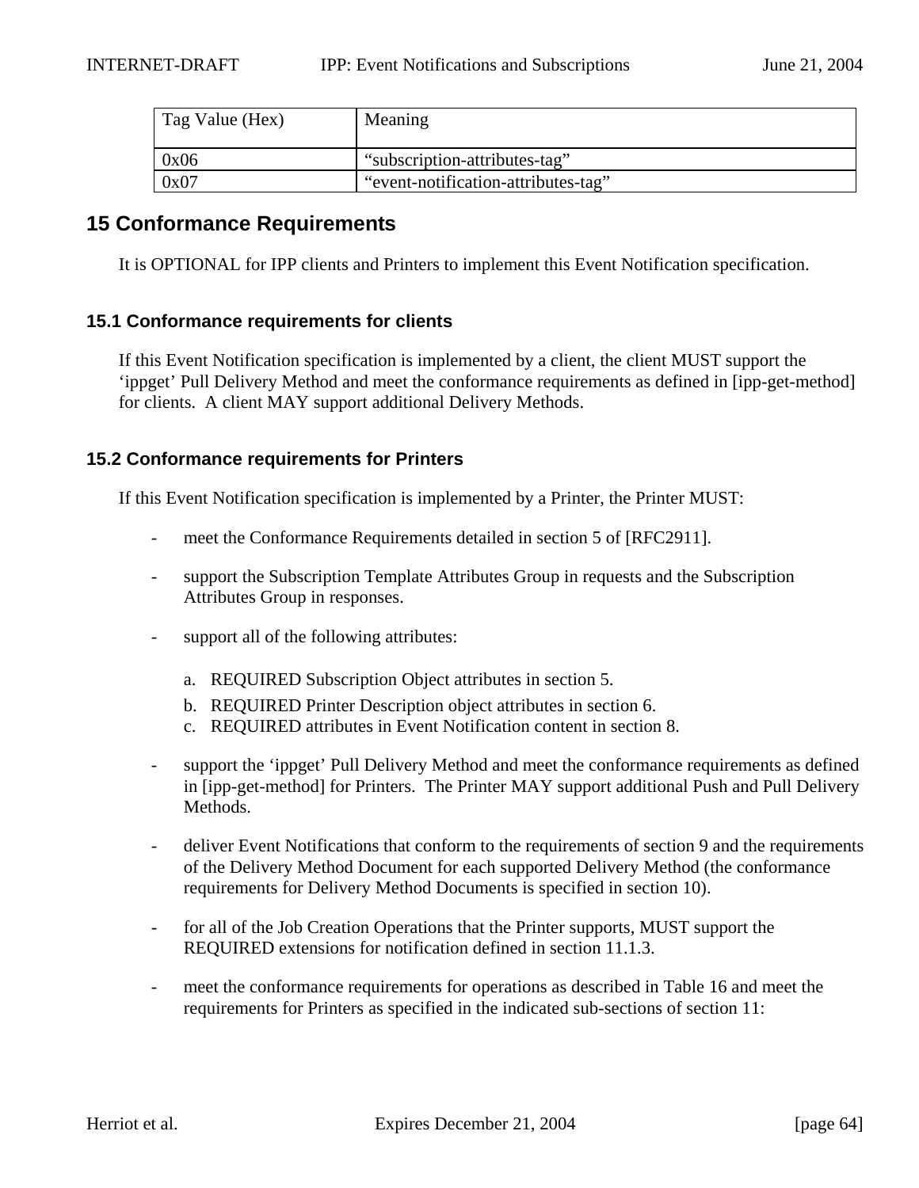| Tag Value (Hex) | Meaning |
|---|---|
| 0x06 | “subscription-attributes-tag” |
| 0x07 | “event-notification-attributes-tag” |

## 15 Conformance Requirements

It is OPTIONAL for IPP clients and Printers to implement this Event Notification specification.

### 15.1 Conformance requirements for clients

If this Event Notification specification is implemented by a client, the client MUST support the ‘ippget’ Pull Delivery Method and meet the conformance requirements as defined in [ipp-get-method] for clients. A client MAY support additional Delivery Methods.

### 15.2 Conformance requirements for Printers

If this Event Notification specification is implemented by a Printer, the Printer MUST:

- meet the Conformance Requirements detailed in section 5 of [RFC2911].
- support the Subscription Template Attributes Group in requests and the Subscription Attributes Group in responses.
- support all of the following attributes:
  a. REQUIRED Subscription Object attributes in section 5.
  b. REQUIRED Printer Description object attributes in section 6.
  c. REQUIRED attributes in Event Notification content in section 8.
- support the ‘ippget’ Pull Delivery Method and meet the conformance requirements as defined in [ipp-get-method] for Printers. The Printer MAY support additional Push and Pull Delivery Methods.
- deliver Event Notifications that conform to the requirements of section 9 and the requirements of the Delivery Method Document for each supported Delivery Method (the conformance requirements for Delivery Method Documents is specified in section 10).
- for all of the Job Creation Operations that the Printer supports, MUST support the REQUIRED extensions for notification defined in section 11.1.3.
- meet the conformance requirements for operations as described in Table 16 and meet the requirements for Printers as specified in the indicated sub-sections of section 11: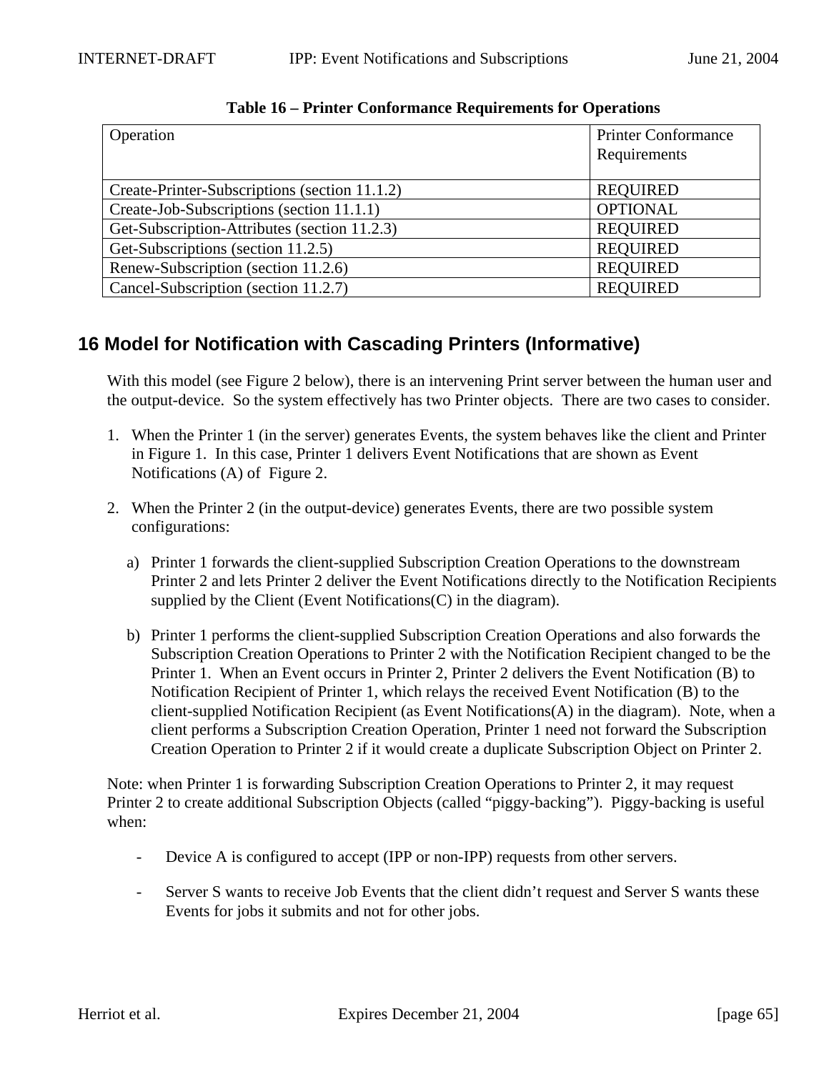**Table 16 – Printer Conformance Requirements for Operations**

| Operation | Printer Conformance Requirements |
|---|---|
| Create-Printer-Subscriptions (section 11.1.2) | REQUIRED |
| Create-Job-Subscriptions (section 11.1.1) | OPTIONAL |
| Get-Subscription-Attributes (section 11.2.3) | REQUIRED |
| Get-Subscriptions (section 11.2.5) | REQUIRED |
| Renew-Subscription (section 11.2.6) | REQUIRED |
| Cancel-Subscription (section 11.2.7) | REQUIRED |

# 16 Model for Notification with Cascading Printers (Informative)

With this model (see Figure 2 below), there is an intervening Print server between the human user and the output-device. So the system effectively has two Printer objects. There are two cases to consider.

1. When the Printer 1 (in the server) generates Events, the system behaves like the client and Printer in Figure 1. In this case, Printer 1 delivers Event Notifications that are shown as Event Notifications (A) of Figure 2.

2. When the Printer 2 (in the output-device) generates Events, there are two possible system configurations:

   a) Printer 1 forwards the client-supplied Subscription Creation Operations to the downstream Printer 2 and lets Printer 2 deliver the Event Notifications directly to the Notification Recipients supplied by the Client (Event Notifications(C) in the diagram).

   b) Printer 1 performs the client-supplied Subscription Creation Operations and also forwards the Subscription Creation Operations to Printer 2 with the Notification Recipient changed to be the Printer 1. When an Event occurs in Printer 2, Printer 2 delivers the Event Notification (B) to Notification Recipient of Printer 1, which relays the received Event Notification (B) to the client-supplied Notification Recipient (as Event Notifications(A) in the diagram). Note, when a client performs a Subscription Creation Operation, Printer 1 need not forward the Subscription Creation Operation to Printer 2 if it would create a duplicate Subscription Object on Printer 2.

Note: when Printer 1 is forwarding Subscription Creation Operations to Printer 2, it may request Printer 2 to create additional Subscription Objects (called "piggy-backing"). Piggy-backing is useful when:

- Device A is configured to accept (IPP or non-IPP) requests from other servers.

- Server S wants to receive Job Events that the client didn't request and Server S wants these Events for jobs it submits and not for other jobs.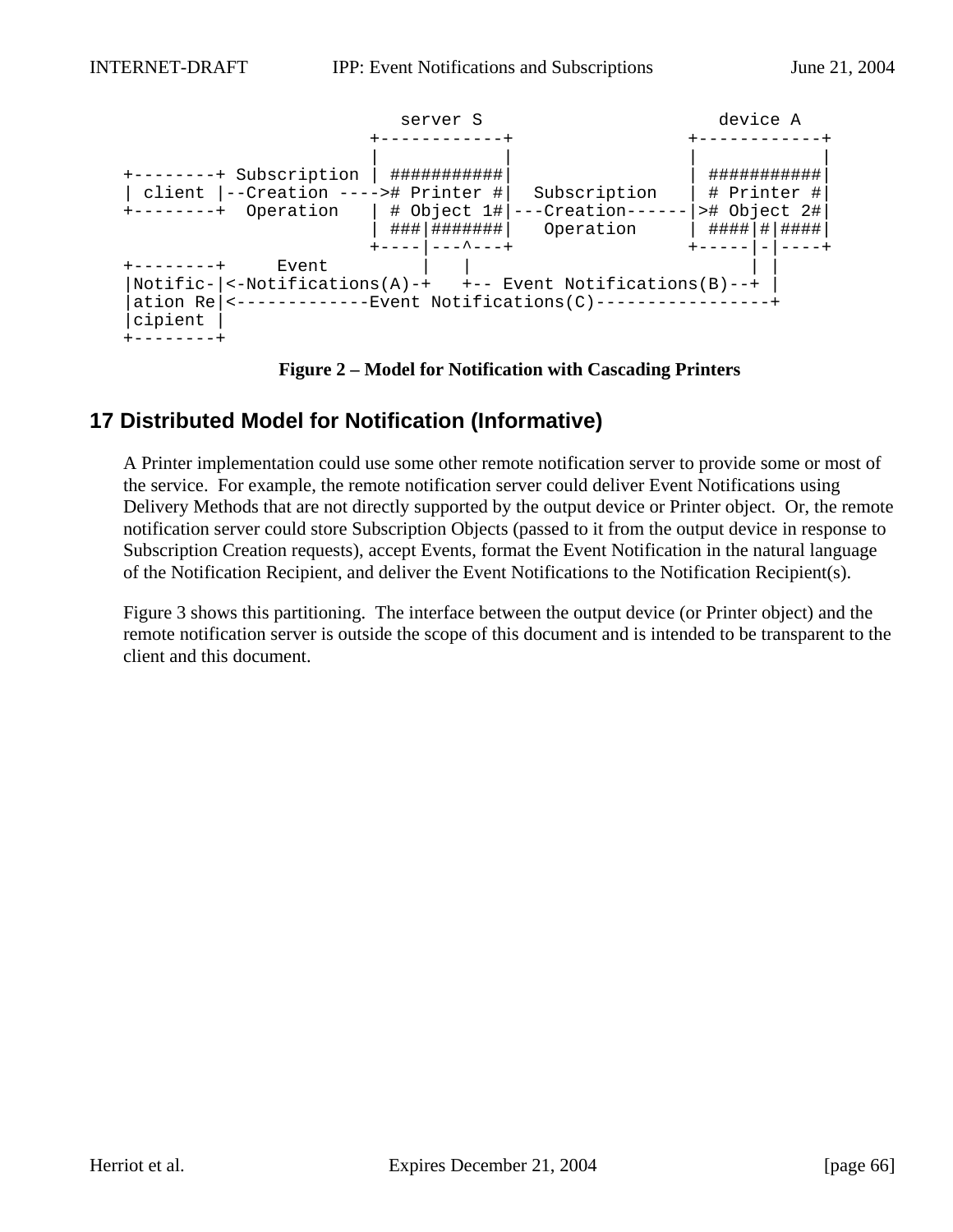```
                         server S                        device A
                      +------------+                  +------------+
                      |            |                  |            |
+--------+ Subscription | ###########|                  | ###########|
| client |--Creation ---->#  Printer #|  Subscription   | # Printer #|
+--------+  Operation   | # Object 1#|---Creation------|># Object 2#|
                      | ###|#######|   Operation      | ####|#|####|
                      +----|---^---+                  +-----|-|----+
+--------+     Event         |   |                            | |
|Notific-|<-Notifications(A)-+   +-- Event Notifications(B)--+ |
|ation Re|<-------------Event Notifications(C)-----------------+
|cipient |
+--------+
```

**Figure 2 – Model for Notification with Cascading Printers**

## 17 Distributed Model for Notification (Informative)

A Printer implementation could use some other remote notification server to provide some or most of the service. For example, the remote notification server could deliver Event Notifications using Delivery Methods that are not directly supported by the output device or Printer object. Or, the remote notification server could store Subscription Objects (passed to it from the output device in response to Subscription Creation requests), accept Events, format the Event Notification in the natural language of the Notification Recipient, and deliver the Event Notifications to the Notification Recipient(s).

Figure 3 shows this partitioning. The interface between the output device (or Printer object) and the remote notification server is outside the scope of this document and is intended to be transparent to the client and this document.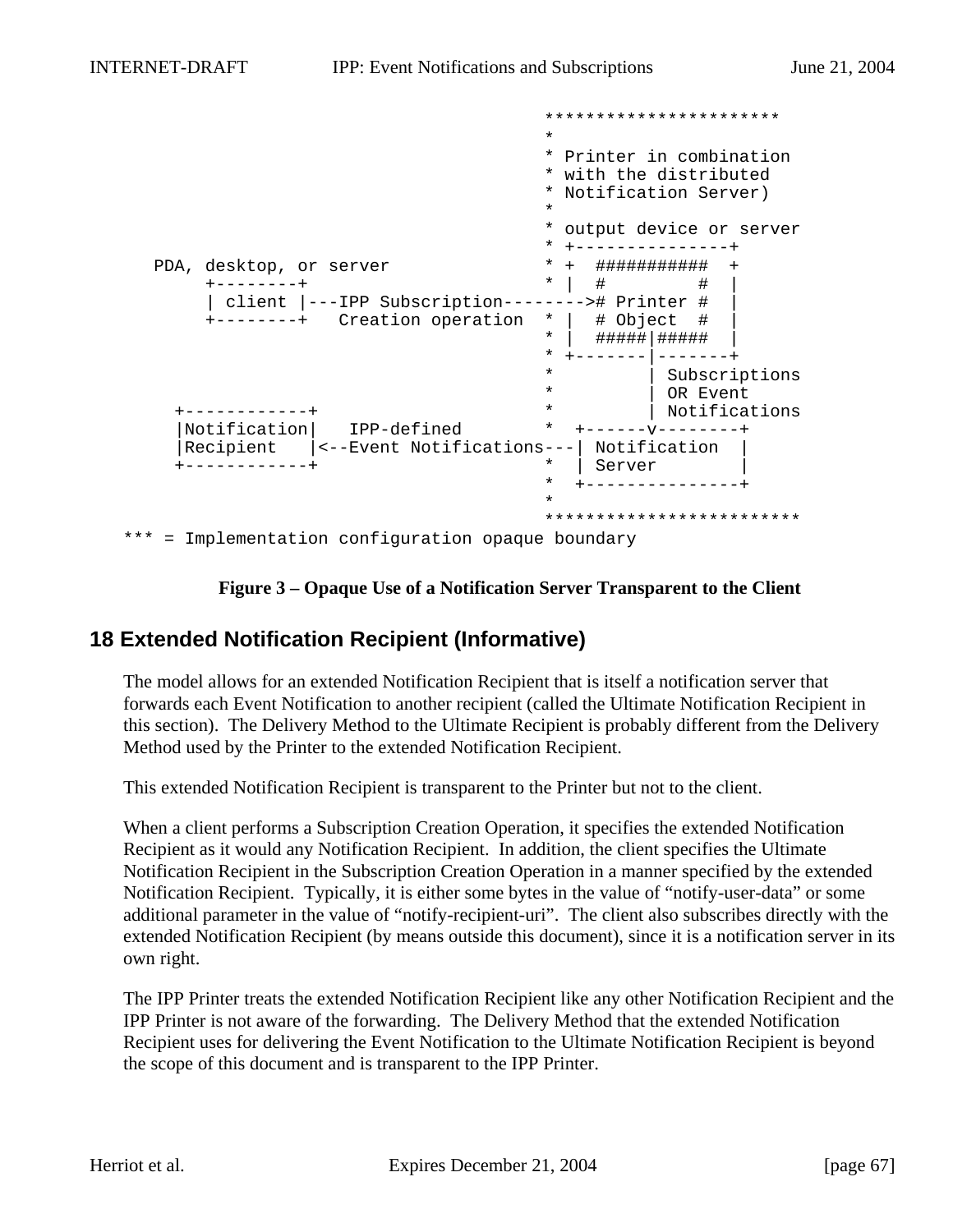```
                                    **********************
                                    *
                                    * Printer in combination
                                    * with the distributed
                                    * Notification Server)
                                    *
                                    * output device or server
                                    * +---------------+
   PDA, desktop, or server          * +  ###########  +
        +--------+                  * |  #         #  |
        | client |---IPP Subscription-------># Printer #  |
        +--------+   Creation operation  * |  # Object  #  |
                                    * |  #####|#####  |
                                    * +-------|-------+
                                    *         | Subscriptions
                                    *         | OR Event
     +------------+                 *         | Notifications
     |Notification|   IPP-defined   *  +------v--------+
     |Recipient   |<--Event Notifications---| Notification  |
     +------------+                 *  | Server        |
                                    *  +---------------+
                                    *
                                    ************************
*** = Implementation configuration opaque boundary
```

**Figure 3 – Opaque Use of a Notification Server Transparent to the Client**

## 18 Extended Notification Recipient (Informative)

The model allows for an extended Notification Recipient that is itself a notification server that forwards each Event Notification to another recipient (called the Ultimate Notification Recipient in this section). The Delivery Method to the Ultimate Recipient is probably different from the Delivery Method used by the Printer to the extended Notification Recipient.

This extended Notification Recipient is transparent to the Printer but not to the client.

When a client performs a Subscription Creation Operation, it specifies the extended Notification Recipient as it would any Notification Recipient. In addition, the client specifies the Ultimate Notification Recipient in the Subscription Creation Operation in a manner specified by the extended Notification Recipient. Typically, it is either some bytes in the value of “notify-user-data” or some additional parameter in the value of “notify-recipient-uri”. The client also subscribes directly with the extended Notification Recipient (by means outside this document), since it is a notification server in its own right.

The IPP Printer treats the extended Notification Recipient like any other Notification Recipient and the IPP Printer is not aware of the forwarding. The Delivery Method that the extended Notification Recipient uses for delivering the Event Notification to the Ultimate Notification Recipient is beyond the scope of this document and is transparent to the IPP Printer.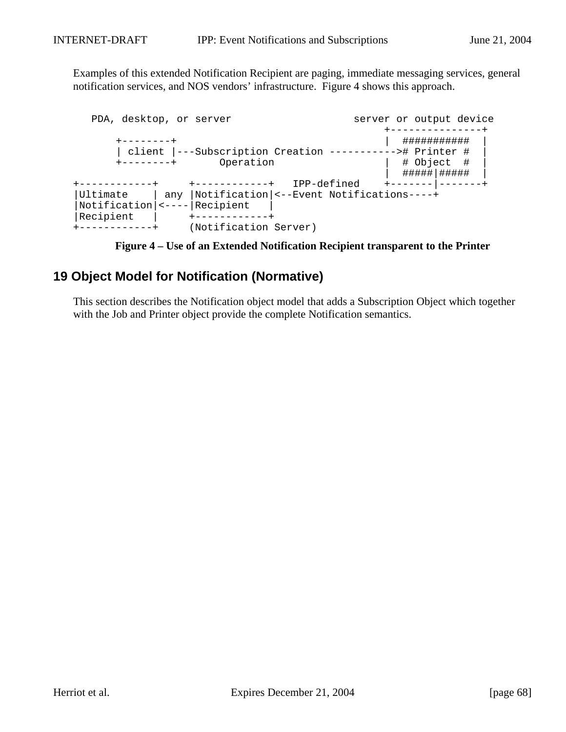Examples of this extended Notification Recipient are paging, immediate messaging services, general notification services, and NOS vendors' infrastructure. Figure 4 shows this approach.

```
   PDA, desktop, or server                    server or output device
                                                   +---------------+
      +--------+                                   |  ###########  |
      | client |---Subscription Creation ----------->#  Printer #  |
      +--------+       Operation                   |  # Object  #  |
                                                   |  #####|#####  |
+------------+     +------------+   IPP-defined    +-------|-------+
|Ultimate    | any |Notification|<--Event Notifications----+
|Notification|<----|Recipient   |
|Recipient   |     +------------+
+------------+     (Notification Server)
```

**Figure 4 – Use of an Extended Notification Recipient transparent to the Printer**

## 19 Object Model for Notification (Normative)

This section describes the Notification object model that adds a Subscription Object which together with the Job and Printer object provide the complete Notification semantics.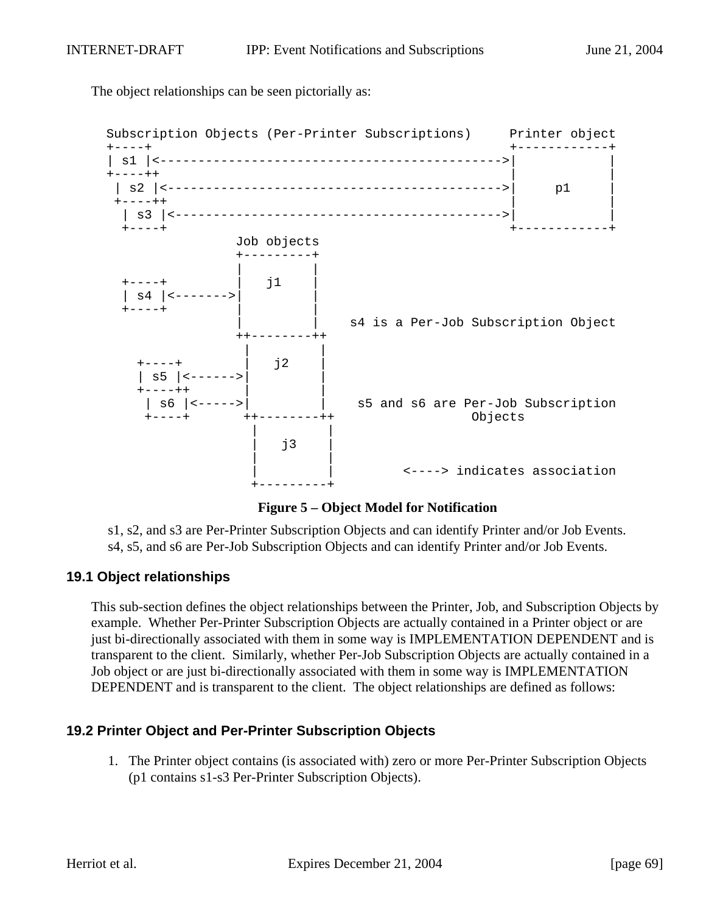The object relationships can be seen pictorially as:

```
Subscription Objects (Per-Printer Subscriptions)     Printer object
+----+                                              +------------+
| s1 |<-------------------------------------------->|            |
+----++                                             |            |
 | s2 |<------------------------------------------->|     p1     |
 +----++                                            |            |
  | s3 |<------------------------------------------>|            |
  +----+                                            +------------+
                 Job objects
                 +---------+
                 |         |
  +----+         |   j1    |
  | s4 |<------->|         |
  +----+         |         |
                 |         |    s4 is a Per-Job Subscription Object
                 ++--------++
                  |         |
    +----+        |   j2    |
    | s5 |<------>|         |
    +----++       |         |
     | s6 |<----->|         |    s5 and s6 are Per-Job Subscription
     +----+       ++--------++                  Objects
                   |         |
                   |   j3    |
                   |         |
                   |         |         <----> indicates association
                   +---------+
```

**Figure 5 – Object Model for Notification**

s1, s2, and s3 are Per-Printer Subscription Objects and can identify Printer and/or Job Events.
s4, s5, and s6 are Per-Job Subscription Objects and can identify Printer and/or Job Events.

## 19.1 Object relationships

This sub-section defines the object relationships between the Printer, Job, and Subscription Objects by example. Whether Per-Printer Subscription Objects are actually contained in a Printer object or are just bi-directionally associated with them in some way is IMPLEMENTATION DEPENDENT and is transparent to the client. Similarly, whether Per-Job Subscription Objects are actually contained in a Job object or are just bi-directionally associated with them in some way is IMPLEMENTATION DEPENDENT and is transparent to the client. The object relationships are defined as follows:

## 19.2 Printer Object and Per-Printer Subscription Objects

1. The Printer object contains (is associated with) zero or more Per-Printer Subscription Objects (p1 contains s1-s3 Per-Printer Subscription Objects).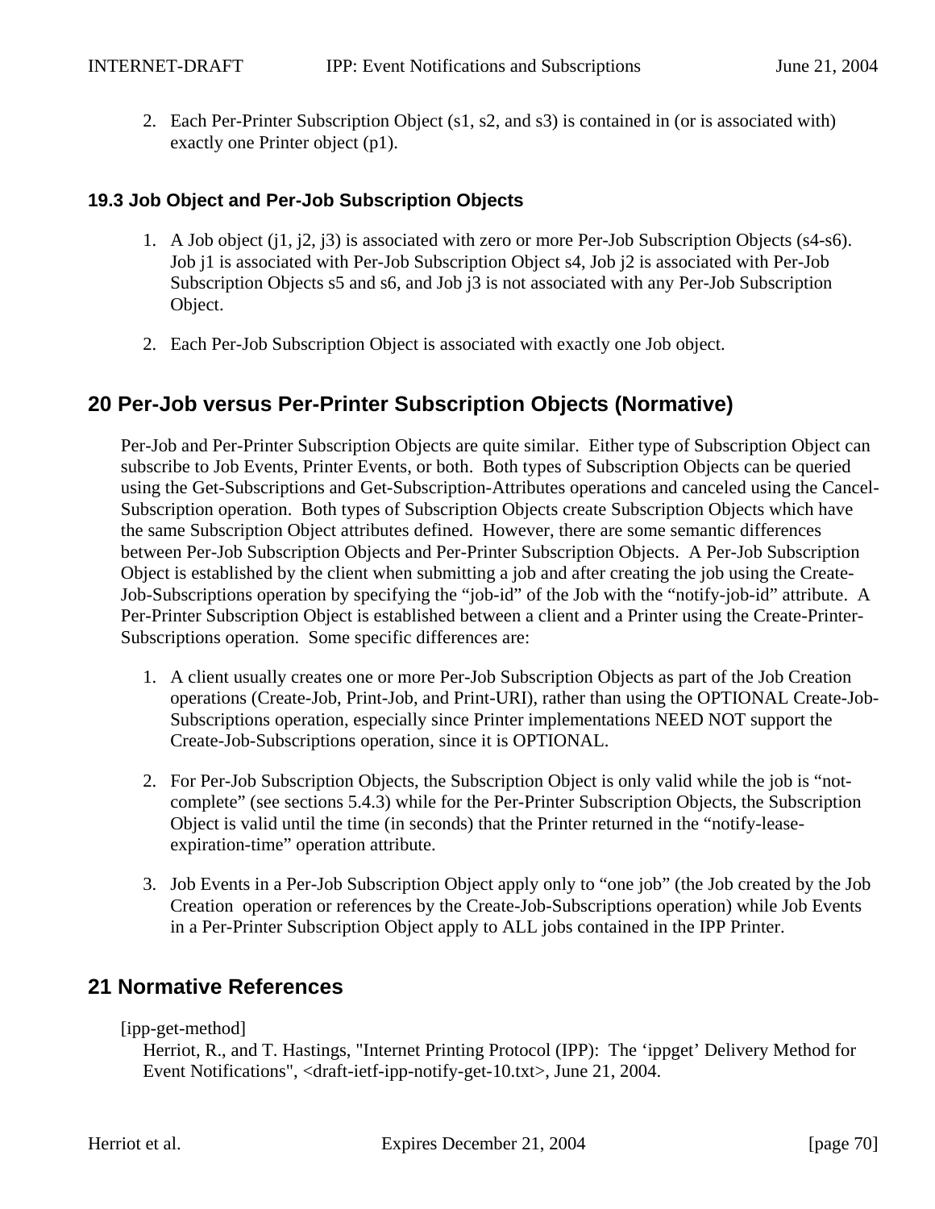2. Each Per-Printer Subscription Object (s1, s2, and s3) is contained in (or is associated with) exactly one Printer object (p1).

### 19.3 Job Object and Per-Job Subscription Objects

1. A Job object (j1, j2, j3) is associated with zero or more Per-Job Subscription Objects (s4-s6). Job j1 is associated with Per-Job Subscription Object s4, Job j2 is associated with Per-Job Subscription Objects s5 and s6, and Job j3 is not associated with any Per-Job Subscription Object.

2. Each Per-Job Subscription Object is associated with exactly one Job object.

## 20 Per-Job versus Per-Printer Subscription Objects (Normative)

Per-Job and Per-Printer Subscription Objects are quite similar. Either type of Subscription Object can subscribe to Job Events, Printer Events, or both. Both types of Subscription Objects can be queried using the Get-Subscriptions and Get-Subscription-Attributes operations and canceled using the Cancel-Subscription operation. Both types of Subscription Objects create Subscription Objects which have the same Subscription Object attributes defined. However, there are some semantic differences between Per-Job Subscription Objects and Per-Printer Subscription Objects. A Per-Job Subscription Object is established by the client when submitting a job and after creating the job using the Create-Job-Subscriptions operation by specifying the "job-id" of the Job with the "notify-job-id" attribute. A Per-Printer Subscription Object is established between a client and a Printer using the Create-Printer-Subscriptions operation. Some specific differences are:

1. A client usually creates one or more Per-Job Subscription Objects as part of the Job Creation operations (Create-Job, Print-Job, and Print-URI), rather than using the OPTIONAL Create-Job-Subscriptions operation, especially since Printer implementations NEED NOT support the Create-Job-Subscriptions operation, since it is OPTIONAL.

2. For Per-Job Subscription Objects, the Subscription Object is only valid while the job is "not-complete" (see sections 5.4.3) while for the Per-Printer Subscription Objects, the Subscription Object is valid until the time (in seconds) that the Printer returned in the "notify-lease-expiration-time" operation attribute.

3. Job Events in a Per-Job Subscription Object apply only to "one job" (the Job created by the Job Creation operation or references by the Create-Job-Subscriptions operation) while Job Events in a Per-Printer Subscription Object apply to ALL jobs contained in the IPP Printer.

## 21 Normative References

[ipp-get-method]
Herriot, R., and T. Hastings, "Internet Printing Protocol (IPP): The 'ippget' Delivery Method for Event Notifications", <draft-ietf-ipp-notify-get-10.txt>, June 21, 2004.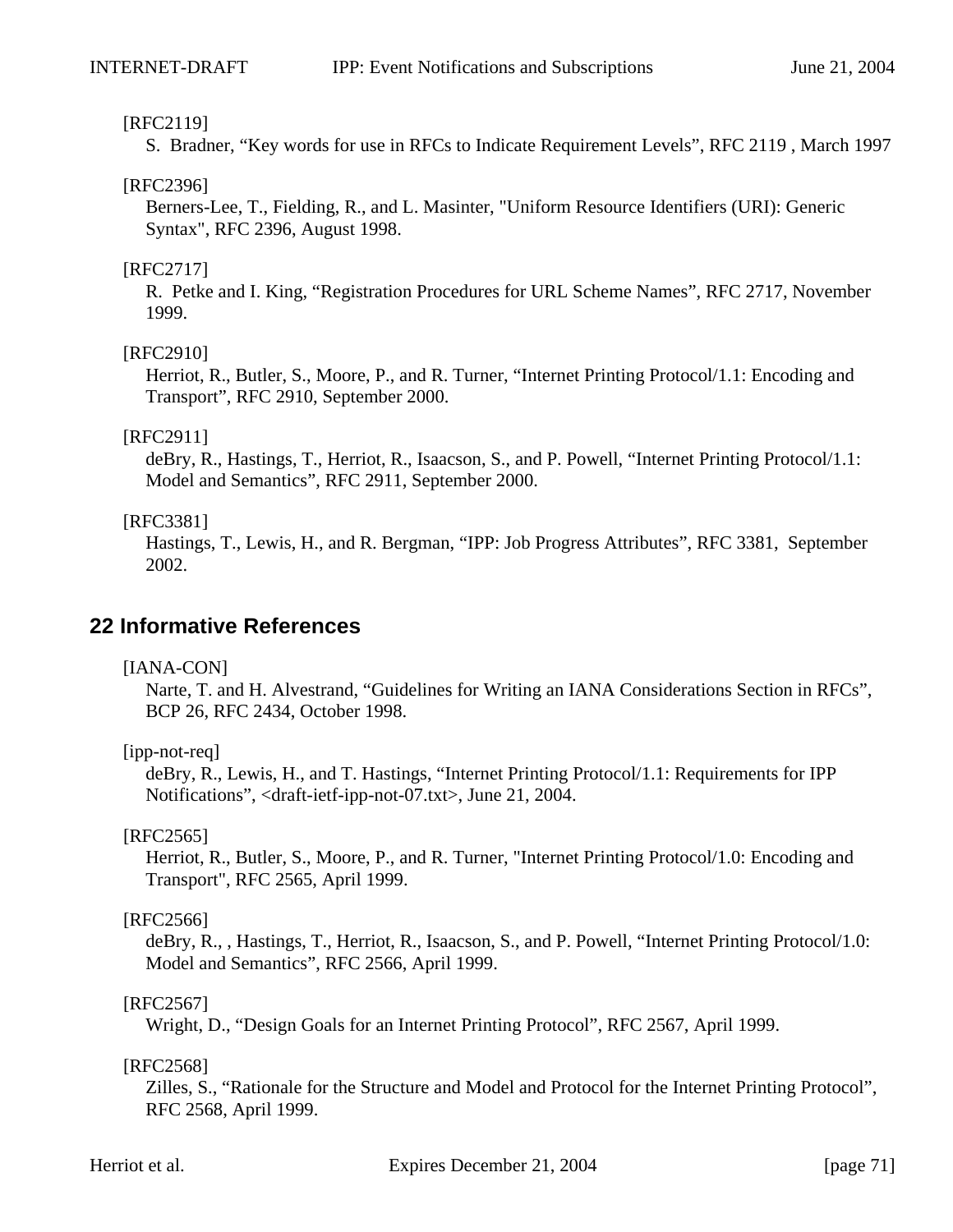[RFC2119]

S. Bradner, “Key words for use in RFCs to Indicate Requirement Levels”, RFC 2119 , March 1997

[RFC2396]

Berners-Lee, T., Fielding, R., and L. Masinter, "Uniform Resource Identifiers (URI): Generic Syntax", RFC 2396, August 1998.

[RFC2717]

R. Petke and I. King, “Registration Procedures for URL Scheme Names”, RFC 2717, November 1999.

[RFC2910]

Herriot, R., Butler, S., Moore, P., and R. Turner, “Internet Printing Protocol/1.1: Encoding and Transport”, RFC 2910, September 2000.

[RFC2911]

deBry, R., Hastings, T., Herriot, R., Isaacson, S., and P. Powell, “Internet Printing Protocol/1.1: Model and Semantics”, RFC 2911, September 2000.

[RFC3381]

Hastings, T., Lewis, H., and R. Bergman, “IPP: Job Progress Attributes”, RFC 3381, September 2002.

# 22 Informative References

[IANA-CON]

Narte, T. and H. Alvestrand, “Guidelines for Writing an IANA Considerations Section in RFCs”, BCP 26, RFC 2434, October 1998.

[ipp-not-req]

deBry, R., Lewis, H., and T. Hastings, “Internet Printing Protocol/1.1: Requirements for IPP Notifications”, <draft-ietf-ipp-not-07.txt>, June 21, 2004.

[RFC2565]

Herriot, R., Butler, S., Moore, P., and R. Turner, "Internet Printing Protocol/1.0: Encoding and Transport", RFC 2565, April 1999.

[RFC2566]

deBry, R., , Hastings, T., Herriot, R., Isaacson, S., and P. Powell, “Internet Printing Protocol/1.0: Model and Semantics”, RFC 2566, April 1999.

[RFC2567]

Wright, D., “Design Goals for an Internet Printing Protocol”, RFC 2567, April 1999.

[RFC2568]

Zilles, S., “Rationale for the Structure and Model and Protocol for the Internet Printing Protocol”, RFC 2568, April 1999.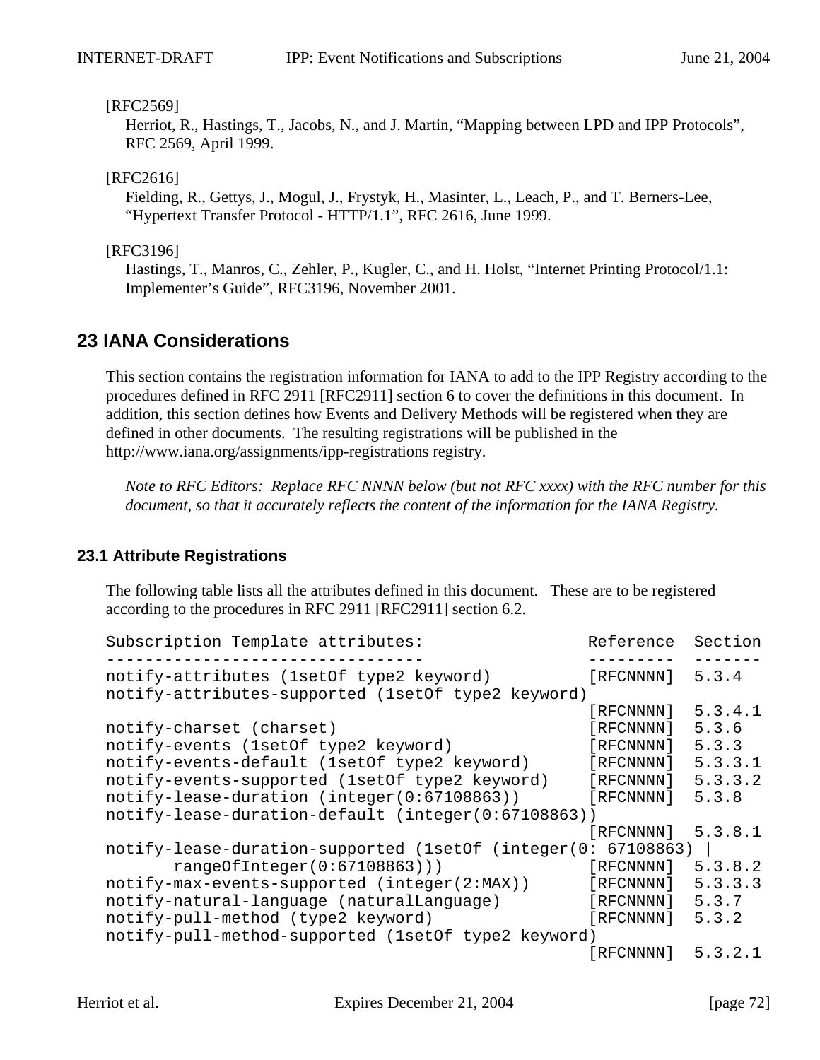[RFC2569]
Herriot, R., Hastings, T., Jacobs, N., and J. Martin, “Mapping between LPD and IPP Protocols”, RFC 2569, April 1999.

[RFC2616]
Fielding, R., Gettys, J., Mogul, J., Frystyk, H., Masinter, L., Leach, P., and T. Berners-Lee, “Hypertext Transfer Protocol - HTTP/1.1”, RFC 2616, June 1999.

[RFC3196]
Hastings, T., Manros, C., Zehler, P., Kugler, C., and H. Holst, “Internet Printing Protocol/1.1: Implementer’s Guide”, RFC3196, November 2001.

# 23 IANA Considerations

This section contains the registration information for IANA to add to the IPP Registry according to the procedures defined in RFC 2911 [RFC2911] section 6 to cover the definitions in this document. In addition, this section defines how Events and Delivery Methods will be registered when they are defined in other documents. The resulting registrations will be published in the http://www.iana.org/assignments/ipp-registrations registry.

*Note to RFC Editors: Replace RFC NNNN below (but not RFC xxxx) with the RFC number for this document, so that it accurately reflects the content of the information for the IANA Registry.*

## 23.1 Attribute Registrations

The following table lists all the attributes defined in this document. These are to be registered according to the procedures in RFC 2911 [RFC2911] section 6.2.

```
Subscription Template attributes:          Reference  Section
--------------------------------           ---------  -------
notify-attributes (1setOf type2 keyword)    [RFCNNNN]  5.3.4
notify-attributes-supported (1setOf type2 keyword)
                                           [RFCNNNN]  5.3.4.1
notify-charset (charset)                   [RFCNNNN]  5.3.6
notify-events (1setOf type2 keyword)       [RFCNNNN]  5.3.3
notify-events-default (1setOf type2 keyword)     [RFCNNNN]  5.3.3.1
notify-events-supported (1setOf type2 keyword)   [RFCNNNN]  5.3.3.2
notify-lease-duration (integer(0:67108863))      [RFCNNNN]  5.3.8
notify-lease-duration-default (integer(0:67108863))
                                           [RFCNNNN]  5.3.8.1
notify-lease-duration-supported (1setOf (integer(0: 67108863) |
       rangeOfInteger(0:67108863)))        [RFCNNNN]  5.3.8.2
notify-max-events-supported (integer(2:MAX))     [RFCNNNN]  5.3.3.3
notify-natural-language (naturalLanguage)  [RFCNNNN]  5.3.7
notify-pull-method (type2 keyword)         [RFCNNNN]  5.3.2
notify-pull-method-supported (1setOf type2 keyword)
                                           [RFCNNNN]  5.3.2.1
```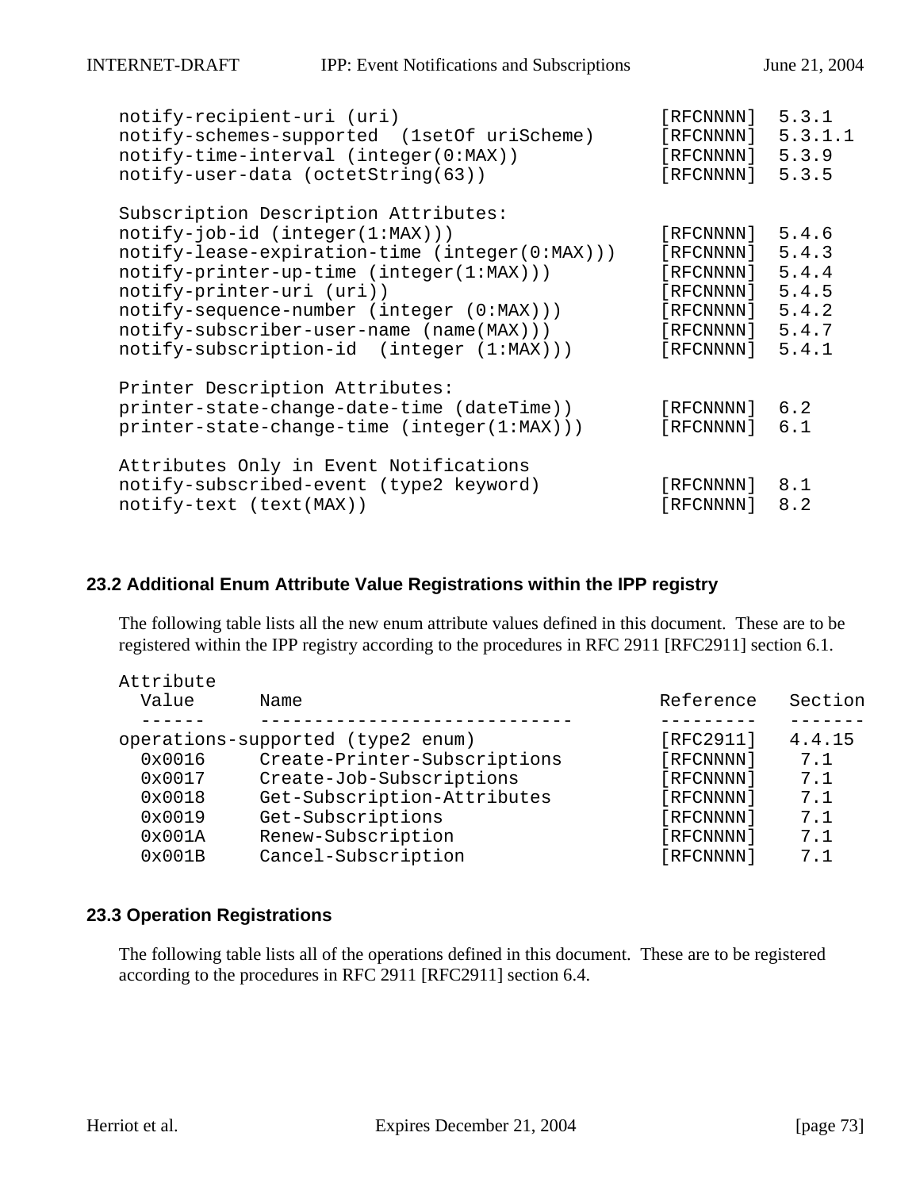```
notify-recipient-uri (uri)                         [RFCNNNN]  5.3.1
notify-schemes-supported  (1setOf uriScheme)       [RFCNNNN]  5.3.1.1
notify-time-interval (integer(0:MAX))              [RFCNNNN]  5.3.9
notify-user-data (octetString(63))                 [RFCNNNN]  5.3.5

Subscription Description Attributes:
notify-job-id (integer(1:MAX)))                    [RFCNNNN]  5.4.6
notify-lease-expiration-time (integer(0:MAX)))     [RFCNNNN]  5.4.3
notify-printer-up-time (integer(1:MAX)))           [RFCNNNN]  5.4.4
notify-printer-uri (uri))                          [RFCNNNN]  5.4.5
notify-sequence-number (integer (0:MAX)))          [RFCNNNN]  5.4.2
notify-subscriber-user-name (name(MAX)))           [RFCNNNN]  5.4.7
notify-subscription-id  (integer (1:MAX)))         [RFCNNNN]  5.4.1

Printer Description Attributes:
printer-state-change-date-time (dateTime))         [RFCNNNN]  6.2
printer-state-change-time (integer(1:MAX)))        [RFCNNNN]  6.1

Attributes Only in Event Notifications
notify-subscribed-event (type2 keyword)            [RFCNNNN]  8.1
notify-text (text(MAX))                            [RFCNNNN]  8.2
```

### 23.2 Additional Enum Attribute Value Registrations within the IPP registry

The following table lists all the new enum attribute values defined in this document. These are to be registered within the IPP registry according to the procedures in RFC 2911 [RFC2911] section 6.1.

```
Attribute
  Value      Name                              Reference   Section
  ------     ----------------------------      ---------   -------
operations-supported (type2 enum)              [RFC2911]   4.4.15
  0x0016     Create-Printer-Subscriptions      [RFCNNNN]    7.1
  0x0017     Create-Job-Subscriptions          [RFCNNNN]    7.1
  0x0018     Get-Subscription-Attributes       [RFCNNNN]    7.1
  0x0019     Get-Subscriptions                 [RFCNNNN]    7.1
  0x001A     Renew-Subscription                [RFCNNNN]    7.1
  0x001B     Cancel-Subscription               [RFCNNNN]    7.1
```

### 23.3 Operation Registrations

The following table lists all of the operations defined in this document. These are to be registered according to the procedures in RFC 2911 [RFC2911] section 6.4.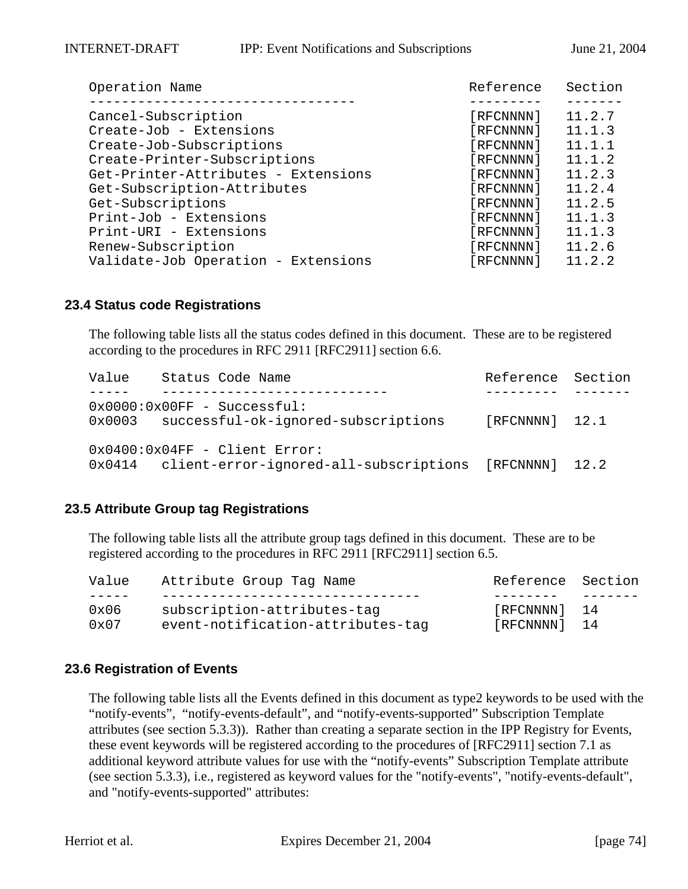| Operation Name | Reference | Section |
|---|---|---|
| Cancel-Subscription | [RFCNNNN] | 11.2.7 |
| Create-Job - Extensions | [RFCNNNN] | 11.1.3 |
| Create-Job-Subscriptions | [RFCNNNN] | 11.1.1 |
| Create-Printer-Subscriptions | [RFCNNNN] | 11.1.2 |
| Get-Printer-Attributes - Extensions | [RFCNNNN] | 11.2.3 |
| Get-Subscription-Attributes | [RFCNNNN] | 11.2.4 |
| Get-Subscriptions | [RFCNNNN] | 11.2.5 |
| Print-Job - Extensions | [RFCNNNN] | 11.1.3 |
| Print-URI - Extensions | [RFCNNNN] | 11.1.3 |
| Renew-Subscription | [RFCNNNN] | 11.2.6 |
| Validate-Job Operation - Extensions | [RFCNNNN] | 11.2.2 |

### 23.4 Status code Registrations

The following table lists all the status codes defined in this document. These are to be registered according to the procedures in RFC 2911 [RFC2911] section 6.6.

| Value | Status Code Name | Reference | Section |
|---|---|---|---|
| 0x0000:0x00FF - Successful: | | | |
| 0x0003 | successful-ok-ignored-subscriptions | [RFCNNNN] | 12.1 |
| 0x0400:0x04FF - Client Error: | | | |
| 0x0414 | client-error-ignored-all-subscriptions | [RFCNNNN] | 12.2 |

### 23.5 Attribute Group tag Registrations

The following table lists all the attribute group tags defined in this document. These are to be registered according to the procedures in RFC 2911 [RFC2911] section 6.5.

| Value | Attribute Group Tag Name | Reference | Section |
|---|---|---|---|
| 0x06 | subscription-attributes-tag | [RFCNNNN] | 14 |
| 0x07 | event-notification-attributes-tag | [RFCNNNN] | 14 |

### 23.6 Registration of Events

The following table lists all the Events defined in this document as type2 keywords to be used with the “notify-events”, “notify-events-default”, and “notify-events-supported” Subscription Template attributes (see section 5.3.3)). Rather than creating a separate section in the IPP Registry for Events, these event keywords will be registered according to the procedures of [RFC2911] section 7.1 as additional keyword attribute values for use with the “notify-events” Subscription Template attribute (see section 5.3.3), i.e., registered as keyword values for the "notify-events", "notify-events-default", and "notify-events-supported" attributes: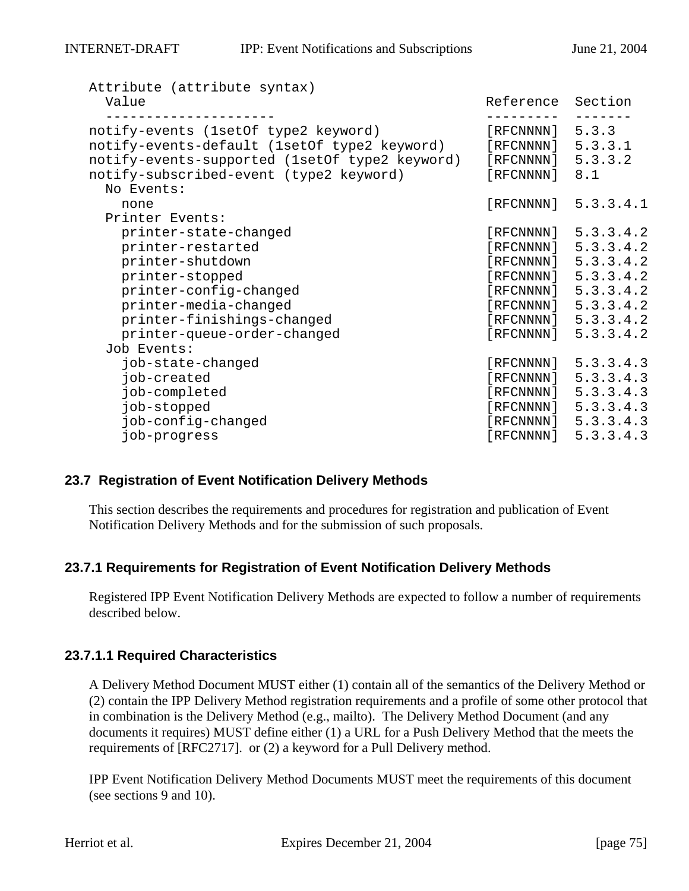```
Attribute (attribute syntax)
  Value                                          Reference  Section
  ---------------------                          ---------  -------
notify-events (1setOf type2 keyword)             [RFCNNNN]  5.3.3
notify-events-default (1setOf type2 keyword)     [RFCNNNN]  5.3.3.1
notify-events-supported (1setOf type2 keyword)   [RFCNNNN]  5.3.3.2
notify-subscribed-event (type2 keyword)          [RFCNNNN]  8.1
  No Events:
    none                                         [RFCNNNN]  5.3.3.4.1
  Printer Events:
    printer-state-changed                        [RFCNNNN]  5.3.3.4.2
    printer-restarted                            [RFCNNNN]  5.3.3.4.2
    printer-shutdown                             [RFCNNNN]  5.3.3.4.2
    printer-stopped                              [RFCNNNN]  5.3.3.4.2
    printer-config-changed                       [RFCNNNN]  5.3.3.4.2
    printer-media-changed                        [RFCNNNN]  5.3.3.4.2
    printer-finishings-changed                   [RFCNNNN]  5.3.3.4.2
    printer-queue-order-changed                  [RFCNNNN]  5.3.3.4.2
  Job Events:
    job-state-changed                            [RFCNNNN]  5.3.3.4.3
    job-created                                  [RFCNNNN]  5.3.3.4.3
    job-completed                                [RFCNNNN]  5.3.3.4.3
    job-stopped                                  [RFCNNNN]  5.3.3.4.3
    job-config-changed                           [RFCNNNN]  5.3.3.4.3
    job-progress                                 [RFCNNNN]  5.3.3.4.3
```

### 23.7 Registration of Event Notification Delivery Methods

This section describes the requirements and procedures for registration and publication of Event Notification Delivery Methods and for the submission of such proposals.

#### 23.7.1 Requirements for Registration of Event Notification Delivery Methods

Registered IPP Event Notification Delivery Methods are expected to follow a number of requirements described below.

##### 23.7.1.1 Required Characteristics

A Delivery Method Document MUST either (1) contain all of the semantics of the Delivery Method or (2) contain the IPP Delivery Method registration requirements and a profile of some other protocol that in combination is the Delivery Method (e.g., mailto). The Delivery Method Document (and any documents it requires) MUST define either (1) a URL for a Push Delivery Method that the meets the requirements of [RFC2717]. or (2) a keyword for a Pull Delivery method.

IPP Event Notification Delivery Method Documents MUST meet the requirements of this document (see sections 9 and 10).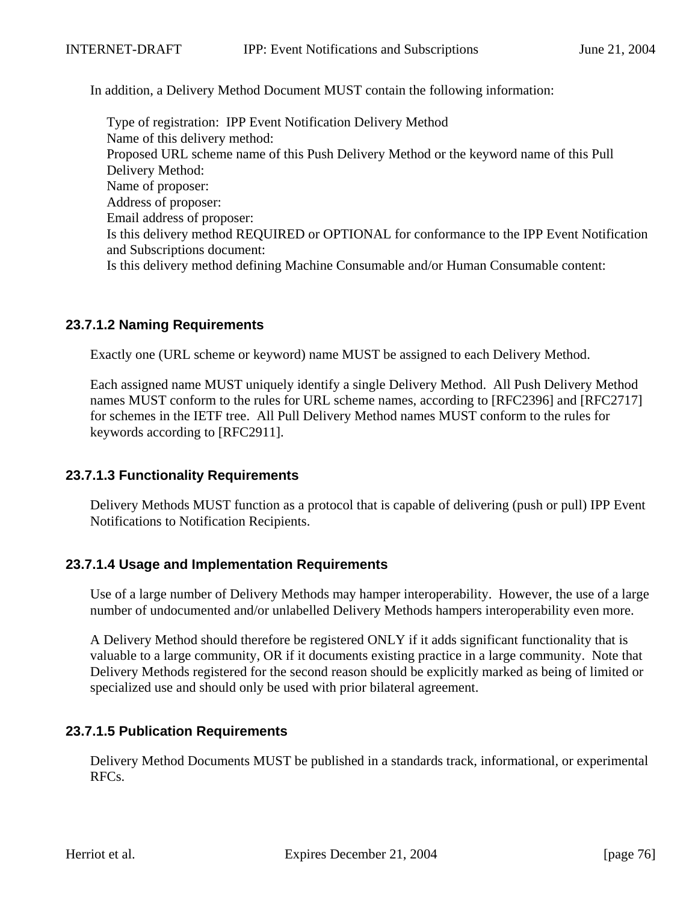In addition, a Delivery Method Document MUST contain the following information:

Type of registration:  IPP Event Notification Delivery Method
Name of this delivery method:
Proposed URL scheme name of this Push Delivery Method or the keyword name of this Pull Delivery Method:
Name of proposer:
Address of proposer:
Email address of proposer:
Is this delivery method REQUIRED or OPTIONAL for conformance to the IPP Event Notification and Subscriptions document:
Is this delivery method defining Machine Consumable and/or Human Consumable content:

#### 23.7.1.2 Naming Requirements

Exactly one (URL scheme or keyword) name MUST be assigned to each Delivery Method.

Each assigned name MUST uniquely identify a single Delivery Method.  All Push Delivery Method names MUST conform to the rules for URL scheme names, according to [RFC2396] and [RFC2717] for schemes in the IETF tree.  All Pull Delivery Method names MUST conform to the rules for keywords according to [RFC2911].

#### 23.7.1.3 Functionality Requirements

Delivery Methods MUST function as a protocol that is capable of delivering (push or pull) IPP Event Notifications to Notification Recipients.

#### 23.7.1.4 Usage and Implementation Requirements

Use of a large number of Delivery Methods may hamper interoperability.  However, the use of a large number of undocumented and/or unlabelled Delivery Methods hampers interoperability even more.

A Delivery Method should therefore be registered ONLY if it adds significant functionality that is valuable to a large community, OR if it documents existing practice in a large community.  Note that Delivery Methods registered for the second reason should be explicitly marked as being of limited or specialized use and should only be used with prior bilateral agreement.

#### 23.7.1.5 Publication Requirements

Delivery Method Documents MUST be published in a standards track, informational, or experimental RFCs.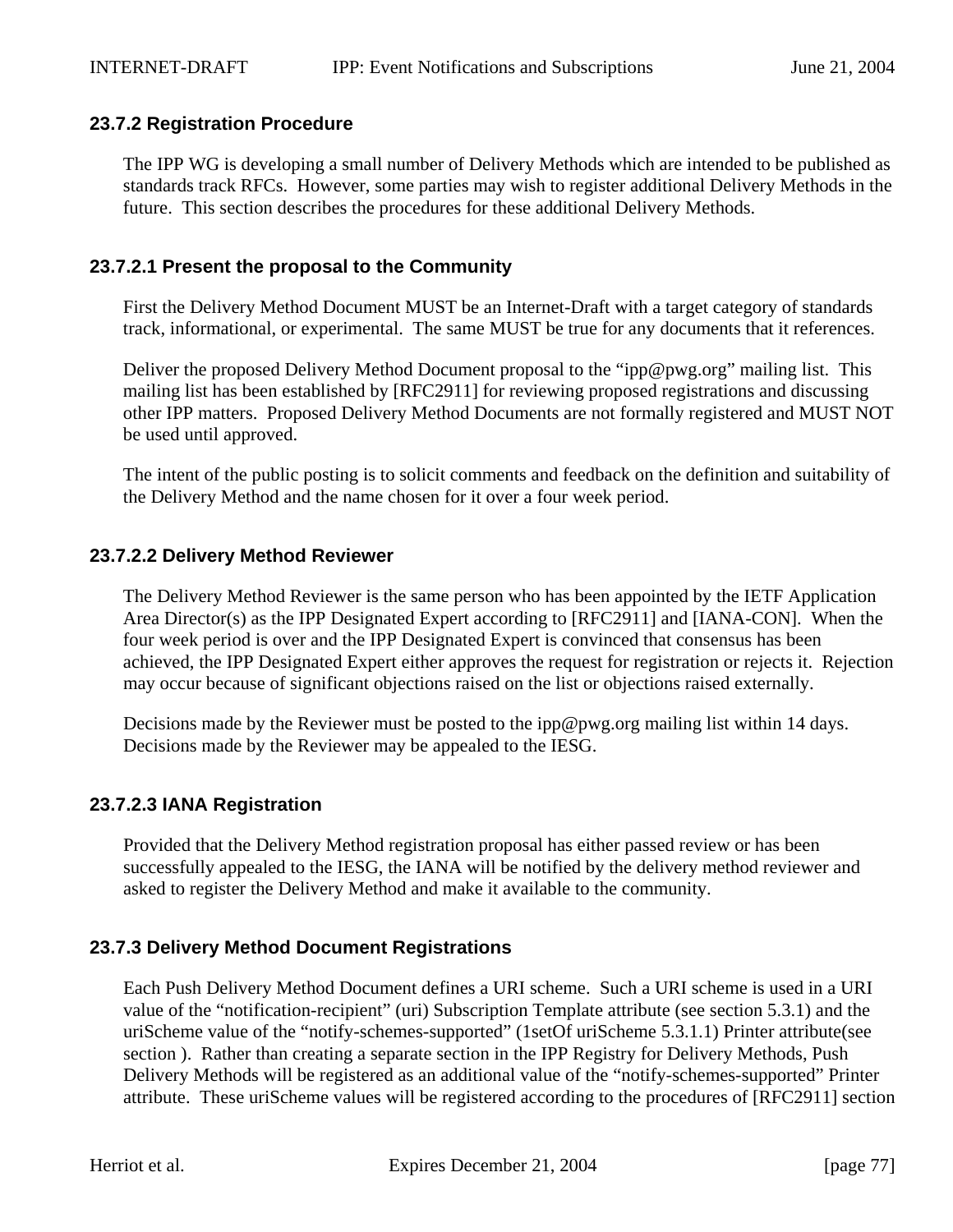### 23.7.2 Registration Procedure

The IPP WG is developing a small number of Delivery Methods which are intended to be published as standards track RFCs. However, some parties may wish to register additional Delivery Methods in the future. This section describes the procedures for these additional Delivery Methods.

#### 23.7.2.1 Present the proposal to the Community

First the Delivery Method Document MUST be an Internet-Draft with a target category of standards track, informational, or experimental. The same MUST be true for any documents that it references.

Deliver the proposed Delivery Method Document proposal to the "ipp@pwg.org" mailing list. This mailing list has been established by [RFC2911] for reviewing proposed registrations and discussing other IPP matters. Proposed Delivery Method Documents are not formally registered and MUST NOT be used until approved.

The intent of the public posting is to solicit comments and feedback on the definition and suitability of the Delivery Method and the name chosen for it over a four week period.

#### 23.7.2.2 Delivery Method Reviewer

The Delivery Method Reviewer is the same person who has been appointed by the IETF Application Area Director(s) as the IPP Designated Expert according to [RFC2911] and [IANA-CON]. When the four week period is over and the IPP Designated Expert is convinced that consensus has been achieved, the IPP Designated Expert either approves the request for registration or rejects it. Rejection may occur because of significant objections raised on the list or objections raised externally.

Decisions made by the Reviewer must be posted to the ipp@pwg.org mailing list within 14 days. Decisions made by the Reviewer may be appealed to the IESG.

#### 23.7.2.3 IANA Registration

Provided that the Delivery Method registration proposal has either passed review or has been successfully appealed to the IESG, the IANA will be notified by the delivery method reviewer and asked to register the Delivery Method and make it available to the community.

### 23.7.3 Delivery Method Document Registrations

Each Push Delivery Method Document defines a URI scheme. Such a URI scheme is used in a URI value of the "notification-recipient" (uri) Subscription Template attribute (see section 5.3.1) and the uriScheme value of the "notify-schemes-supported" (1setOf uriScheme 5.3.1.1) Printer attribute(see section ). Rather than creating a separate section in the IPP Registry for Delivery Methods, Push Delivery Methods will be registered as an additional value of the "notify-schemes-supported" Printer attribute. These uriScheme values will be registered according to the procedures of [RFC2911] section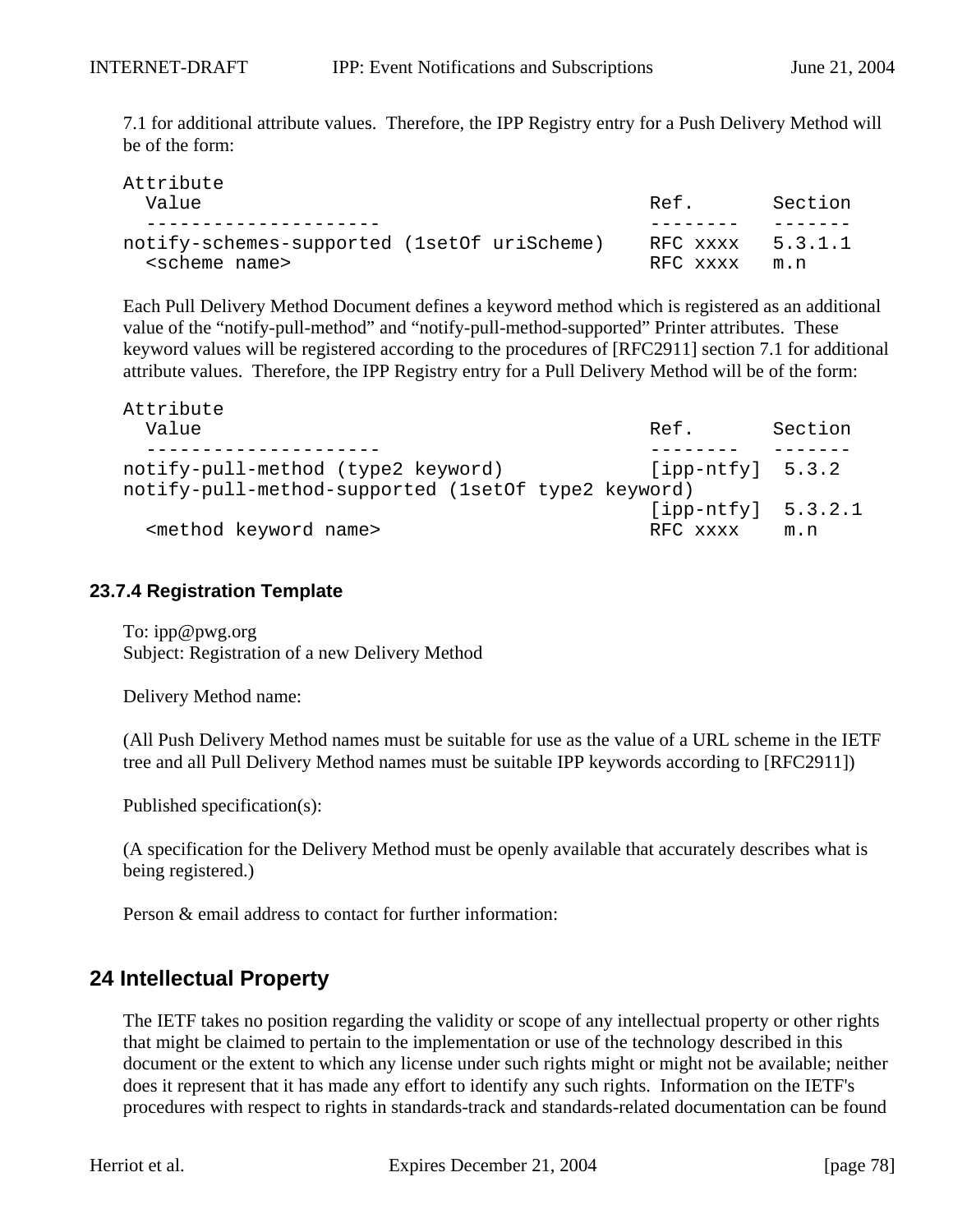7.1 for additional attribute values. Therefore, the IPP Registry entry for a Push Delivery Method will be of the form:

```
Attribute
  Value                                          Ref.       Section
  --------------------                           --------   -------
notify-schemes-supported (1setOf uriScheme)      RFC xxxx   5.3.1.1
  <scheme name>                                  RFC xxxx   m.n
```

Each Pull Delivery Method Document defines a keyword method which is registered as an additional value of the “notify-pull-method” and “notify-pull-method-supported” Printer attributes. These keyword values will be registered according to the procedures of [RFC2911] section 7.1 for additional attribute values. Therefore, the IPP Registry entry for a Pull Delivery Method will be of the form:

```
Attribute
  Value                                          Ref.       Section
  --------------------                           --------   -------
notify-pull-method (type2 keyword)               [ipp-ntfy]  5.3.2
notify-pull-method-supported (1setOf type2 keyword)
                                                 [ipp-ntfy]  5.3.2.1
  <method keyword name>                          RFC xxxx    m.n
```

### 23.7.4 Registration Template

To: ipp@pwg.org
Subject: Registration of a new Delivery Method

Delivery Method name:

(All Push Delivery Method names must be suitable for use as the value of a URL scheme in the IETF tree and all Pull Delivery Method names must be suitable IPP keywords according to [RFC2911])

Published specification(s):

(A specification for the Delivery Method must be openly available that accurately describes what is being registered.)

Person & email address to contact for further information:

## 24 Intellectual Property

The IETF takes no position regarding the validity or scope of any intellectual property or other rights that might be claimed to pertain to the implementation or use of the technology described in this document or the extent to which any license under such rights might or might not be available; neither does it represent that it has made any effort to identify any such rights. Information on the IETF's procedures with respect to rights in standards-track and standards-related documentation can be found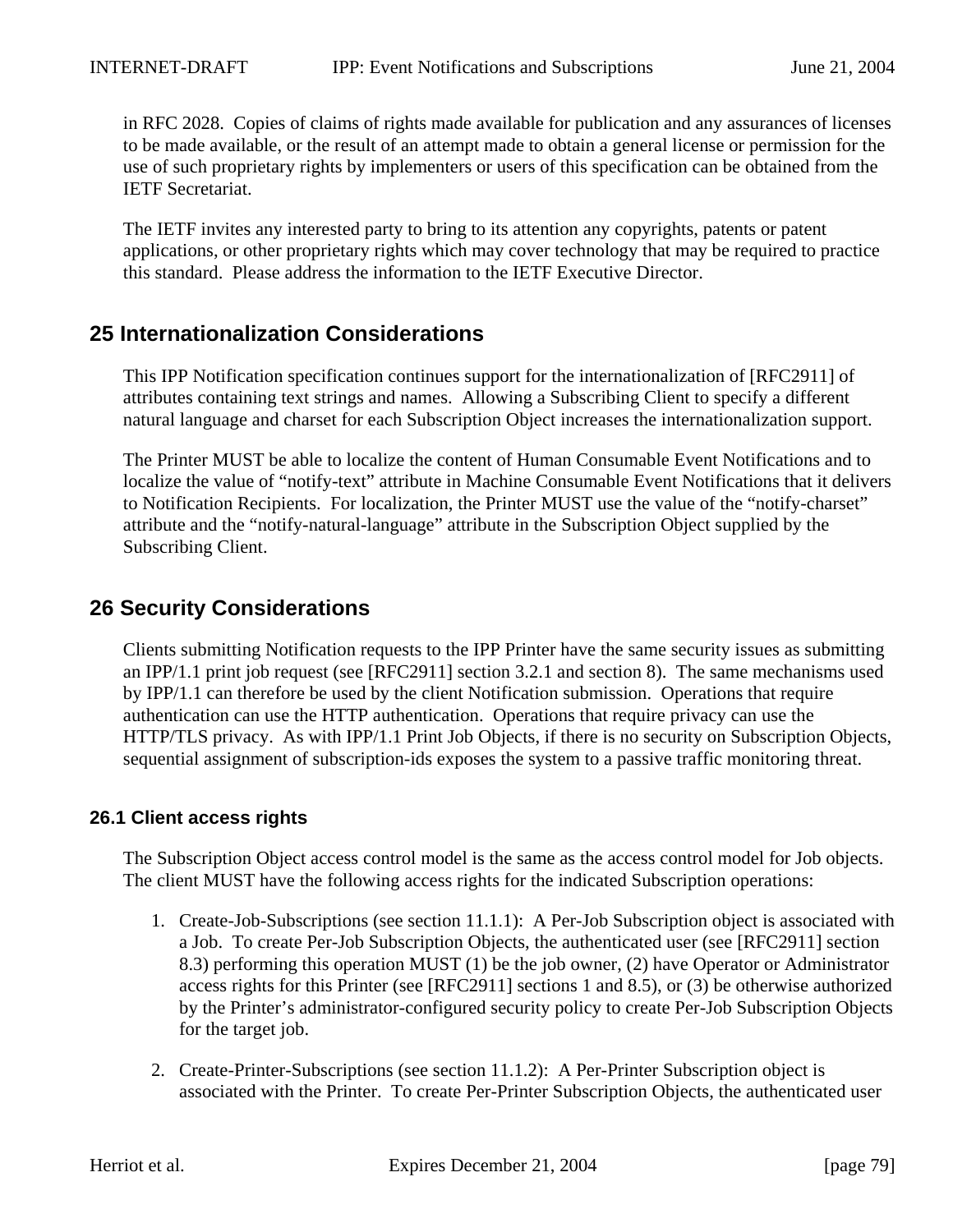in RFC 2028. Copies of claims of rights made available for publication and any assurances of licenses to be made available, or the result of an attempt made to obtain a general license or permission for the use of such proprietary rights by implementers or users of this specification can be obtained from the IETF Secretariat.

The IETF invites any interested party to bring to its attention any copyrights, patents or patent applications, or other proprietary rights which may cover technology that may be required to practice this standard. Please address the information to the IETF Executive Director.

# 25 Internationalization Considerations

This IPP Notification specification continues support for the internationalization of [RFC2911] of attributes containing text strings and names. Allowing a Subscribing Client to specify a different natural language and charset for each Subscription Object increases the internationalization support.

The Printer MUST be able to localize the content of Human Consumable Event Notifications and to localize the value of “notify-text” attribute in Machine Consumable Event Notifications that it delivers to Notification Recipients. For localization, the Printer MUST use the value of the “notify-charset” attribute and the “notify-natural-language” attribute in the Subscription Object supplied by the Subscribing Client.

# 26 Security Considerations

Clients submitting Notification requests to the IPP Printer have the same security issues as submitting an IPP/1.1 print job request (see [RFC2911] section 3.2.1 and section 8). The same mechanisms used by IPP/1.1 can therefore be used by the client Notification submission. Operations that require authentication can use the HTTP authentication. Operations that require privacy can use the HTTP/TLS privacy. As with IPP/1.1 Print Job Objects, if there is no security on Subscription Objects, sequential assignment of subscription-ids exposes the system to a passive traffic monitoring threat.

## 26.1 Client access rights

The Subscription Object access control model is the same as the access control model for Job objects. The client MUST have the following access rights for the indicated Subscription operations:

1. Create-Job-Subscriptions (see section 11.1.1): A Per-Job Subscription object is associated with a Job. To create Per-Job Subscription Objects, the authenticated user (see [RFC2911] section 8.3) performing this operation MUST (1) be the job owner, (2) have Operator or Administrator access rights for this Printer (see [RFC2911] sections 1 and 8.5), or (3) be otherwise authorized by the Printer’s administrator-configured security policy to create Per-Job Subscription Objects for the target job.

2. Create-Printer-Subscriptions (see section 11.1.2): A Per-Printer Subscription object is associated with the Printer. To create Per-Printer Subscription Objects, the authenticated user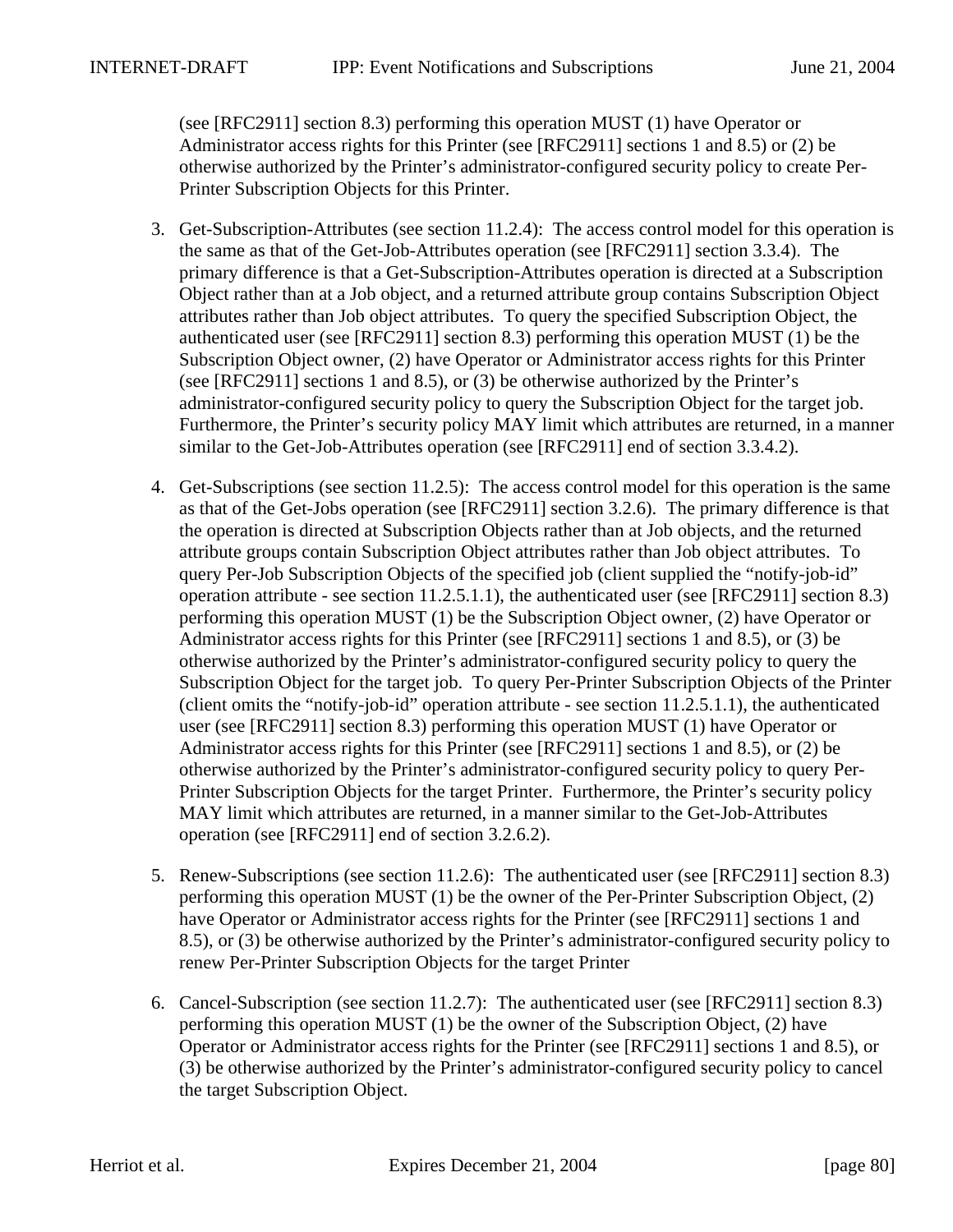(see [RFC2911] section 8.3) performing this operation MUST (1) have Operator or Administrator access rights for this Printer (see [RFC2911] sections 1 and 8.5) or (2) be otherwise authorized by the Printer's administrator-configured security policy to create Per-Printer Subscription Objects for this Printer.

3. Get-Subscription-Attributes (see section 11.2.4): The access control model for this operation is the same as that of the Get-Job-Attributes operation (see [RFC2911] section 3.3.4). The primary difference is that a Get-Subscription-Attributes operation is directed at a Subscription Object rather than at a Job object, and a returned attribute group contains Subscription Object attributes rather than Job object attributes. To query the specified Subscription Object, the authenticated user (see [RFC2911] section 8.3) performing this operation MUST (1) be the Subscription Object owner, (2) have Operator or Administrator access rights for this Printer (see [RFC2911] sections 1 and 8.5), or (3) be otherwise authorized by the Printer's administrator-configured security policy to query the Subscription Object for the target job. Furthermore, the Printer's security policy MAY limit which attributes are returned, in a manner similar to the Get-Job-Attributes operation (see [RFC2911] end of section 3.3.4.2).

4. Get-Subscriptions (see section 11.2.5): The access control model for this operation is the same as that of the Get-Jobs operation (see [RFC2911] section 3.2.6). The primary difference is that the operation is directed at Subscription Objects rather than at Job objects, and the returned attribute groups contain Subscription Object attributes rather than Job object attributes. To query Per-Job Subscription Objects of the specified job (client supplied the "notify-job-id" operation attribute - see section 11.2.5.1.1), the authenticated user (see [RFC2911] section 8.3) performing this operation MUST (1) be the Subscription Object owner, (2) have Operator or Administrator access rights for this Printer (see [RFC2911] sections 1 and 8.5), or (3) be otherwise authorized by the Printer's administrator-configured security policy to query the Subscription Object for the target job. To query Per-Printer Subscription Objects of the Printer (client omits the "notify-job-id" operation attribute - see section 11.2.5.1.1), the authenticated user (see [RFC2911] section 8.3) performing this operation MUST (1) have Operator or Administrator access rights for this Printer (see [RFC2911] sections 1 and 8.5), or (2) be otherwise authorized by the Printer's administrator-configured security policy to query Per-Printer Subscription Objects for the target Printer. Furthermore, the Printer's security policy MAY limit which attributes are returned, in a manner similar to the Get-Job-Attributes operation (see [RFC2911] end of section 3.2.6.2).

5. Renew-Subscriptions (see section 11.2.6): The authenticated user (see [RFC2911] section 8.3) performing this operation MUST (1) be the owner of the Per-Printer Subscription Object, (2) have Operator or Administrator access rights for the Printer (see [RFC2911] sections 1 and 8.5), or (3) be otherwise authorized by the Printer's administrator-configured security policy to renew Per-Printer Subscription Objects for the target Printer

6. Cancel-Subscription (see section 11.2.7): The authenticated user (see [RFC2911] section 8.3) performing this operation MUST (1) be the owner of the Subscription Object, (2) have Operator or Administrator access rights for the Printer (see [RFC2911] sections 1 and 8.5), or (3) be otherwise authorized by the Printer's administrator-configured security policy to cancel the target Subscription Object.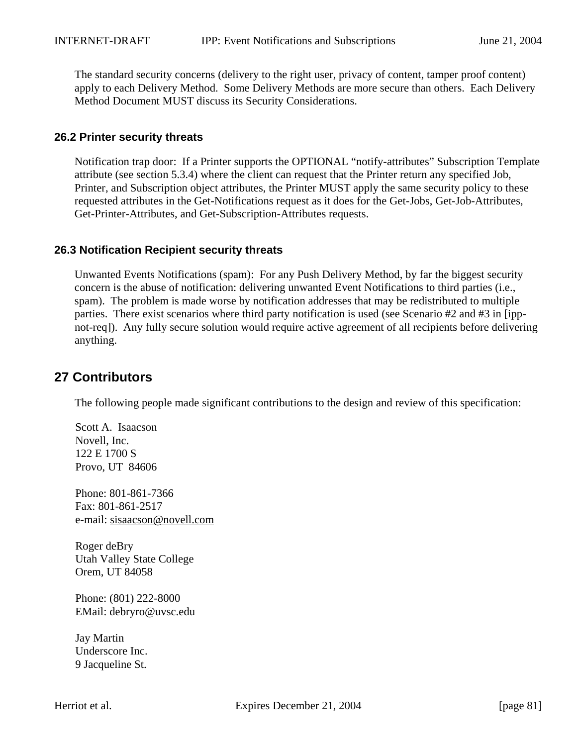The standard security concerns (delivery to the right user, privacy of content, tamper proof content) apply to each Delivery Method. Some Delivery Methods are more secure than others. Each Delivery Method Document MUST discuss its Security Considerations.

### 26.2 Printer security threats

Notification trap door: If a Printer supports the OPTIONAL "notify-attributes" Subscription Template attribute (see section 5.3.4) where the client can request that the Printer return any specified Job, Printer, and Subscription object attributes, the Printer MUST apply the same security policy to these requested attributes in the Get-Notifications request as it does for the Get-Jobs, Get-Job-Attributes, Get-Printer-Attributes, and Get-Subscription-Attributes requests.

### 26.3 Notification Recipient security threats

Unwanted Events Notifications (spam): For any Push Delivery Method, by far the biggest security concern is the abuse of notification: delivering unwanted Event Notifications to third parties (i.e., spam). The problem is made worse by notification addresses that may be redistributed to multiple parties. There exist scenarios where third party notification is used (see Scenario #2 and #3 in [ipp-not-req]). Any fully secure solution would require active agreement of all recipients before delivering anything.

## 27 Contributors

The following people made significant contributions to the design and review of this specification:

Scott A. Isaacson
Novell, Inc.
122 E 1700 S
Provo, UT 84606

Phone: 801-861-7366
Fax: 801-861-2517
e-mail: sisaacson@novell.com

Roger deBry
Utah Valley State College
Orem, UT 84058

Phone: (801) 222-8000
EMail: debryro@uvsc.edu

Jay Martin
Underscore Inc.
9 Jacqueline St.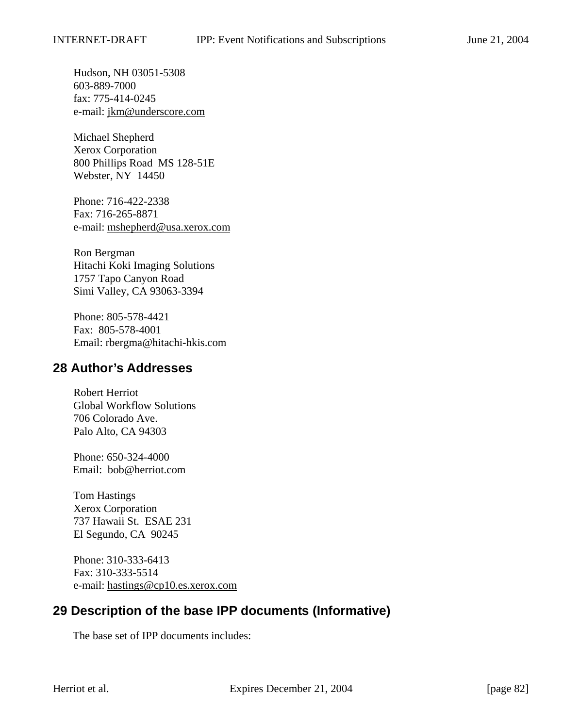Hudson, NH 03051-5308
603-889-7000
fax: 775-414-0245
e-mail: jkm@underscore.com

Michael Shepherd
Xerox Corporation
800 Phillips Road MS 128-51E
Webster, NY 14450

Phone: 716-422-2338
Fax: 716-265-8871
e-mail: mshepherd@usa.xerox.com

Ron Bergman
Hitachi Koki Imaging Solutions
1757 Tapo Canyon Road
Simi Valley, CA 93063-3394

Phone: 805-578-4421
Fax: 805-578-4001
Email: rbergma@hitachi-hkis.com

## 28 Author's Addresses

Robert Herriot
Global Workflow Solutions
706 Colorado Ave.
Palo Alto, CA 94303

Phone: 650-324-4000
Email: bob@herriot.com

Tom Hastings
Xerox Corporation
737 Hawaii St. ESAE 231
El Segundo, CA 90245

Phone: 310-333-6413
Fax: 310-333-5514
e-mail: hastings@cp10.es.xerox.com

## 29 Description of the base IPP documents (Informative)

The base set of IPP documents includes: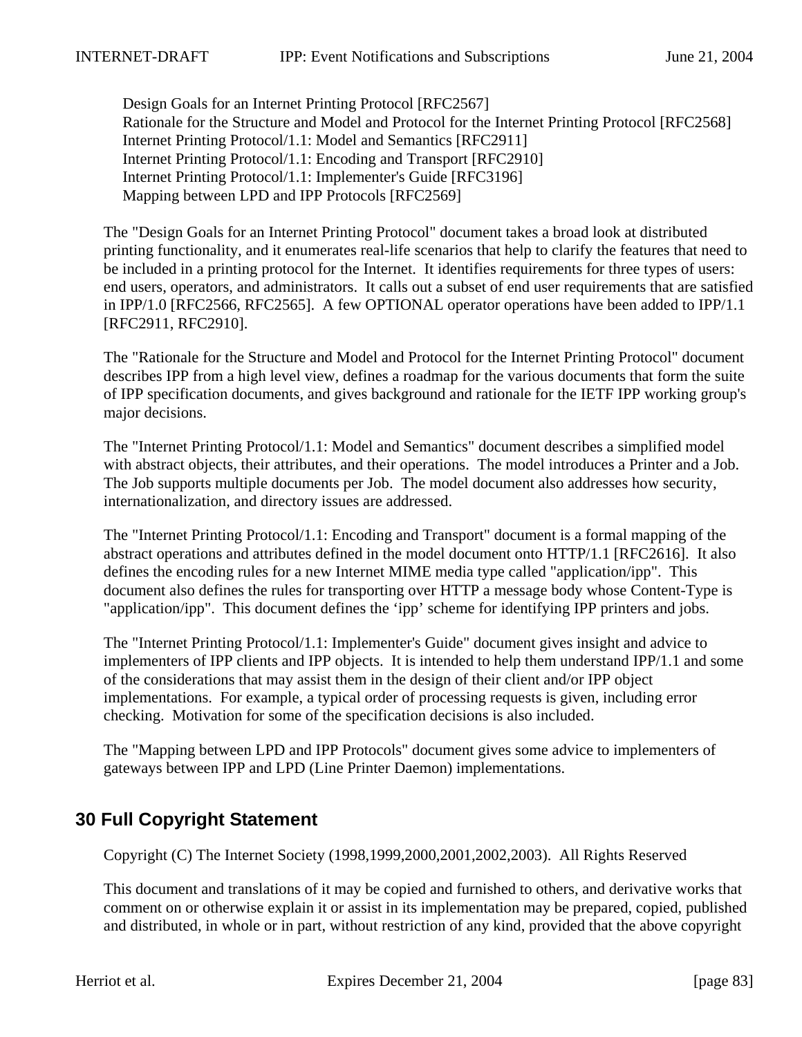Design Goals for an Internet Printing Protocol [RFC2567]
Rationale for the Structure and Model and Protocol for the Internet Printing Protocol [RFC2568]
Internet Printing Protocol/1.1: Model and Semantics [RFC2911]
Internet Printing Protocol/1.1: Encoding and Transport [RFC2910]
Internet Printing Protocol/1.1: Implementer's Guide [RFC3196]
Mapping between LPD and IPP Protocols [RFC2569]

The "Design Goals for an Internet Printing Protocol" document takes a broad look at distributed printing functionality, and it enumerates real-life scenarios that help to clarify the features that need to be included in a printing protocol for the Internet. It identifies requirements for three types of users: end users, operators, and administrators. It calls out a subset of end user requirements that are satisfied in IPP/1.0 [RFC2566, RFC2565]. A few OPTIONAL operator operations have been added to IPP/1.1 [RFC2911, RFC2910].

The "Rationale for the Structure and Model and Protocol for the Internet Printing Protocol" document describes IPP from a high level view, defines a roadmap for the various documents that form the suite of IPP specification documents, and gives background and rationale for the IETF IPP working group's major decisions.

The "Internet Printing Protocol/1.1: Model and Semantics" document describes a simplified model with abstract objects, their attributes, and their operations. The model introduces a Printer and a Job. The Job supports multiple documents per Job. The model document also addresses how security, internationalization, and directory issues are addressed.

The "Internet Printing Protocol/1.1: Encoding and Transport" document is a formal mapping of the abstract operations and attributes defined in the model document onto HTTP/1.1 [RFC2616]. It also defines the encoding rules for a new Internet MIME media type called "application/ipp". This document also defines the rules for transporting over HTTP a message body whose Content-Type is "application/ipp". This document defines the ‘ipp’ scheme for identifying IPP printers and jobs.

The "Internet Printing Protocol/1.1: Implementer's Guide" document gives insight and advice to implementers of IPP clients and IPP objects. It is intended to help them understand IPP/1.1 and some of the considerations that may assist them in the design of their client and/or IPP object implementations. For example, a typical order of processing requests is given, including error checking. Motivation for some of the specification decisions is also included.

The "Mapping between LPD and IPP Protocols" document gives some advice to implementers of gateways between IPP and LPD (Line Printer Daemon) implementations.

# 30 Full Copyright Statement

Copyright (C) The Internet Society (1998,1999,2000,2001,2002,2003). All Rights Reserved

This document and translations of it may be copied and furnished to others, and derivative works that comment on or otherwise explain it or assist in its implementation may be prepared, copied, published and distributed, in whole or in part, without restriction of any kind, provided that the above copyright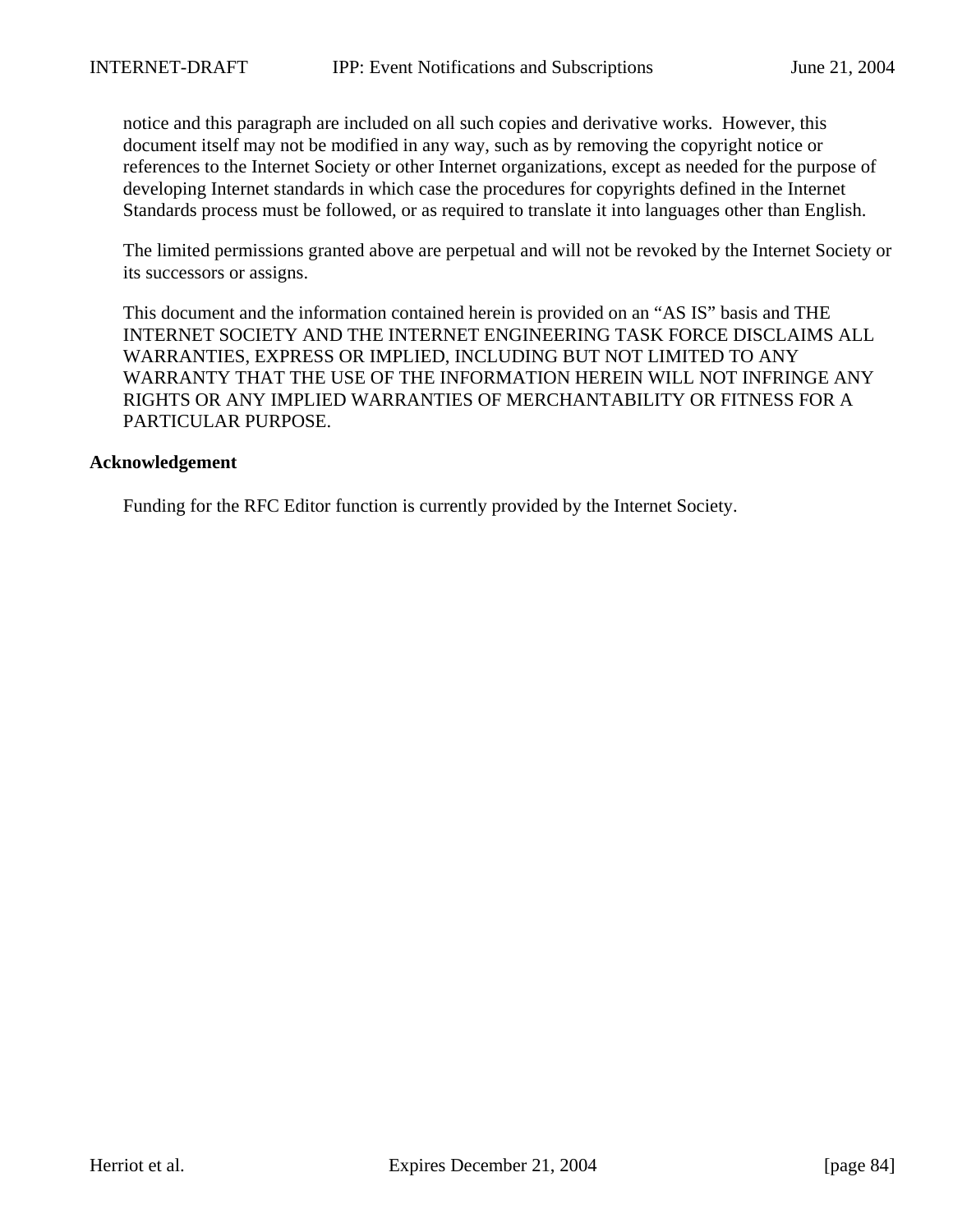notice and this paragraph are included on all such copies and derivative works. However, this document itself may not be modified in any way, such as by removing the copyright notice or references to the Internet Society or other Internet organizations, except as needed for the purpose of developing Internet standards in which case the procedures for copyrights defined in the Internet Standards process must be followed, or as required to translate it into languages other than English.

The limited permissions granted above are perpetual and will not be revoked by the Internet Society or its successors or assigns.

This document and the information contained herein is provided on an "AS IS" basis and THE INTERNET SOCIETY AND THE INTERNET ENGINEERING TASK FORCE DISCLAIMS ALL WARRANTIES, EXPRESS OR IMPLIED, INCLUDING BUT NOT LIMITED TO ANY WARRANTY THAT THE USE OF THE INFORMATION HEREIN WILL NOT INFRINGE ANY RIGHTS OR ANY IMPLIED WARRANTIES OF MERCHANTABILITY OR FITNESS FOR A PARTICULAR PURPOSE.

**Acknowledgement**

Funding for the RFC Editor function is currently provided by the Internet Society.